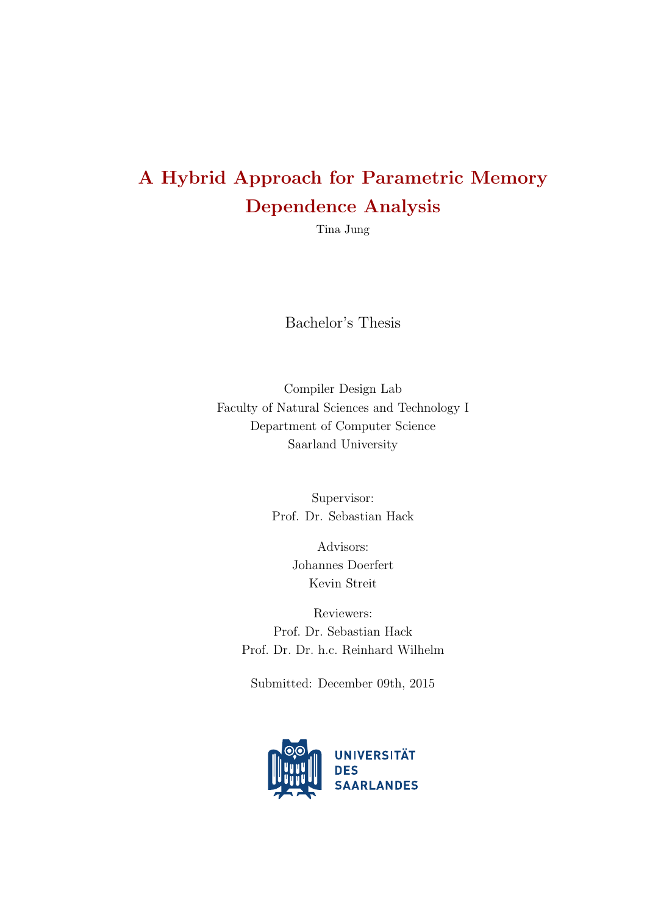# A Hybrid Approach for Parametric Memory Dependence Analysis

Tina Jung

Bachelor's Thesis

Compiler Design Lab
Faculty of Natural Sciences and Technology I
Department of Computer Science
Saarland University

Supervisor:
Prof. Dr. Sebastian Hack

Advisors:
Johannes Doerfert
Kevin Streit

Reviewers:
Prof. Dr. Sebastian Hack
Prof. Dr. Dr. h.c. Reinhard Wilhelm

Submitted: December 09th, 2015

UNIVERSITÄT
DES
SAARLANDES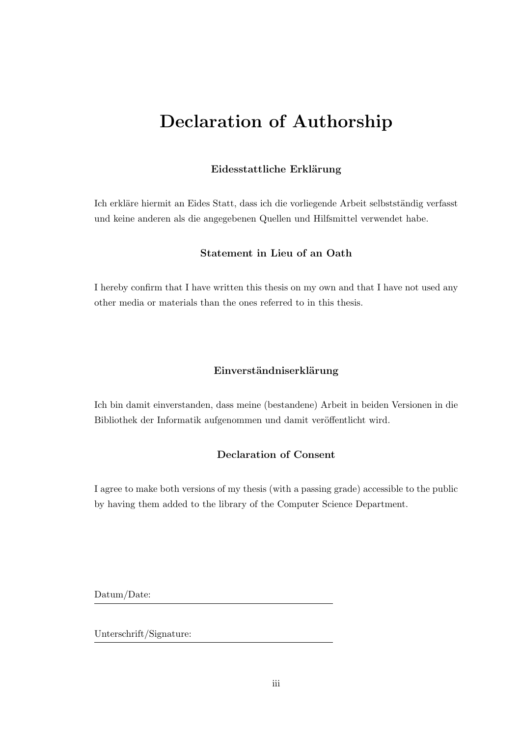# Declaration of Authorship

### Eidesstattliche Erklärung

Ich erkläre hiermit an Eides Statt, dass ich die vorliegende Arbeit selbstständig verfasst und keine anderen als die angegebenen Quellen und Hilfsmittel verwendet habe.

### Statement in Lieu of an Oath

I hereby confirm that I have written this thesis on my own and that I have not used any other media or materials than the ones referred to in this thesis.

### Einverständniserklärung

Ich bin damit einverstanden, dass meine (bestandene) Arbeit in beiden Versionen in die Bibliothek der Informatik aufgenommen und damit veröffentlicht wird.

### Declaration of Consent

I agree to make both versions of my thesis (with a passing grade) accessible to the public by having them added to the library of the Computer Science Department.

Datum/Date: ______________________________

Unterschrift/Signature: ______________________________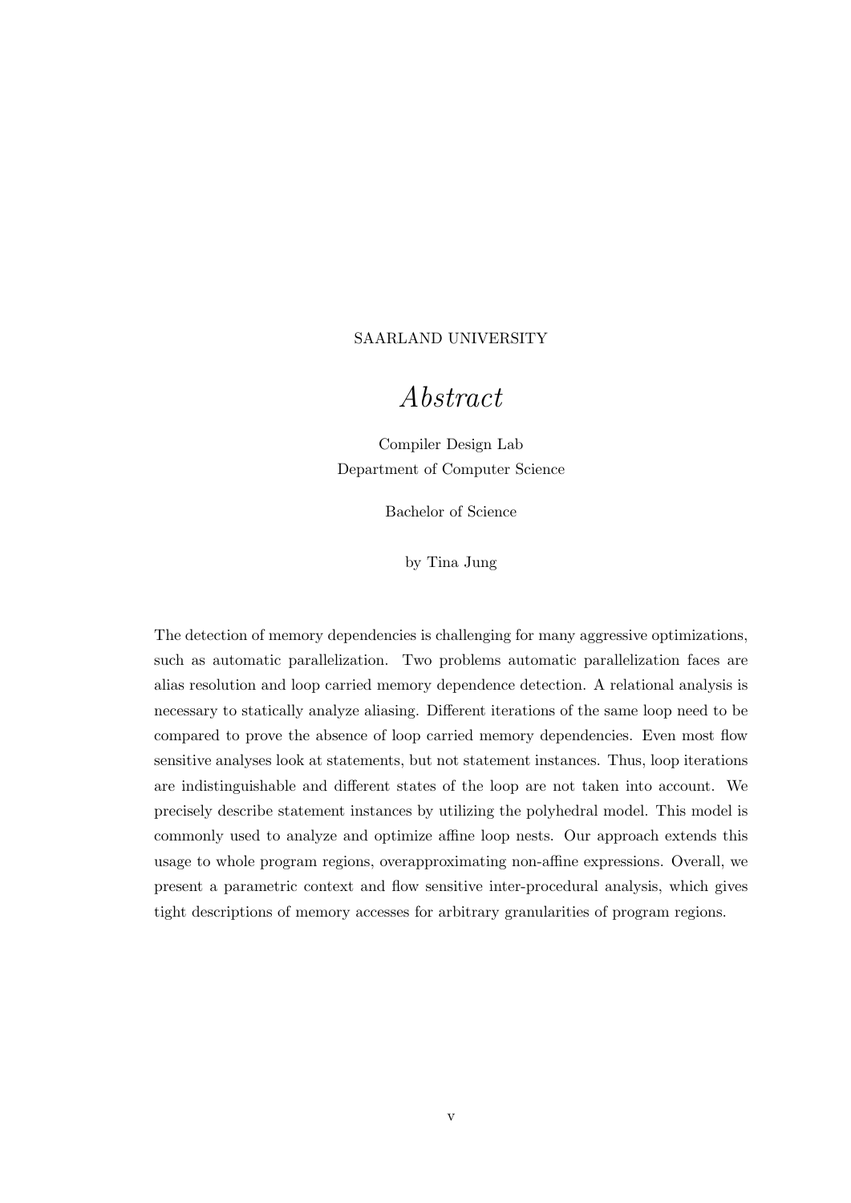SAARLAND UNIVERSITY

# *Abstract*

Compiler Design Lab
Department of Computer Science

Bachelor of Science

by Tina Jung

The detection of memory dependencies is challenging for many aggressive optimizations, such as automatic parallelization. Two problems automatic parallelization faces are alias resolution and loop carried memory dependence detection. A relational analysis is necessary to statically analyze aliasing. Different iterations of the same loop need to be compared to prove the absence of loop carried memory dependencies. Even most flow sensitive analyses look at statements, but not statement instances. Thus, loop iterations are indistinguishable and different states of the loop are not taken into account. We precisely describe statement instances by utilizing the polyhedral model. This model is commonly used to analyze and optimize affine loop nests. Our approach extends this usage to whole program regions, overapproximating non-affine expressions. Overall, we present a parametric context and flow sensitive inter-procedural analysis, which gives tight descriptions of memory accesses for arbitrary granularities of program regions.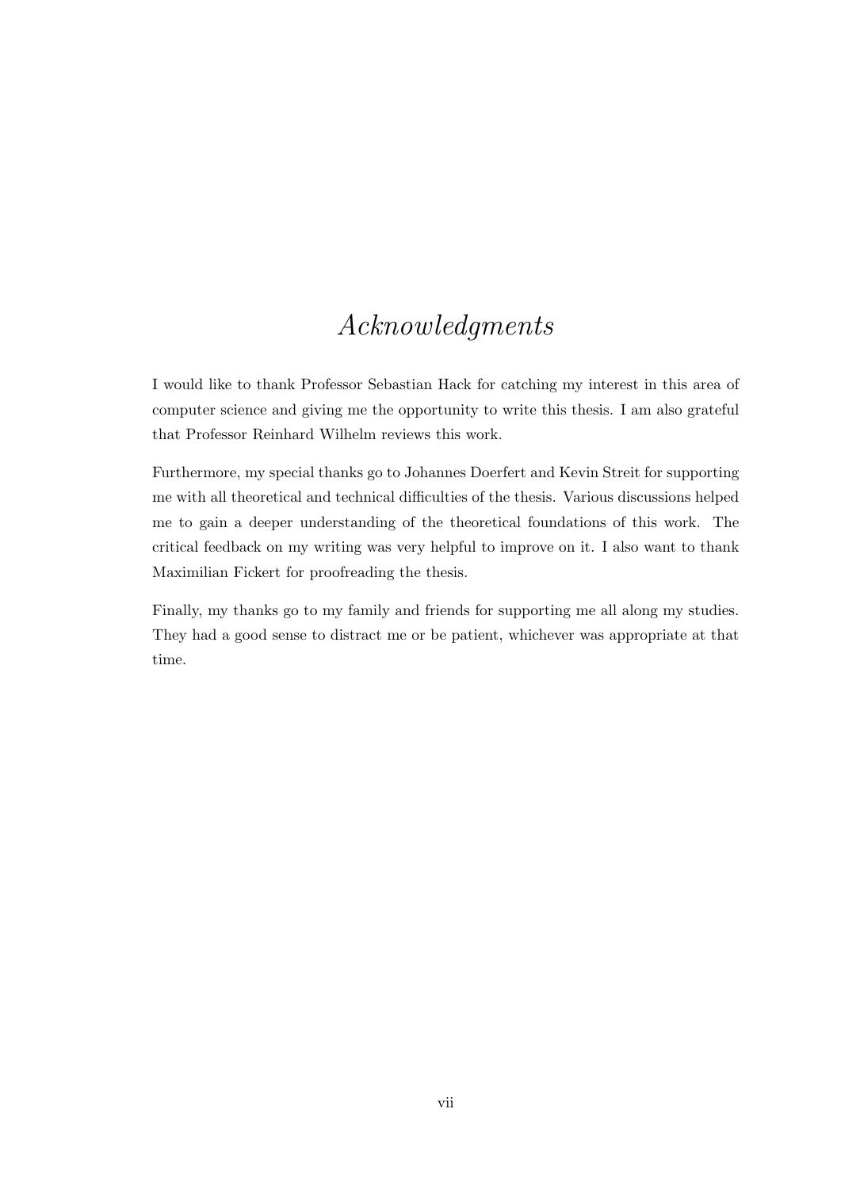# *Acknowledgments*

I would like to thank Professor Sebastian Hack for catching my interest in this area of computer science and giving me the opportunity to write this thesis. I am also grateful that Professor Reinhard Wilhelm reviews this work.

Furthermore, my special thanks go to Johannes Doerfert and Kevin Streit for supporting me with all theoretical and technical difficulties of the thesis. Various discussions helped me to gain a deeper understanding of the theoretical foundations of this work. The critical feedback on my writing was very helpful to improve on it. I also want to thank Maximilian Fickert for proofreading the thesis.

Finally, my thanks go to my family and friends for supporting me all along my studies. They had a good sense to distract me or be patient, whichever was appropriate at that time.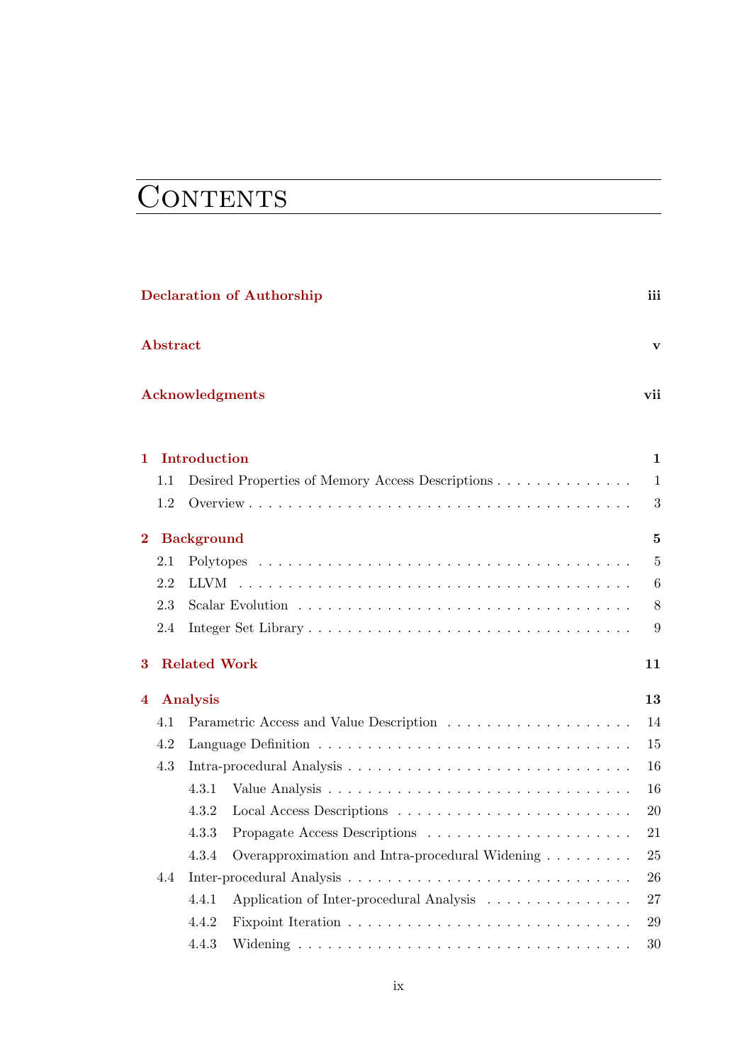# Contents

| | |
|---|---|
| **Declaration of Authorship** | **iii** |
| **Abstract** | **v** |
| **Acknowledgments** | **vii** |
| **1 Introduction** | **1** |
| 1.1 Desired Properties of Memory Access Descriptions | 1 |
| 1.2 Overview | 3 |
| **2 Background** | **5** |
| 2.1 Polytopes | 5 |
| 2.2 LLVM | 6 |
| 2.3 Scalar Evolution | 8 |
| 2.4 Integer Set Library | 9 |
| **3 Related Work** | **11** |
| **4 Analysis** | **13** |
| 4.1 Parametric Access and Value Description | 14 |
| 4.2 Language Definition | 15 |
| 4.3 Intra-procedural Analysis | 16 |
| 4.3.1 Value Analysis | 16 |
| 4.3.2 Local Access Descriptions | 20 |
| 4.3.3 Propagate Access Descriptions | 21 |
| 4.3.4 Overapproximation and Intra-procedural Widening | 25 |
| 4.4 Inter-procedural Analysis | 26 |
| 4.4.1 Application of Inter-procedural Analysis | 27 |
| 4.4.2 Fixpoint Iteration | 29 |
| 4.4.3 Widening | 30 |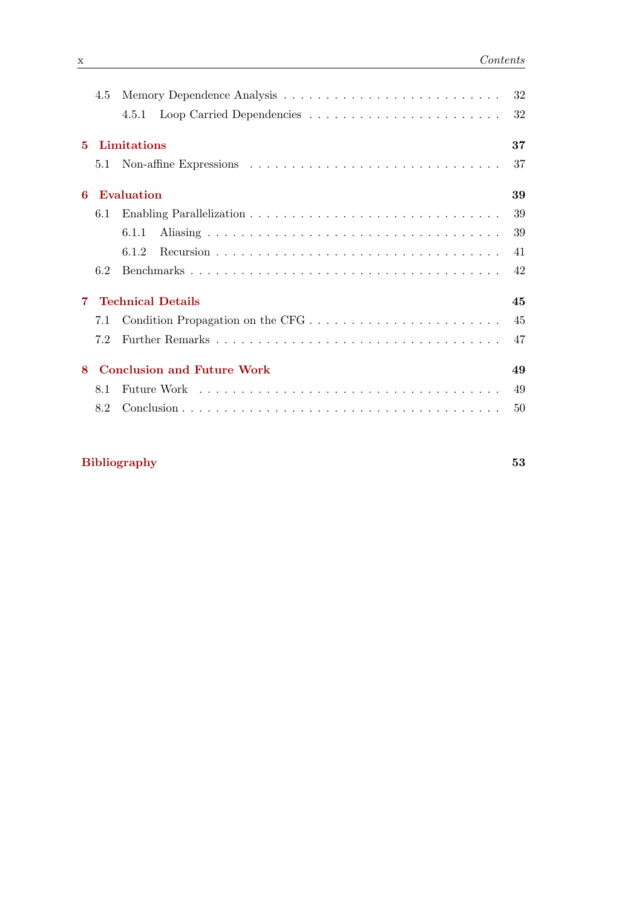4.5 Memory Dependence Analysis . . . . . . . . . . 32

4.5.1 Loop Carried Dependencies . . . . . . . . . . 32

**5 Limitations** **37**

5.1 Non-affine Expressions . . . . . . . . . . 37

**6 Evaluation** **39**

6.1 Enabling Parallelization . . . . . . . . . . 39

6.1.1 Aliasing . . . . . . . . . . 39

6.1.2 Recursion . . . . . . . . . . 41

6.2 Benchmarks . . . . . . . . . . 42

**7 Technical Details** **45**

7.1 Condition Propagation on the CFG . . . . . . . . . . 45

7.2 Further Remarks . . . . . . . . . . 47

**8 Conclusion and Future Work** **49**

8.1 Future Work . . . . . . . . . . 49

8.2 Conclusion . . . . . . . . . . 50

**Bibliography** **53**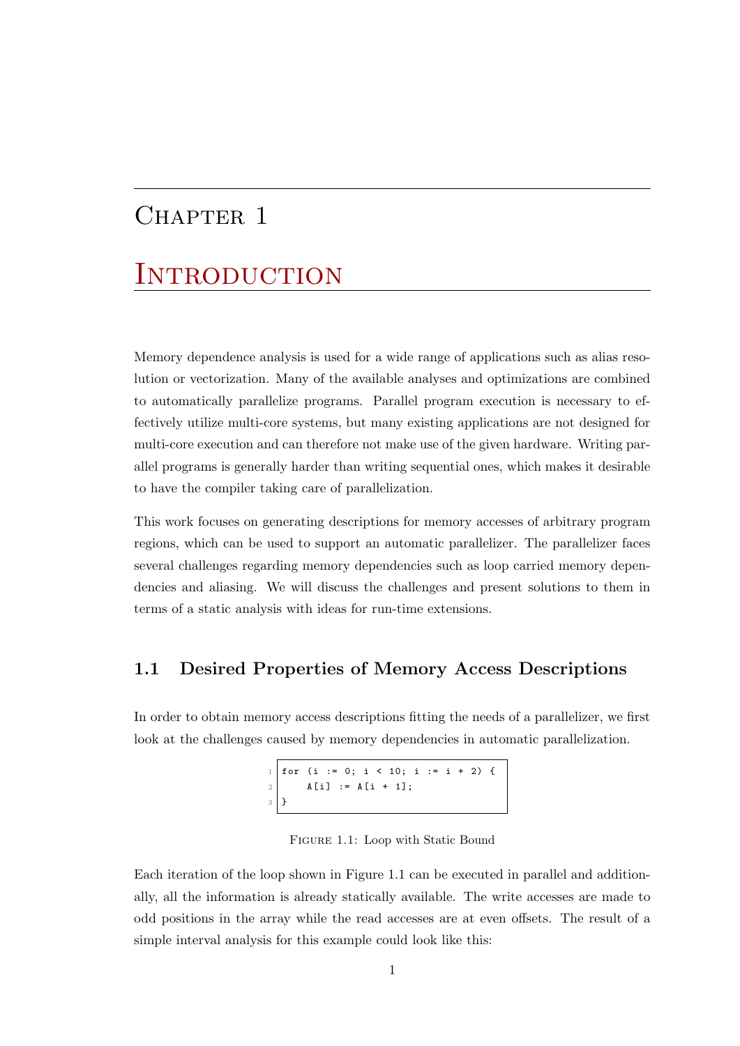# Chapter 1

# Introduction

Memory dependence analysis is used for a wide range of applications such as alias resolution or vectorization. Many of the available analyses and optimizations are combined to automatically parallelize programs. Parallel program execution is necessary to effectively utilize multi-core systems, but many existing applications are not designed for multi-core execution and can therefore not make use of the given hardware. Writing parallel programs is generally harder than writing sequential ones, which makes it desirable to have the compiler taking care of parallelization.

This work focuses on generating descriptions for memory accesses of arbitrary program regions, which can be used to support an automatic parallelizer. The parallelizer faces several challenges regarding memory dependencies such as loop carried memory dependencies and aliasing. We will discuss the challenges and present solutions to them in terms of a static analysis with ideas for run-time extensions.

## 1.1 Desired Properties of Memory Access Descriptions

In order to obtain memory access descriptions fitting the needs of a parallelizer, we first look at the challenges caused by memory dependencies in automatic parallelization.

```
for (i := 0; i < 10; i := i + 2) {
    A[i] := A[i + 1];
}
```

Figure 1.1: Loop with Static Bound

Each iteration of the loop shown in Figure 1.1 can be executed in parallel and additionally, all the information is already statically available. The write accesses are made to odd positions in the array while the read accesses are at even offsets. The result of a simple interval analysis for this example could look like this: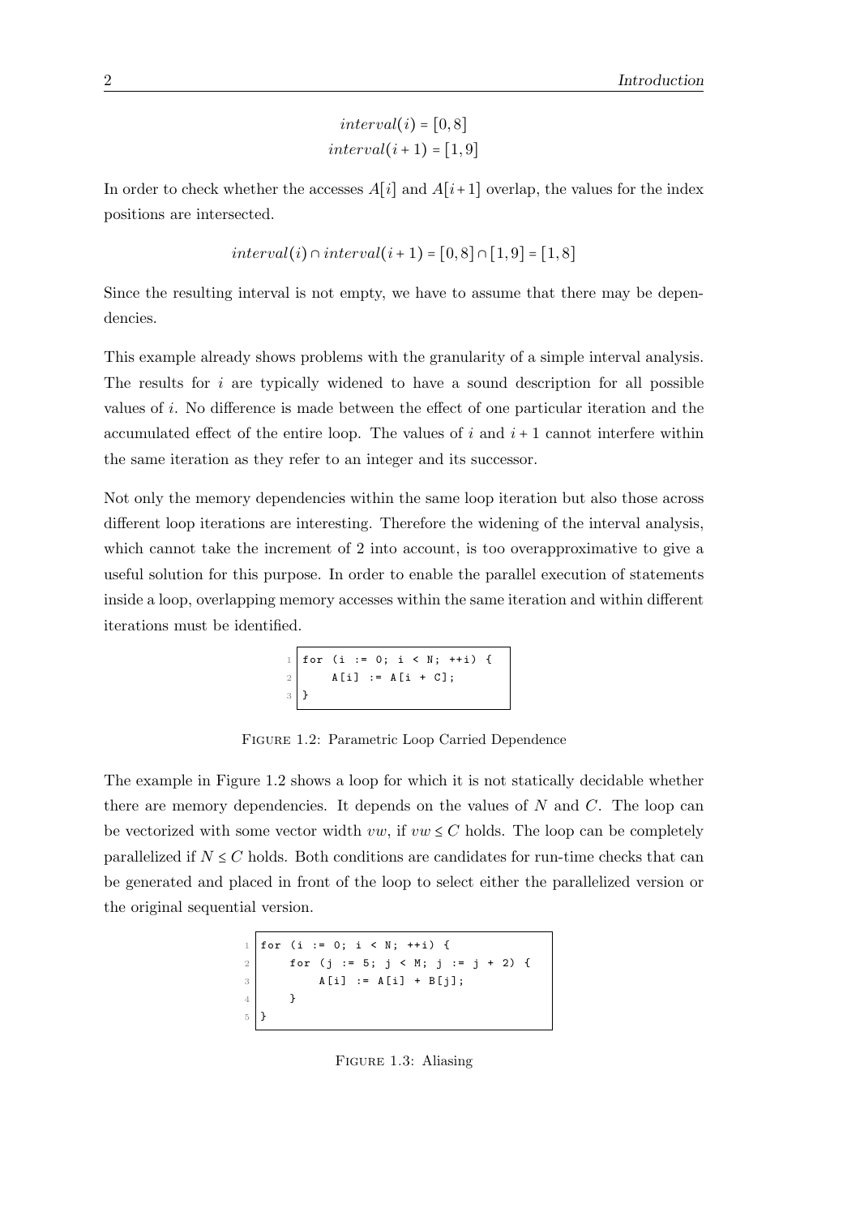$$interval(i) = [0, 8]$$
$$interval(i+1) = [1, 9]$$

In order to check whether the accesses $A[i]$ and $A[i+1]$ overlap, the values for the index positions are intersected.

$$interval(i) \cap interval(i+1) = [0, 8] \cap [1, 9] = [1, 8]$$

Since the resulting interval is not empty, we have to assume that there may be dependencies.

This example already shows problems with the granularity of a simple interval analysis. The results for $i$ are typically widened to have a sound description for all possible values of $i$. No difference is made between the effect of one particular iteration and the accumulated effect of the entire loop. The values of $i$ and $i+1$ cannot interfere within the same iteration as they refer to an integer and its successor.

Not only the memory dependencies within the same loop iteration but also those across different loop iterations are interesting. Therefore the widening of the interval analysis, which cannot take the increment of 2 into account, is too overapproximative to give a useful solution for this purpose. In order to enable the parallel execution of statements inside a loop, overlapping memory accesses within the same iteration and within different iterations must be identified.

```
for (i := 0; i < N; ++i) {
    A[i] := A[i + C];
}
```

Figure 1.2: Parametric Loop Carried Dependence

The example in Figure 1.2 shows a loop for which it is not statically decidable whether there are memory dependencies. It depends on the values of $N$ and $C$. The loop can be vectorized with some vector width $vw$, if $vw \leq C$ holds. The loop can be completely parallelized if $N \leq C$ holds. Both conditions are candidates for run-time checks that can be generated and placed in front of the loop to select either the parallelized version or the original sequential version.

```
for (i := 0; i < N; ++i) {
    for (j := 5; j < M; j := j + 2) {
        A[i] := A[i] + B[j];
    }
}
```

Figure 1.3: Aliasing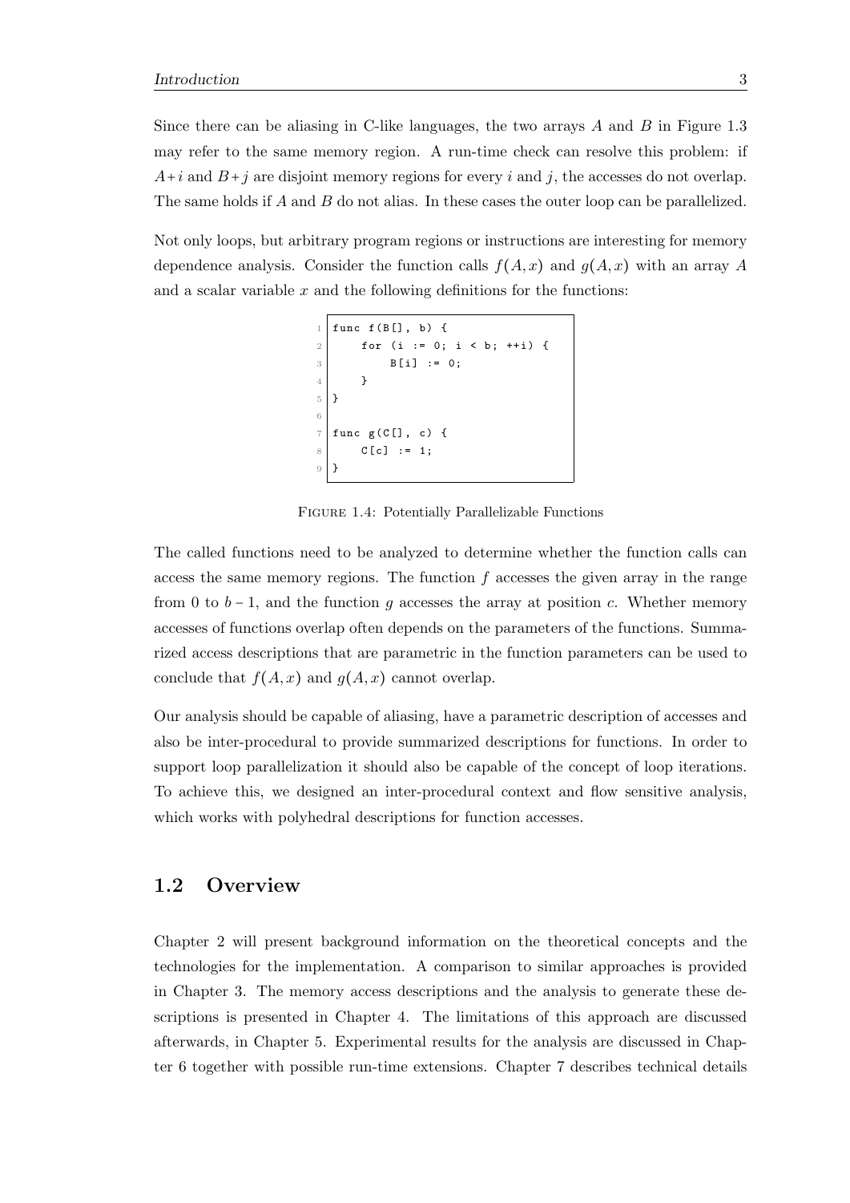Since there can be aliasing in C-like languages, the two arrays $A$ and $B$ in Figure 1.3 may refer to the same memory region. A run-time check can resolve this problem: if $A+i$ and $B+j$ are disjoint memory regions for every $i$ and $j$, the accesses do not overlap. The same holds if $A$ and $B$ do not alias. In these cases the outer loop can be parallelized.

Not only loops, but arbitrary program regions or instructions are interesting for memory dependence analysis. Consider the function calls $f(A, x)$ and $g(A, x)$ with an array $A$ and a scalar variable $x$ and the following definitions for the functions:

```
func f(B[], b) {
    for (i := 0; i < b; ++i) {
        B[i] := 0;
    }
}

func g(C[], c) {
    C[c] := 1;
}
```

FIGURE 1.4: Potentially Parallelizable Functions

The called functions need to be analyzed to determine whether the function calls can access the same memory regions. The function $f$ accesses the given array in the range from 0 to $b-1$, and the function $g$ accesses the array at position $c$. Whether memory accesses of functions overlap often depends on the parameters of the functions. Summarized access descriptions that are parametric in the function parameters can be used to conclude that $f(A, x)$ and $g(A, x)$ cannot overlap.

Our analysis should be capable of aliasing, have a parametric description of accesses and also be inter-procedural to provide summarized descriptions for functions. In order to support loop parallelization it should also be capable of the concept of loop iterations. To achieve this, we designed an inter-procedural context and flow sensitive analysis, which works with polyhedral descriptions for function accesses.

## 1.2 Overview

Chapter 2 will present background information on the theoretical concepts and the technologies for the implementation. A comparison to similar approaches is provided in Chapter 3. The memory access descriptions and the analysis to generate these descriptions is presented in Chapter 4. The limitations of this approach are discussed afterwards, in Chapter 5. Experimental results for the analysis are discussed in Chapter 6 together with possible run-time extensions. Chapter 7 describes technical details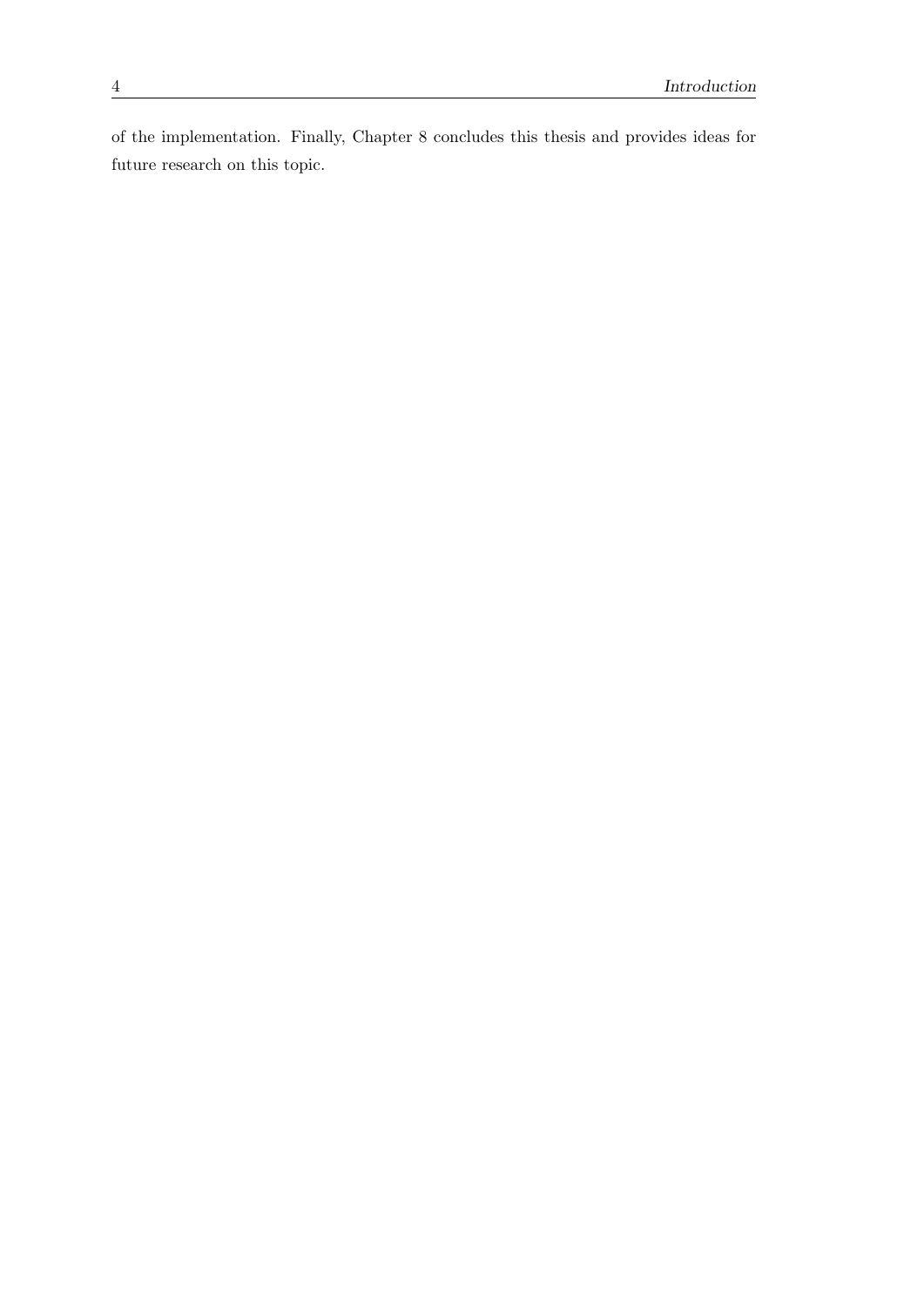of the implementation. Finally, Chapter 8 concludes this thesis and provides ideas for future research on this topic.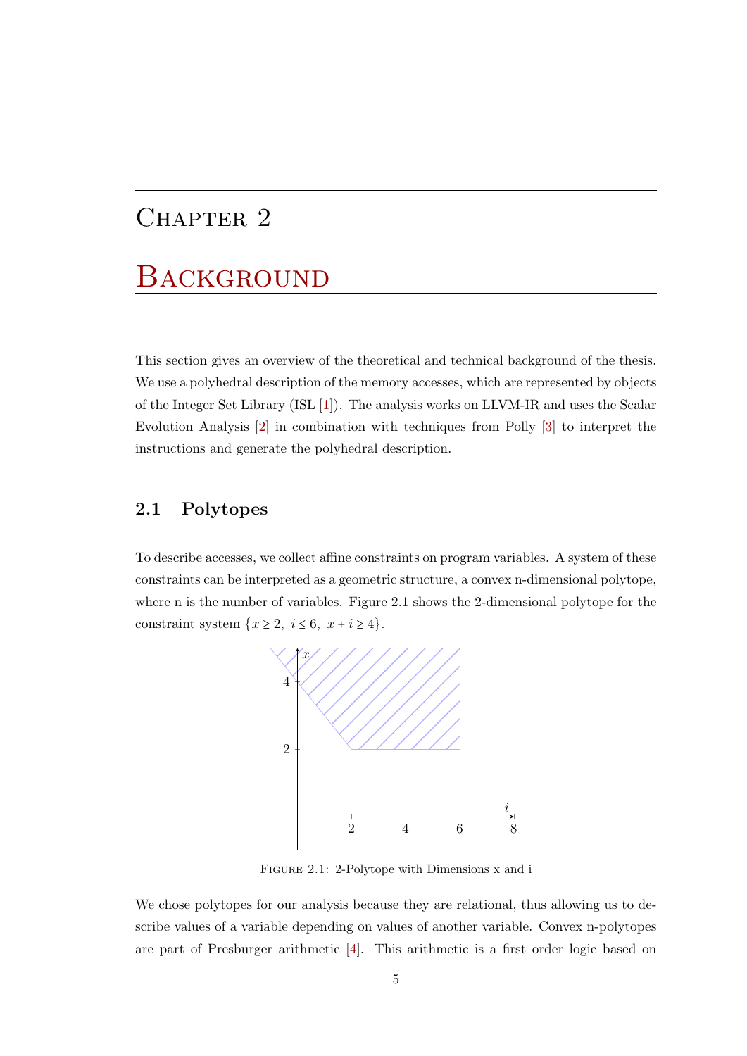# Chapter 2

# Background

This section gives an overview of the theoretical and technical background of the thesis. We use a polyhedral description of the memory accesses, which are represented by objects of the Integer Set Library (ISL [1]). The analysis works on LLVM-IR and uses the Scalar Evolution Analysis [2] in combination with techniques from Polly [3] to interpret the instructions and generate the polyhedral description.

## 2.1 Polytopes

To describe accesses, we collect affine constraints on program variables. A system of these constraints can be interpreted as a geometric structure, a convex n-dimensional polytope, where n is the number of variables. Figure 2.1 shows the 2-dimensional polytope for the constraint system $\{x \geq 2,\ i \leq 6,\ x + i \geq 4\}$.

Figure 2.1: 2-Polytope with Dimensions x and i

We chose polytopes for our analysis because they are relational, thus allowing us to describe values of a variable depending on values of another variable. Convex n-polytopes are part of Presburger arithmetic [4]. This arithmetic is a first order logic based on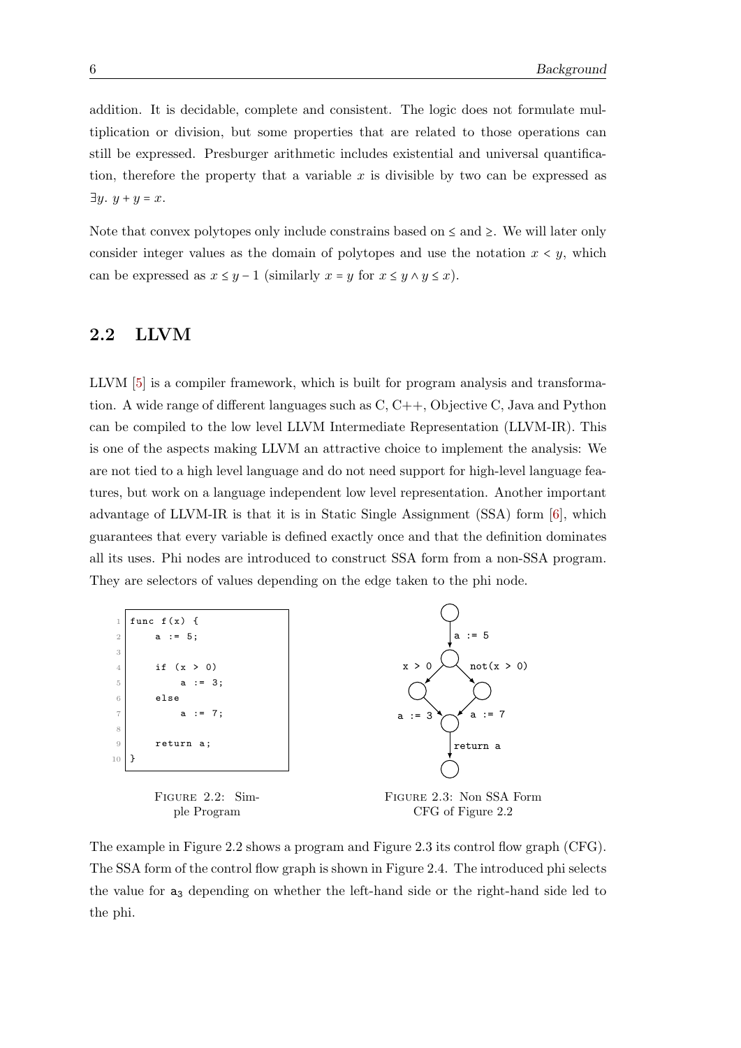addition. It is decidable, complete and consistent. The logic does not formulate multiplication or division, but some properties that are related to those operations can still be expressed. Presburger arithmetic includes existential and universal quantification, therefore the property that a variable $x$ is divisible by two can be expressed as $\exists y.\ y + y = x$.

Note that convex polytopes only include constrains based on $\leq$ and $\geq$. We will later only consider integer values as the domain of polytopes and use the notation $x < y$, which can be expressed as $x \leq y - 1$ (similarly $x = y$ for $x \leq y \wedge y \leq x$).

## 2.2 LLVM

LLVM [5] is a compiler framework, which is built for program analysis and transformation. A wide range of different languages such as C, C++, Objective C, Java and Python can be compiled to the low level LLVM Intermediate Representation (LLVM-IR). This is one of the aspects making LLVM an attractive choice to implement the analysis: We are not tied to a high level language and do not need support for high-level language features, but work on a language independent low level representation. Another important advantage of LLVM-IR is that it is in Static Single Assignment (SSA) form [6], which guarantees that every variable is defined exactly once and that the definition dominates all its uses. Phi nodes are introduced to construct SSA form from a non-SSA program. They are selectors of values depending on the edge taken to the phi node.

```
1  func f(x) {
2      a := 5;
3
4      if (x > 0)
5          a := 3;
6      else
7          a := 7;
8
9      return a;
10 }
```

Figure 2.2: Simple Program

```
        ( )
         | a := 5
        ( )
x > 0  /   \  not(x > 0)
     ( )   ( )
a := 3 \   / a := 7
        ( )
         | return a
        ( )
```

Figure 2.3: Non SSA Form CFG of Figure 2.2

The example in Figure 2.2 shows a program and Figure 2.3 its control flow graph (CFG). The SSA form of the control flow graph is shown in Figure 2.4. The introduced phi selects the value for $a_3$ depending on whether the left-hand side or the right-hand side led to the phi.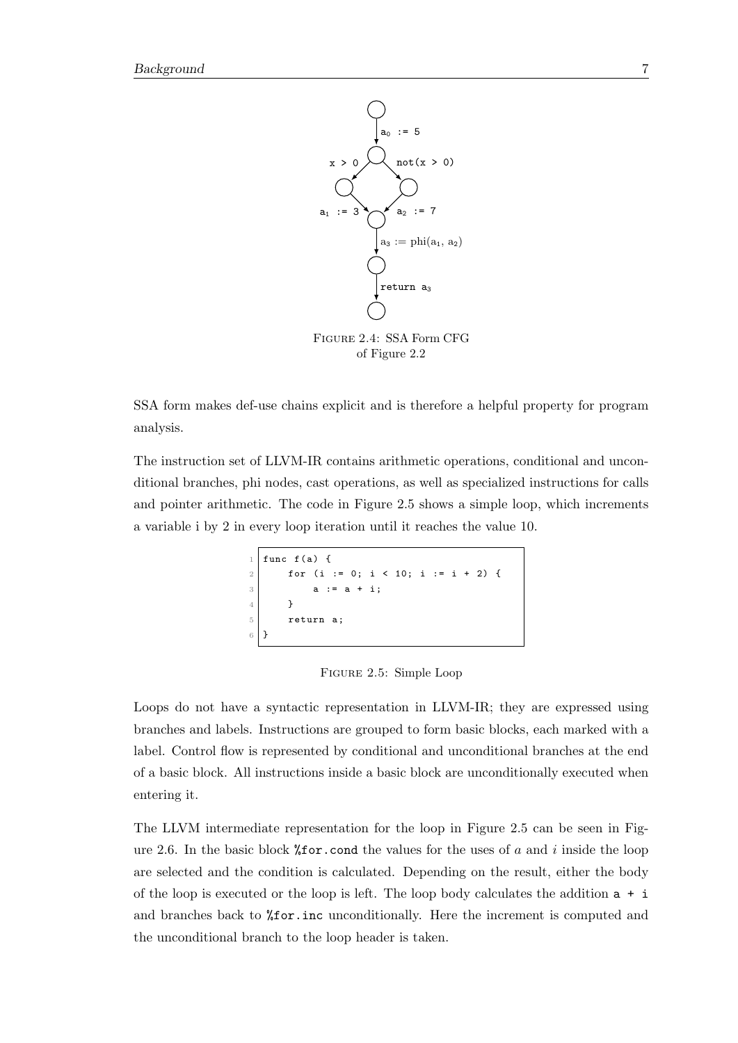Figure 2.4: SSA Form CFG of Figure 2.2

SSA form makes def-use chains explicit and is therefore a helpful property for program analysis.

The instruction set of LLVM-IR contains arithmetic operations, conditional and unconditional branches, phi nodes, cast operations, as well as specialized instructions for calls and pointer arithmetic. The code in Figure 2.5 shows a simple loop, which increments a variable i by 2 in every loop iteration until it reaches the value 10.

```
func f(a) {
    for (i := 0; i < 10; i := i + 2) {
        a := a + i;
    }
    return a;
}
```

Figure 2.5: Simple Loop

Loops do not have a syntactic representation in LLVM-IR; they are expressed using branches and labels. Instructions are grouped to form basic blocks, each marked with a label. Control flow is represented by conditional and unconditional branches at the end of a basic block. All instructions inside a basic block are unconditionally executed when entering it.

The LLVM intermediate representation for the loop in Figure 2.5 can be seen in Figure 2.6. In the basic block `%for.cond` the values for the uses of $a$ and $i$ inside the loop are selected and the condition is calculated. Depending on the result, either the body of the loop is executed or the loop is left. The loop body calculates the addition `a + i` and branches back to `%for.inc` unconditionally. Here the increment is computed and the unconditional branch to the loop header is taken.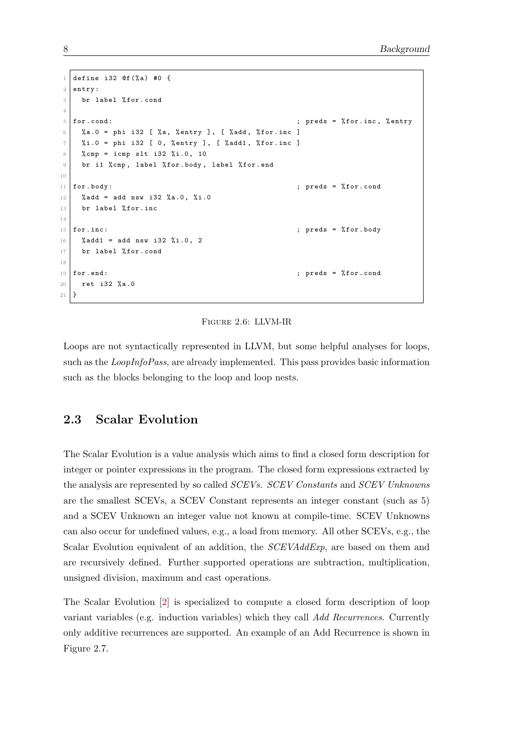```
define i32 @f(%a) #0 {
entry:
  br label %for.cond

for.cond:                                         ; preds = %for.inc, %entry
  %a.0 = phi i32 [ %a, %entry ], [ %add, %for.inc ]
  %i.0 = phi i32 [ 0, %entry ], [ %add1, %for.inc ]
  %cmp = icmp slt i32 %i.0, 10
  br i1 %cmp, label %for.body, label %for.end

for.body:                                         ; preds = %for.cond
  %add = add nsw i32 %a.0, %i.0
  br label %for.inc

for.inc:                                          ; preds = %for.body
  %add1 = add nsw i32 %i.0, 2
  br label %for.cond

for.end:                                          ; preds = %for.cond
  ret i32 %a.0
}
```

FIGURE 2.6: LLVM-IR

Loops are not syntactically represented in LLVM, but some helpful analyses for loops, such as the *LoopInfoPass*, are already implemented. This pass provides basic information such as the blocks belonging to the loop and loop nests.

## 2.3 Scalar Evolution

The Scalar Evolution is a value analysis which aims to find a closed form description for integer or pointer expressions in the program. The closed form expressions extracted by the analysis are represented by so called *SCEVs*. *SCEV Constants* and *SCEV Unknowns* are the smallest SCEVs, a SCEV Constant represents an integer constant (such as 5) and a SCEV Unknown an integer value not known at compile-time. SCEV Unknowns can also occur for undefined values, e.g., a load from memory. All other SCEVs, e.g., the Scalar Evolution equivalent of an addition, the *SCEVAddExp*, are based on them and are recursively defined. Further supported operations are subtraction, multiplication, unsigned division, maximum and cast operations.

The Scalar Evolution [2] is specialized to compute a closed form description of loop variant variables (e.g. induction variables) which they call *Add Recurrences*. Currently only additive recurrences are supported. An example of an Add Recurrence is shown in Figure 2.7.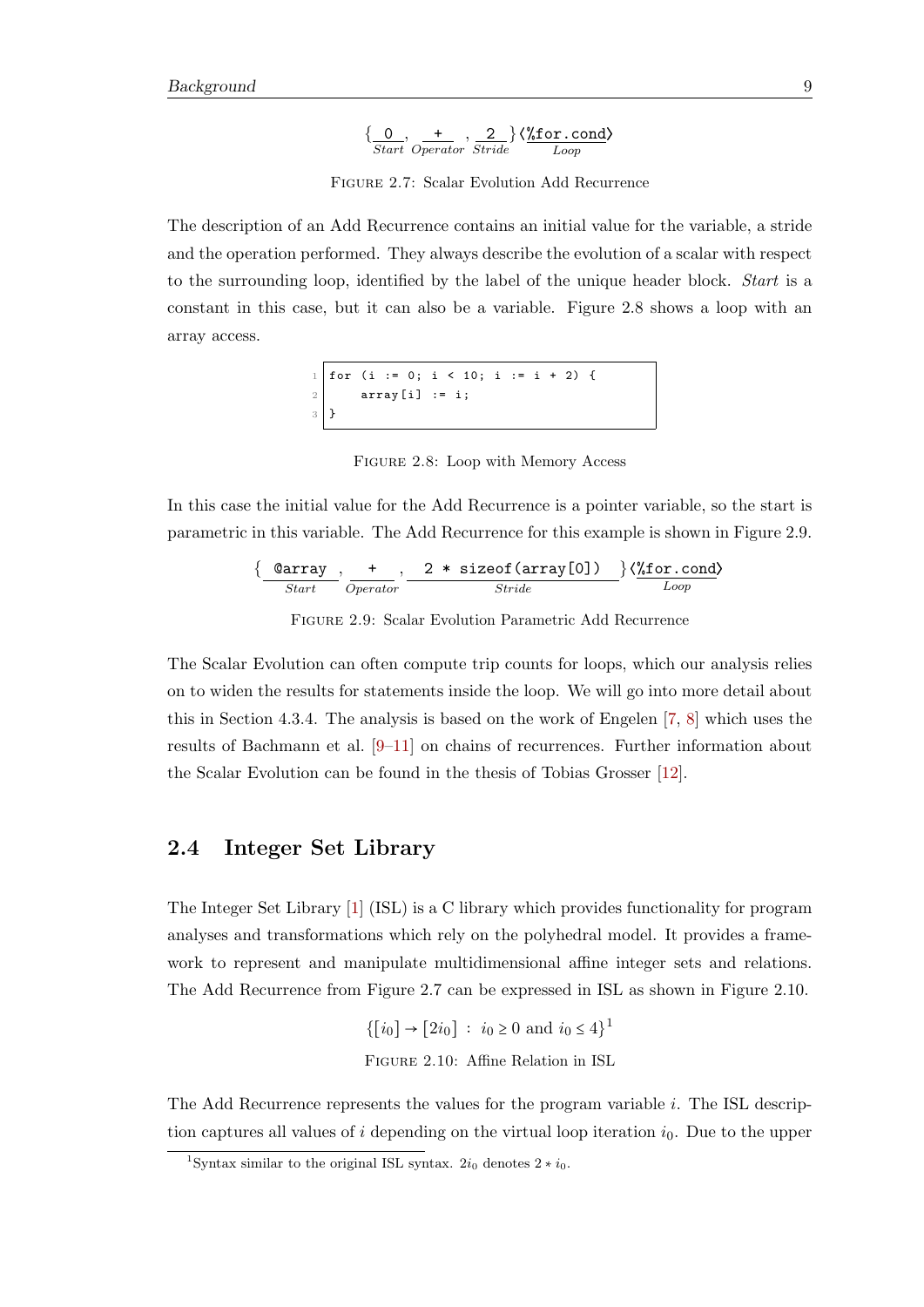$$\{\underbrace{0}_{Start}, \underbrace{+}_{Operator}, \underbrace{2}_{Stride}\}\langle\underbrace{\%\texttt{for.cond}}_{Loop}\rangle$$

FIGURE 2.7: Scalar Evolution Add Recurrence

The description of an Add Recurrence contains an initial value for the variable, a stride and the operation performed. They always describe the evolution of a scalar with respect to the surrounding loop, identified by the label of the unique header block. *Start* is a constant in this case, but it can also be a variable. Figure 2.8 shows a loop with an array access.

```
for (i := 0; i < 10; i := i + 2) {
    array[i] := i;
}
```

FIGURE 2.8: Loop with Memory Access

In this case the initial value for the Add Recurrence is a pointer variable, so the start is parametric in this variable. The Add Recurrence for this example is shown in Figure 2.9.

$$\{\underbrace{\texttt{@array}}_{Start}, \underbrace{+}_{Operator}, \underbrace{\texttt{2 * sizeof(array[0])}}_{Stride}\}\langle\underbrace{\%\texttt{for.cond}}_{Loop}\rangle$$

FIGURE 2.9: Scalar Evolution Parametric Add Recurrence

The Scalar Evolution can often compute trip counts for loops, which our analysis relies on to widen the results for statements inside the loop. We will go into more detail about this in Section 4.3.4. The analysis is based on the work of Engelen [7, 8] which uses the results of Bachmann et al. [9–11] on chains of recurrences. Further information about the Scalar Evolution can be found in the thesis of Tobias Grosser [12].

## 2.4 Integer Set Library

The Integer Set Library [1] (ISL) is a C library which provides functionality for program analyses and transformations which rely on the polyhedral model. It provides a framework to represent and manipulate multidimensional affine integer sets and relations. The Add Recurrence from Figure 2.7 can be expressed in ISL as shown in Figure 2.10.

$$\{[i_0] \to [2i_0] \;:\; i_0 \geq 0 \text{ and } i_0 \leq 4\}^1$$

FIGURE 2.10: Affine Relation in ISL

The Add Recurrence represents the values for the program variable $i$. The ISL description captures all values of $i$ depending on the virtual loop iteration $i_0$. Due to the upper

[1] Syntax similar to the original ISL syntax. $2i_0$ denotes $2 * i_0$.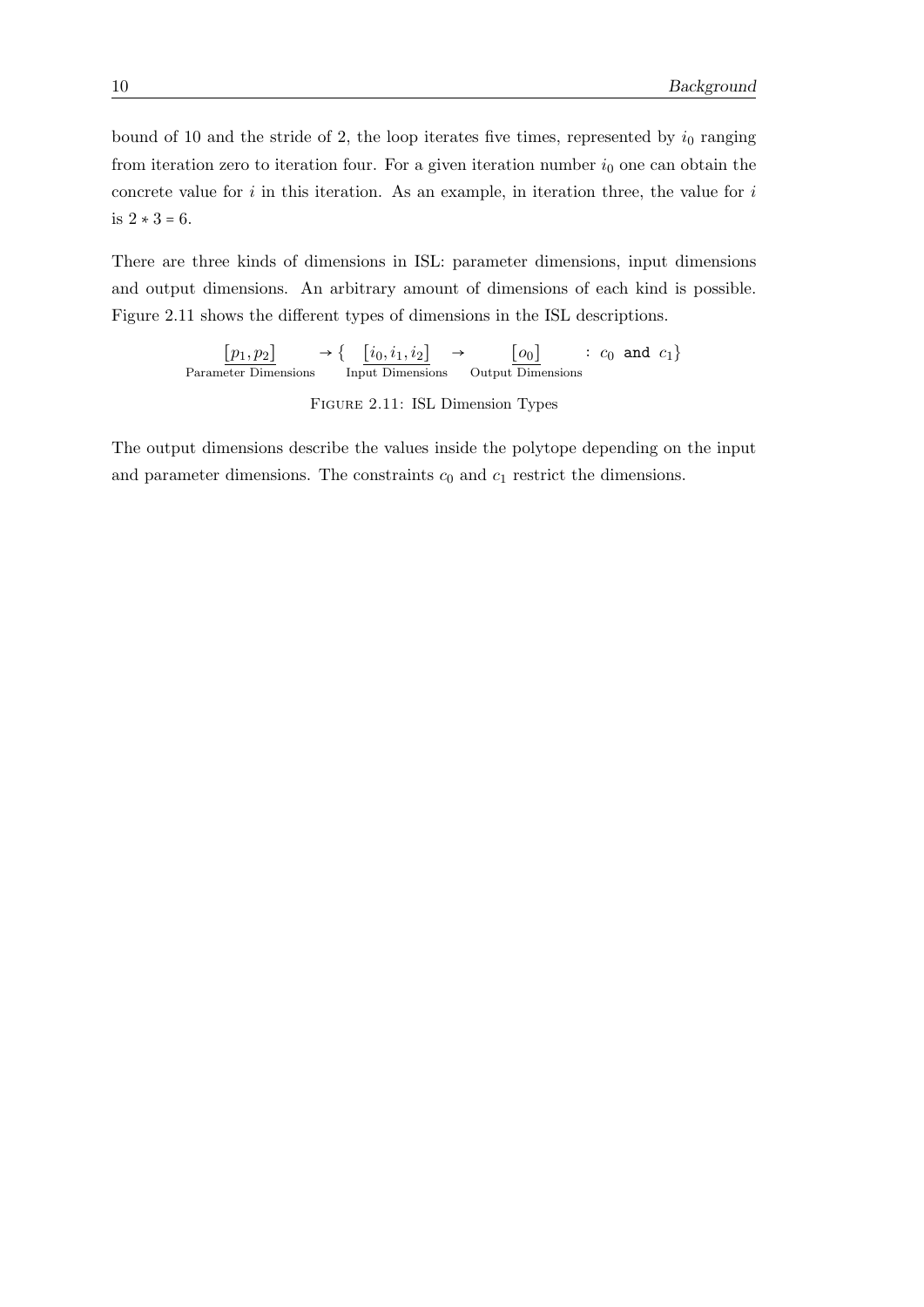bound of 10 and the stride of 2, the loop iterates five times, represented by $i_0$ ranging from iteration zero to iteration four. For a given iteration number $i_0$ one can obtain the concrete value for $i$ in this iteration. As an example, in iteration three, the value for $i$ is $2 * 3 = 6$.

There are three kinds of dimensions in ISL: parameter dimensions, input dimensions and output dimensions. An arbitrary amount of dimensions of each kind is possible. Figure 2.11 shows the different types of dimensions in the ISL descriptions.

$$\underbrace{[p_1, p_2]}_{\text{Parameter Dimensions}} \rightarrow \{ \underbrace{[i_0, i_1, i_2]}_{\text{Input Dimensions}} \rightarrow \underbrace{[o_0]}_{\text{Output Dimensions}} : c_0 \texttt{ and } c_1 \}$$

Figure 2.11: ISL Dimension Types

The output dimensions describe the values inside the polytope depending on the input and parameter dimensions. The constraints $c_0$ and $c_1$ restrict the dimensions.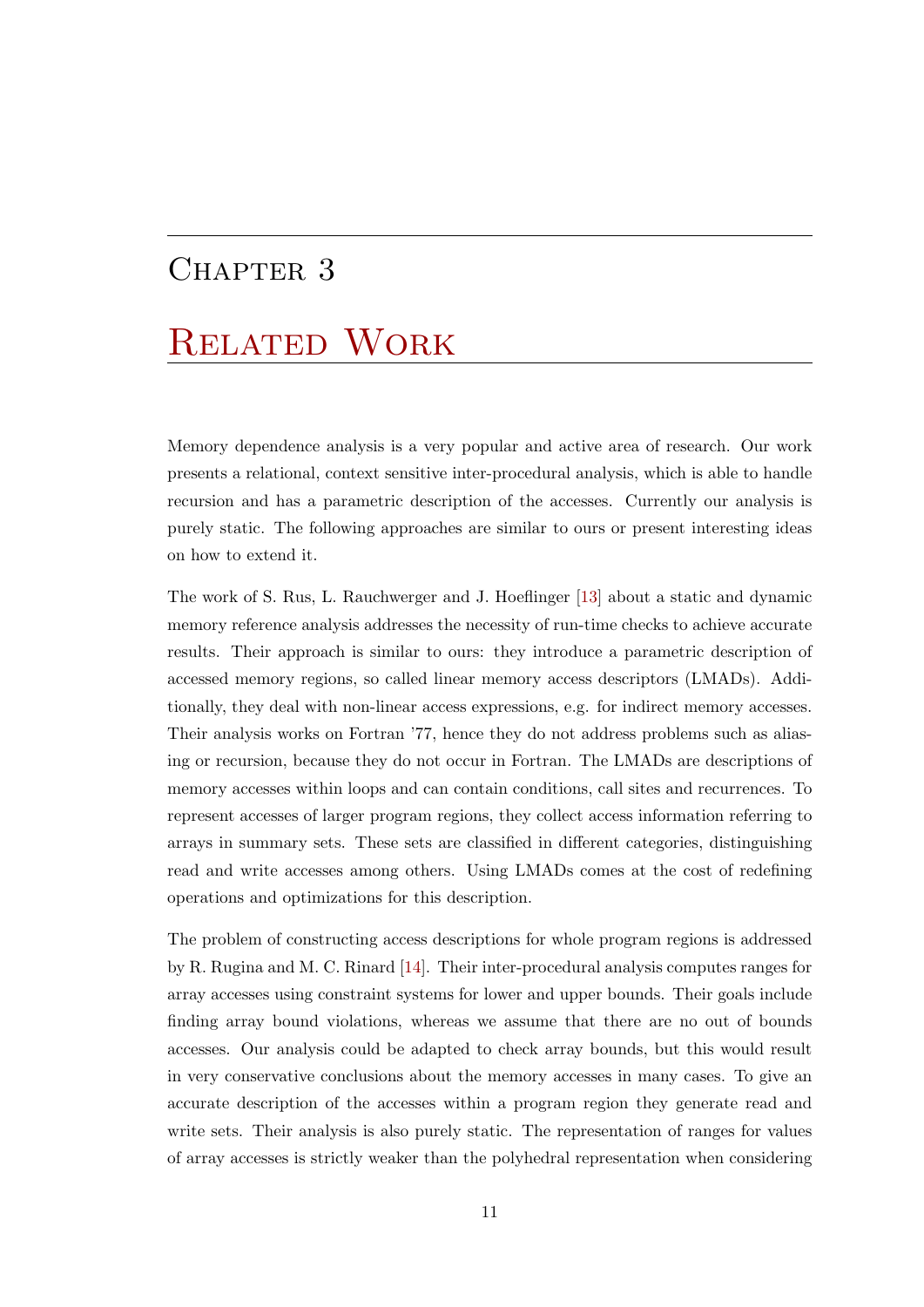# Chapter 3

# Related Work

Memory dependence analysis is a very popular and active area of research. Our work presents a relational, context sensitive inter-procedural analysis, which is able to handle recursion and has a parametric description of the accesses. Currently our analysis is purely static. The following approaches are similar to ours or present interesting ideas on how to extend it.

The work of S. Rus, L. Rauchwerger and J. Hoeflinger [13] about a static and dynamic memory reference analysis addresses the necessity of run-time checks to achieve accurate results. Their approach is similar to ours: they introduce a parametric description of accessed memory regions, so called linear memory access descriptors (LMADs). Additionally, they deal with non-linear access expressions, e.g. for indirect memory accesses. Their analysis works on Fortran '77, hence they do not address problems such as aliasing or recursion, because they do not occur in Fortran. The LMADs are descriptions of memory accesses within loops and can contain conditions, call sites and recurrences. To represent accesses of larger program regions, they collect access information referring to arrays in summary sets. These sets are classified in different categories, distinguishing read and write accesses among others. Using LMADs comes at the cost of redefining operations and optimizations for this description.

The problem of constructing access descriptions for whole program regions is addressed by R. Rugina and M. C. Rinard [14]. Their inter-procedural analysis computes ranges for array accesses using constraint systems for lower and upper bounds. Their goals include finding array bound violations, whereas we assume that there are no out of bounds accesses. Our analysis could be adapted to check array bounds, but this would result in very conservative conclusions about the memory accesses in many cases. To give an accurate description of the accesses within a program region they generate read and write sets. Their analysis is also purely static. The representation of ranges for values of array accesses is strictly weaker than the polyhedral representation when considering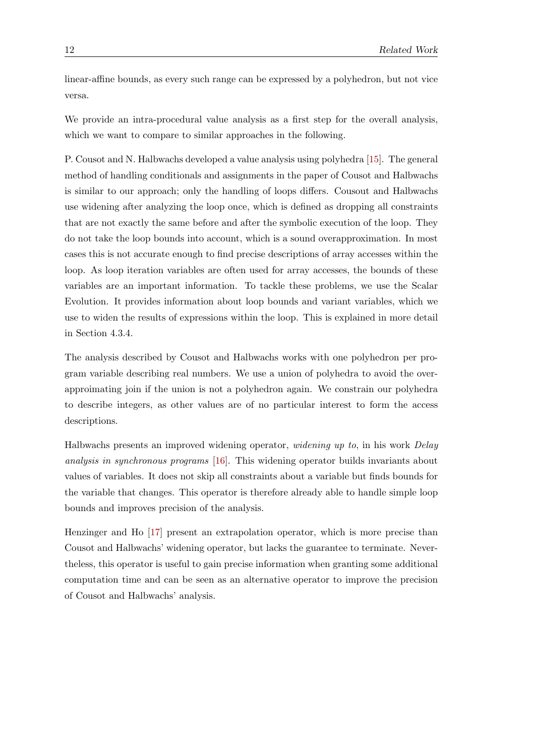linear-affine bounds, as every such range can be expressed by a polyhedron, but not vice versa.

We provide an intra-procedural value analysis as a first step for the overall analysis, which we want to compare to similar approaches in the following.

P. Cousot and N. Halbwachs developed a value analysis using polyhedra [15]. The general method of handling conditionals and assignments in the paper of Cousot and Halbwachs is similar to our approach; only the handling of loops differs. Cousout and Halbwachs use widening after analyzing the loop once, which is defined as dropping all constraints that are not exactly the same before and after the symbolic execution of the loop. They do not take the loop bounds into account, which is a sound overapproximation. In most cases this is not accurate enough to find precise descriptions of array accesses within the loop. As loop iteration variables are often used for array accesses, the bounds of these variables are an important information. To tackle these problems, we use the Scalar Evolution. It provides information about loop bounds and variant variables, which we use to widen the results of expressions within the loop. This is explained in more detail in Section 4.3.4.

The analysis described by Cousot and Halbwachs works with one polyhedron per program variable describing real numbers. We use a union of polyhedra to avoid the overapproimating join if the union is not a polyhedron again. We constrain our polyhedra to describe integers, as other values are of no particular interest to form the access descriptions.

Halbwachs presents an improved widening operator, *widening up to*, in his work *Delay analysis in synchronous programs* [16]. This widening operator builds invariants about values of variables. It does not skip all constraints about a variable but finds bounds for the variable that changes. This operator is therefore already able to handle simple loop bounds and improves precision of the analysis.

Henzinger and Ho [17] present an extrapolation operator, which is more precise than Cousot and Halbwachs' widening operator, but lacks the guarantee to terminate. Nevertheless, this operator is useful to gain precise information when granting some additional computation time and can be seen as an alternative operator to improve the precision of Cousot and Halbwachs' analysis.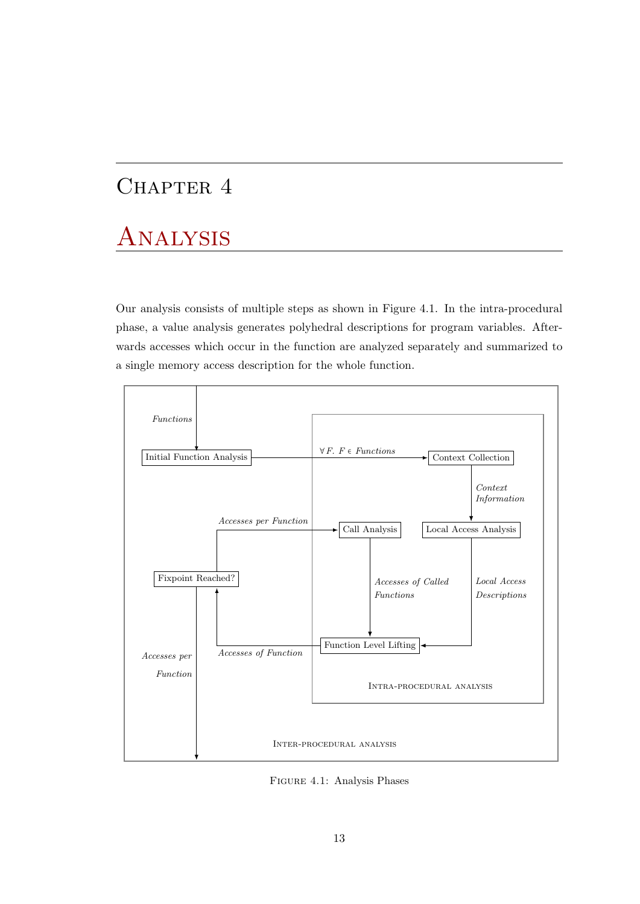# Chapter 4

# Analysis

Our analysis consists of multiple steps as shown in Figure 4.1. In the intra-procedural phase, a value analysis generates polyhedral descriptions for program variables. Afterwards accesses which occur in the function are analyzed separately and summarized to a single memory access description for the whole function.

Figure 4.1: Analysis Phases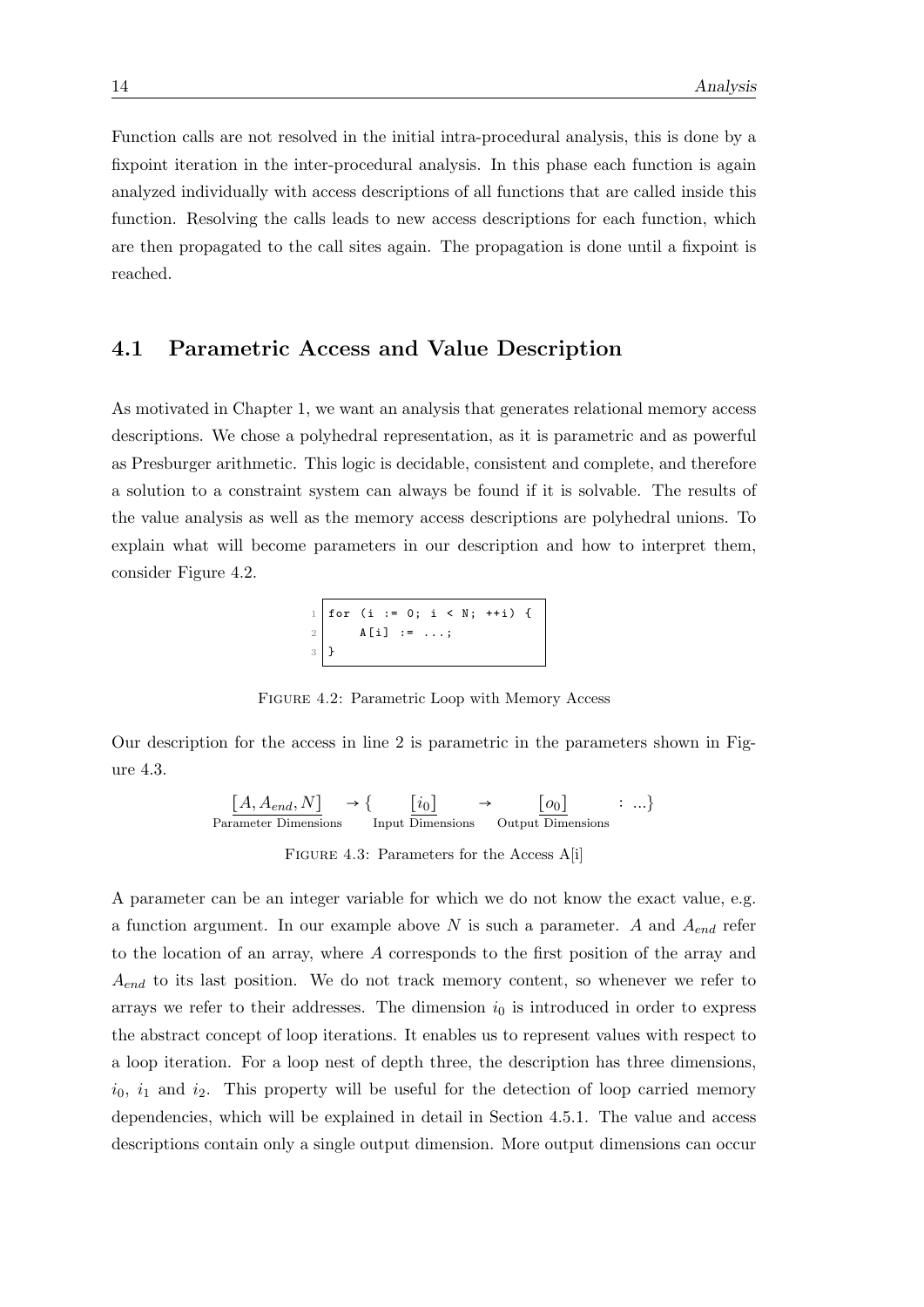Function calls are not resolved in the initial intra-procedural analysis, this is done by a fixpoint iteration in the inter-procedural analysis. In this phase each function is again analyzed individually with access descriptions of all functions that are called inside this function. Resolving the calls leads to new access descriptions for each function, which are then propagated to the call sites again. The propagation is done until a fixpoint is reached.

## 4.1 Parametric Access and Value Description

As motivated in Chapter 1, we want an analysis that generates relational memory access descriptions. We chose a polyhedral representation, as it is parametric and as powerful as Presburger arithmetic. This logic is decidable, consistent and complete, and therefore a solution to a constraint system can always be found if it is solvable. The results of the value analysis as well as the memory access descriptions are polyhedral unions. To explain what will become parameters in our description and how to interpret them, consider Figure 4.2.

```
for (i := 0; i < N; ++i) {
    A[i] := ...;
}
```

FIGURE 4.2: Parametric Loop with Memory Access

Our description for the access in line 2 is parametric in the parameters shown in Figure 4.3.

$$\underbrace{[A, A_{end}, N]}_{\text{Parameter Dimensions}} \rightarrow \{ \underbrace{[i_0]}_{\text{Input Dimensions}} \rightarrow \underbrace{[o_0]}_{\text{Output Dimensions}} : ...\}$$

FIGURE 4.3: Parameters for the Access A[i]

A parameter can be an integer variable for which we do not know the exact value, e.g. a function argument. In our example above $N$ is such a parameter. $A$ and $A_{end}$ refer to the location of an array, where $A$ corresponds to the first position of the array and $A_{end}$ to its last position. We do not track memory content, so whenever we refer to arrays we refer to their addresses. The dimension $i_0$ is introduced in order to express the abstract concept of loop iterations. It enables us to represent values with respect to a loop iteration. For a loop nest of depth three, the description has three dimensions, $i_0$, $i_1$ and $i_2$. This property will be useful for the detection of loop carried memory dependencies, which will be explained in detail in Section 4.5.1. The value and access descriptions contain only a single output dimension. More output dimensions can occur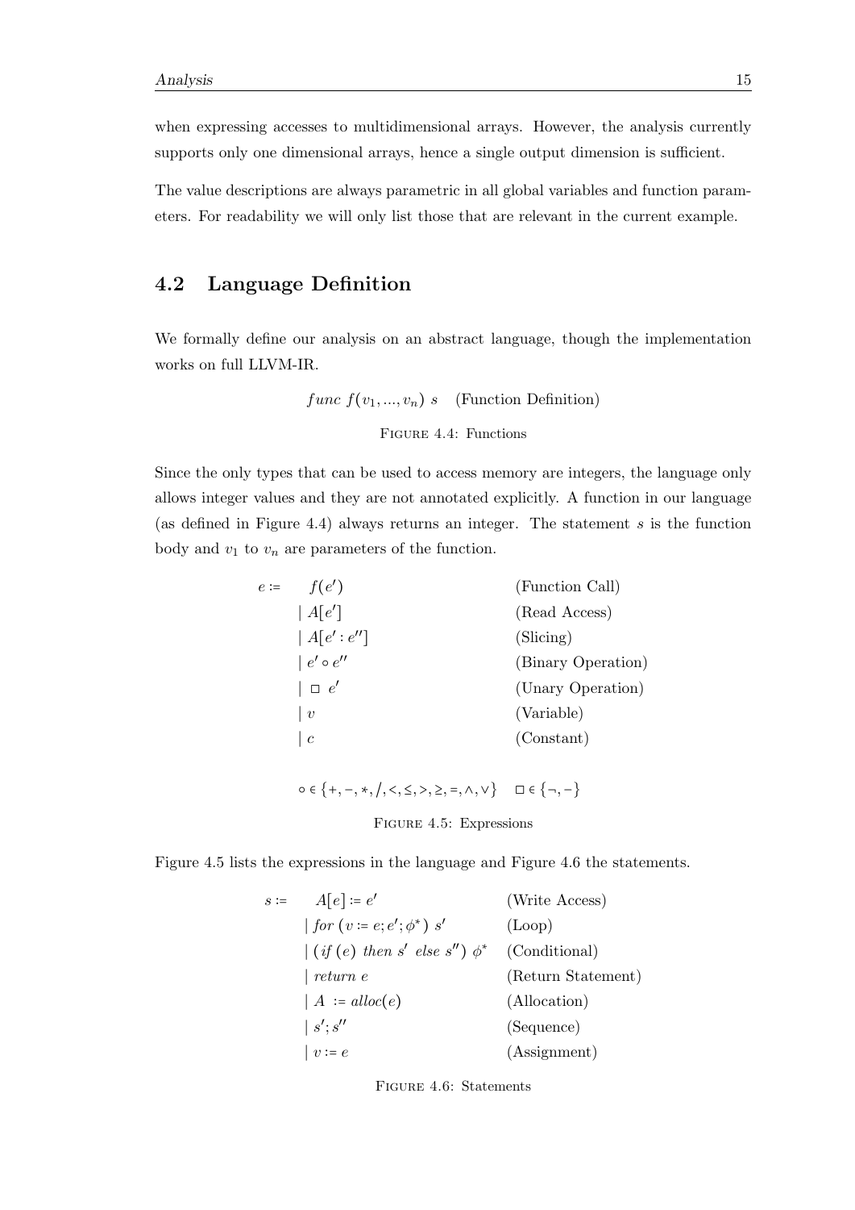when expressing accesses to multidimensional arrays. However, the analysis currently supports only one dimensional arrays, hence a single output dimension is sufficient.

The value descriptions are always parametric in all global variables and function parameters. For readability we will only list those that are relevant in the current example.

## 4.2 Language Definition

We formally define our analysis on an abstract language, though the implementation works on full LLVM-IR.

$$func\ f(v_1, ..., v_n)\ s \quad \text{(Function Definition)}$$

Figure 4.4: Functions

Since the only types that can be used to access memory are integers, the language only allows integer values and they are not annotated explicitly. A function in our language (as defined in Figure 4.4) always returns an integer. The statement $s$ is the function body and $v_1$ to $v_n$ are parameters of the function.

$$
\begin{array}{lll}
e := & f(e') & \text{(Function Call)} \\
 & \mid A[e'] & \text{(Read Access)} \\
 & \mid A[e' : e''] & \text{(Slicing)} \\
 & \mid e' \circ e'' & \text{(Binary Operation)} \\
 & \mid \ \square\ e' & \text{(Unary Operation)} \\
 & \mid v & \text{(Variable)} \\
 & \mid c & \text{(Constant)}
\end{array}
$$

$$\circ \in \{+, -, *, /, <, \leq, >, \geq, =, \wedge, \vee\} \quad \square \in \{\neg, -\}$$

Figure 4.5: Expressions

Figure 4.5 lists the expressions in the language and Figure 4.6 the statements.

$$
\begin{array}{lll}
s := & A[e] := e' & \text{(Write Access)} \\
 & \mid for\ (v := e; e'; \phi^*)\ s' & \text{(Loop)} \\
 & \mid (if\ (e)\ then\ s'\ else\ s'')\ \phi^* & \text{(Conditional)} \\
 & \mid return\ e & \text{(Return Statement)} \\
 & \mid A\ := alloc(e) & \text{(Allocation)} \\
 & \mid s'; s'' & \text{(Sequence)} \\
 & \mid v := e & \text{(Assignment)}
\end{array}
$$

Figure 4.6: Statements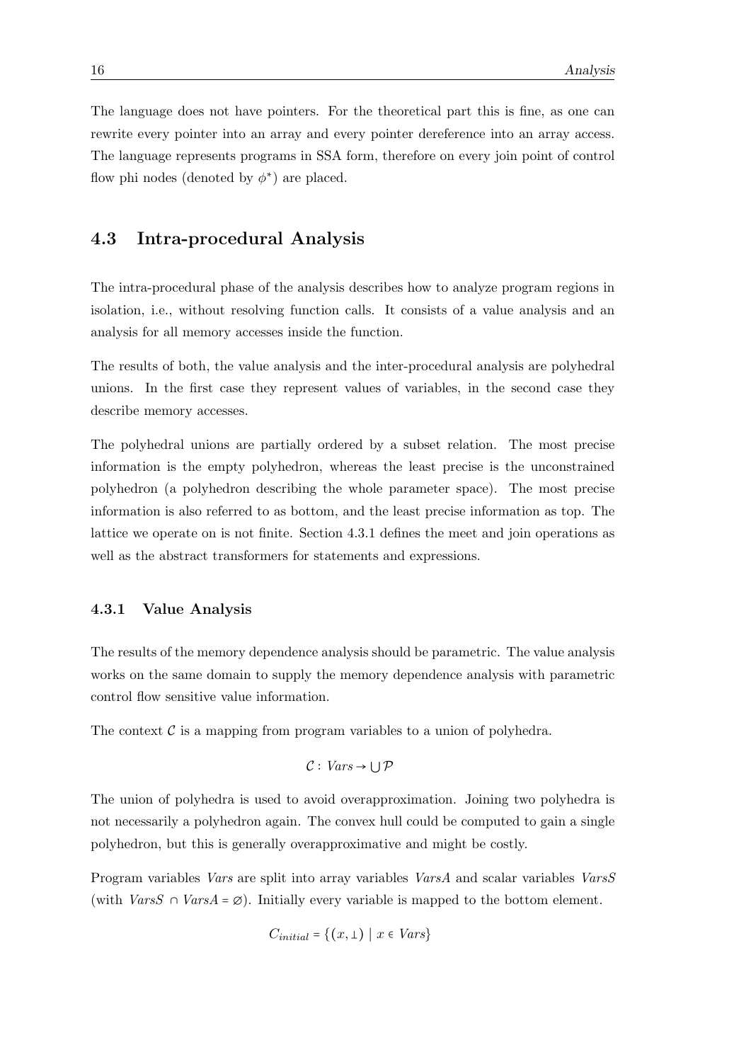The language does not have pointers. For the theoretical part this is fine, as one can rewrite every pointer into an array and every pointer dereference into an array access. The language represents programs in SSA form, therefore on every join point of control flow phi nodes (denoted by $\phi^*$) are placed.

## 4.3 Intra-procedural Analysis

The intra-procedural phase of the analysis describes how to analyze program regions in isolation, i.e., without resolving function calls. It consists of a value analysis and an analysis for all memory accesses inside the function.

The results of both, the value analysis and the inter-procedural analysis are polyhedral unions. In the first case they represent values of variables, in the second case they describe memory accesses.

The polyhedral unions are partially ordered by a subset relation. The most precise information is the empty polyhedron, whereas the least precise is the unconstrained polyhedron (a polyhedron describing the whole parameter space). The most precise information is also referred to as bottom, and the least precise information as top. The lattice we operate on is not finite. Section 4.3.1 defines the meet and join operations as well as the abstract transformers for statements and expressions.

### 4.3.1 Value Analysis

The results of the memory dependence analysis should be parametric. The value analysis works on the same domain to supply the memory dependence analysis with parametric control flow sensitive value information.

The context $\mathcal{C}$ is a mapping from program variables to a union of polyhedra.

$$\mathcal{C} : \mathit{Vars} \to \bigcup \mathcal{P}$$

The union of polyhedra is used to avoid overapproximation. Joining two polyhedra is not necessarily a polyhedron again. The convex hull could be computed to gain a single polyhedron, but this is generally overapproximative and might be costly.

Program variables *Vars* are split into array variables *VarsA* and scalar variables *VarsS* (with $\mathit{VarsS} \cap \mathit{VarsA} = \varnothing$). Initially every variable is mapped to the bottom element.

$$C_{initial} = \{(x, \bot) \mid x \in \mathit{Vars}\}$$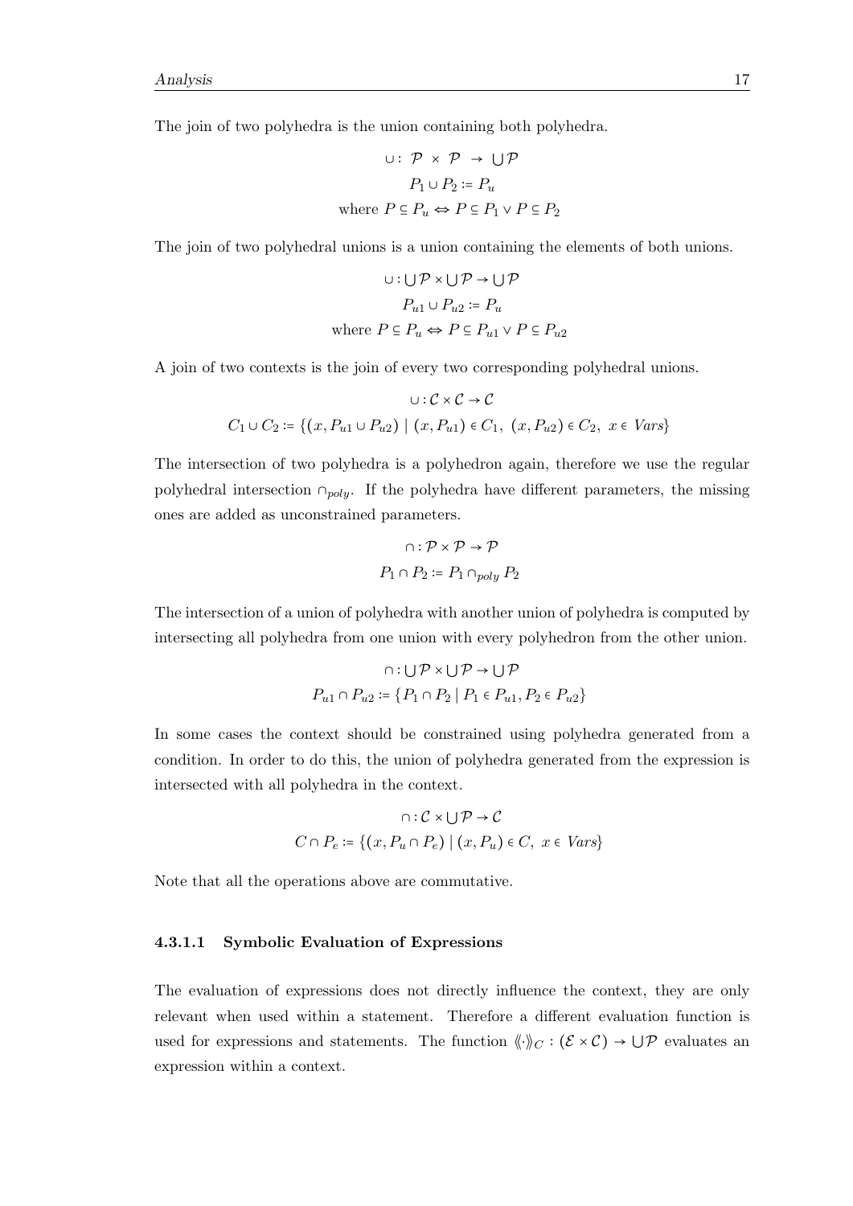The join of two polyhedra is the union containing both polyhedra.

$$\cup : \mathcal{P} \times \mathcal{P} \rightarrow \bigcup \mathcal{P}$$
$$P_1 \cup P_2 := P_u$$
$$\text{where } P \subseteq P_u \Leftrightarrow P \subseteq P_1 \lor P \subseteq P_2$$

The join of two polyhedral unions is a union containing the elements of both unions.

$$\cup : \bigcup \mathcal{P} \times \bigcup \mathcal{P} \rightarrow \bigcup \mathcal{P}$$
$$P_{u1} \cup P_{u2} := P_u$$
$$\text{where } P \subseteq P_u \Leftrightarrow P \subseteq P_{u1} \lor P \subseteq P_{u2}$$

A join of two contexts is the join of every two corresponding polyhedral unions.

$$\cup : \mathcal{C} \times \mathcal{C} \rightarrow \mathcal{C}$$
$$C_1 \cup C_2 := \{(x, P_{u1} \cup P_{u2}) \mid (x, P_{u1}) \in C_1,\ (x, P_{u2}) \in C_2,\ x \in \mathit{Vars}\}$$

The intersection of two polyhedra is a polyhedron again, therefore we use the regular polyhedral intersection $\cap_{poly}$. If the polyhedra have different parameters, the missing ones are added as unconstrained parameters.

$$\cap : \mathcal{P} \times \mathcal{P} \rightarrow \mathcal{P}$$
$$P_1 \cap P_2 := P_1 \cap_{poly} P_2$$

The intersection of a union of polyhedra with another union of polyhedra is computed by intersecting all polyhedra from one union with every polyhedron from the other union.

$$\cap : \bigcup \mathcal{P} \times \bigcup \mathcal{P} \rightarrow \bigcup \mathcal{P}$$
$$P_{u1} \cap P_{u2} := \{P_1 \cap P_2 \mid P_1 \in P_{u1}, P_2 \in P_{u2}\}$$

In some cases the context should be constrained using polyhedra generated from a condition. In order to do this, the union of polyhedra generated from the expression is intersected with all polyhedra in the context.

$$\cap : \mathcal{C} \times \bigcup \mathcal{P} \rightarrow \mathcal{C}$$
$$C \cap P_e := \{(x, P_u \cap P_e) \mid (x, P_u) \in C,\ x \in \mathit{Vars}\}$$

Note that all the operations above are commutative.

#### 4.3.1.1 Symbolic Evaluation of Expressions

The evaluation of expressions does not directly influence the context, they are only relevant when used within a statement. Therefore a different evaluation function is used for expressions and statements. The function $\langle\!\langle \cdot \rangle\!\rangle_C : (\mathcal{E} \times \mathcal{C}) \rightarrow \bigcup \mathcal{P}$ evaluates an expression within a context.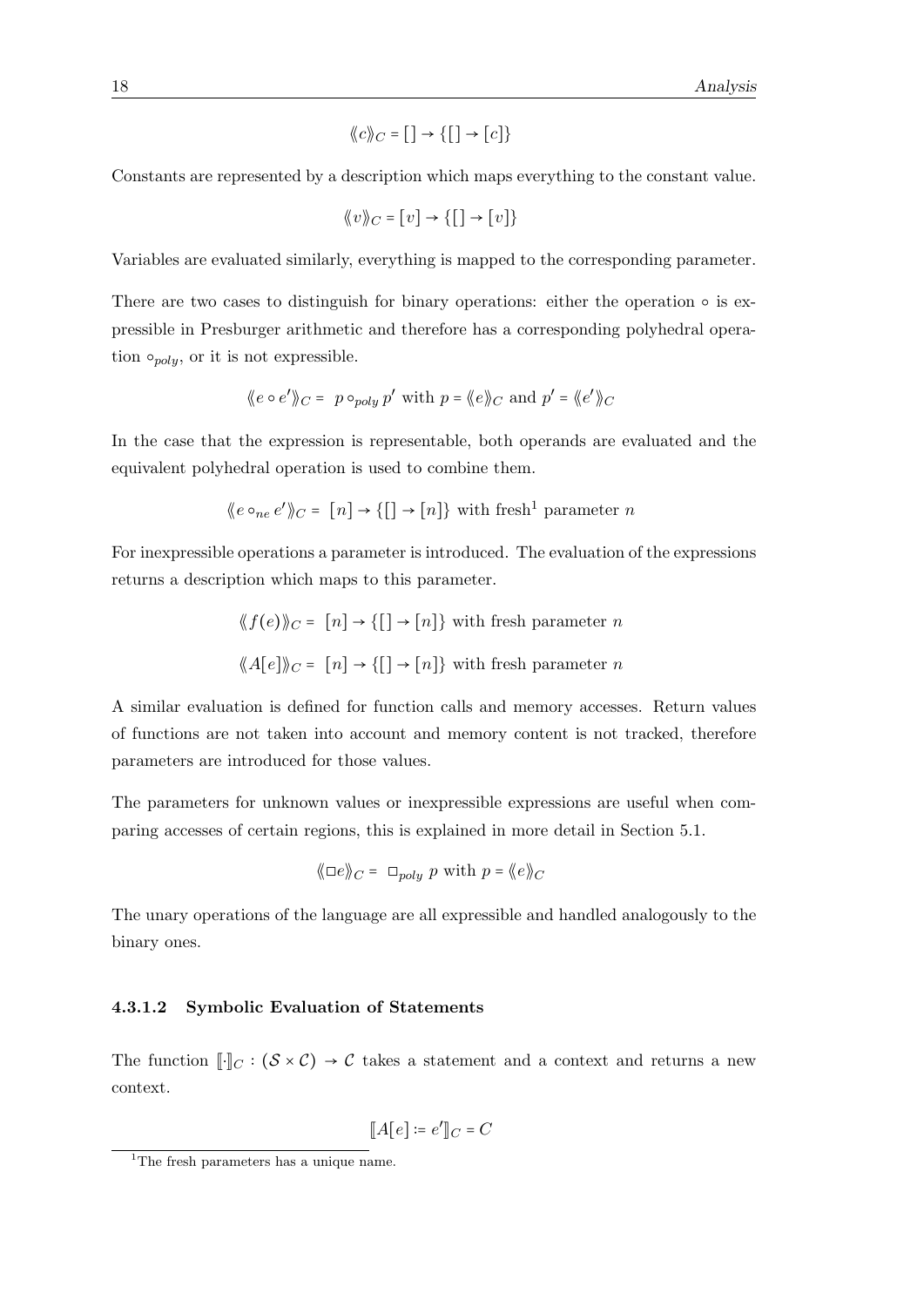$$\langle\!\langle c \rangle\!\rangle_C = [\,] \rightarrow \{[\,] \rightarrow [c]\}$$

Constants are represented by a description which maps everything to the constant value.

$$\langle\!\langle v \rangle\!\rangle_C = [v] \rightarrow \{[\,] \rightarrow [v]\}$$

Variables are evaluated similarly, everything is mapped to the corresponding parameter.

There are two cases to distinguish for binary operations: either the operation $\circ$ is expressible in Presburger arithmetic and therefore has a corresponding polyhedral operation $\circ_{poly}$, or it is not expressible.

$$\langle\!\langle e \circ e' \rangle\!\rangle_C = \; p \circ_{poly} p' \text{ with } p = \langle\!\langle e \rangle\!\rangle_C \text{ and } p' = \langle\!\langle e' \rangle\!\rangle_C$$

In the case that the expression is representable, both operands are evaluated and the equivalent polyhedral operation is used to combine them.

$$\langle\!\langle e \circ_{ne} e' \rangle\!\rangle_C = \; [n] \rightarrow \{[\,] \rightarrow [n]\} \text{ with fresh}^1 \text{ parameter } n$$

For inexpressible operations a parameter is introduced. The evaluation of the expressions returns a description which maps to this parameter.

$$\langle\!\langle f(e) \rangle\!\rangle_C = \; [n] \rightarrow \{[\,] \rightarrow [n]\} \text{ with fresh parameter } n$$

$$\langle\!\langle A[e] \rangle\!\rangle_C = \; [n] \rightarrow \{[\,] \rightarrow [n]\} \text{ with fresh parameter } n$$

A similar evaluation is defined for function calls and memory accesses. Return values of functions are not taken into account and memory content is not tracked, therefore parameters are introduced for those values.

The parameters for unknown values or inexpressible expressions are useful when comparing accesses of certain regions, this is explained in more detail in Section 5.1.

$$\langle\!\langle \Box e \rangle\!\rangle_C = \; \Box_{poly} \; p \text{ with } p = \langle\!\langle e \rangle\!\rangle_C$$

The unary operations of the language are all expressible and handled analogously to the binary ones.

#### 4.3.1.2 Symbolic Evaluation of Statements

The function $[\![\cdot]\!]_C : (\mathcal{S} \times \mathcal{C}) \rightarrow \mathcal{C}$ takes a statement and a context and returns a new context.

$$[\![A[e] \coloneqq e']\!]_C = C$$

[1] The fresh parameters has a unique name.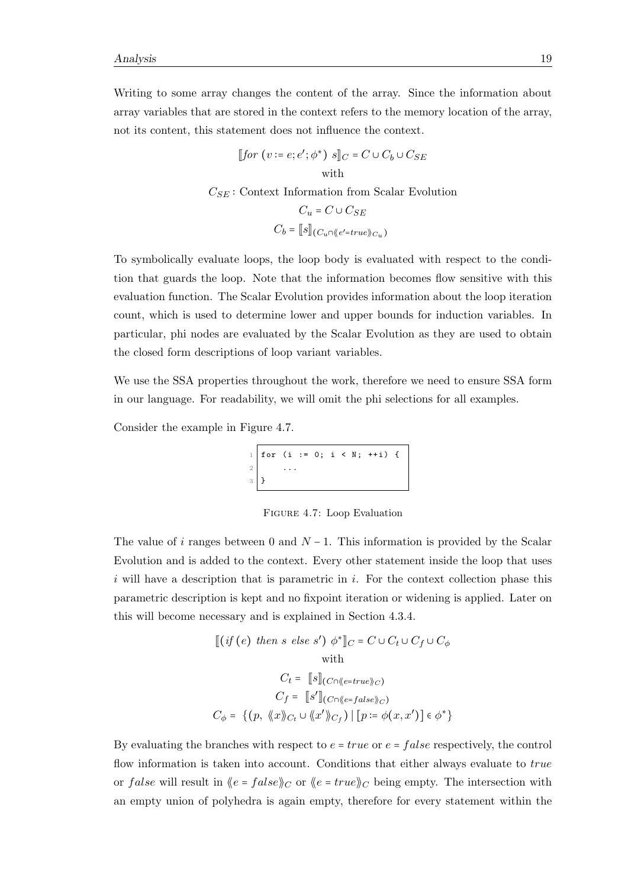Writing to some array changes the content of the array. Since the information about array variables that are stored in the context refers to the memory location of the array, not its content, this statement does not influence the context.

$$
\begin{gathered}
[\![ for\ (v := e; e'; \phi^*)\ s ]\!]_C = C \cup C_b \cup C_{SE} \\
\text{with} \\
C_{SE} : \text{Context Information from Scalar Evolution} \\
C_u = C \cup C_{SE} \\
C_b = [\![ s ]\!]_{(C_u \cap \langle\!\langle e' = true \rangle\!\rangle_{C_u})}
\end{gathered}
$$

To symbolically evaluate loops, the loop body is evaluated with respect to the condition that guards the loop. Note that the information becomes flow sensitive with this evaluation function. The Scalar Evolution provides information about the loop iteration count, which is used to determine lower and upper bounds for induction variables. In particular, phi nodes are evaluated by the Scalar Evolution as they are used to obtain the closed form descriptions of loop variant variables.

We use the SSA properties throughout the work, therefore we need to ensure SSA form in our language. For readability, we will omit the phi selections for all examples.

Consider the example in Figure 4.7.

```
for (i := 0; i < N; ++i) {
    ...
}
```

Figure 4.7: Loop Evaluation

The value of $i$ ranges between 0 and $N - 1$. This information is provided by the Scalar Evolution and is added to the context. Every other statement inside the loop that uses $i$ will have a description that is parametric in $i$. For the context collection phase this parametric description is kept and no fixpoint iteration or widening is applied. Later on this will become necessary and is explained in Section 4.3.4.

$$
\begin{gathered}
[\![ (if\ (e)\ then\ s\ else\ s')\ \phi^* ]\!]_C = C \cup C_t \cup C_f \cup C_\phi \\
\text{with} \\
C_t = [\![ s ]\!]_{(C \cap \langle\!\langle e = true \rangle\!\rangle_C)} \\
C_f = [\![ s' ]\!]_{(C \cap \langle\!\langle e = false \rangle\!\rangle_C)} \\
C_\phi = \{ (p,\ \langle\!\langle x \rangle\!\rangle_{C_t} \cup \langle\!\langle x' \rangle\!\rangle_{C_f}) \mid [p := \phi(x, x')] \in \phi^* \}
\end{gathered}
$$

By evaluating the branches with respect to $e = true$ or $e = false$ respectively, the control flow information is taken into account. Conditions that either always evaluate to $true$ or $false$ will result in $\langle\!\langle e = false \rangle\!\rangle_C$ or $\langle\!\langle e = true \rangle\!\rangle_C$ being empty. The intersection with an empty union of polyhedra is again empty, therefore for every statement within the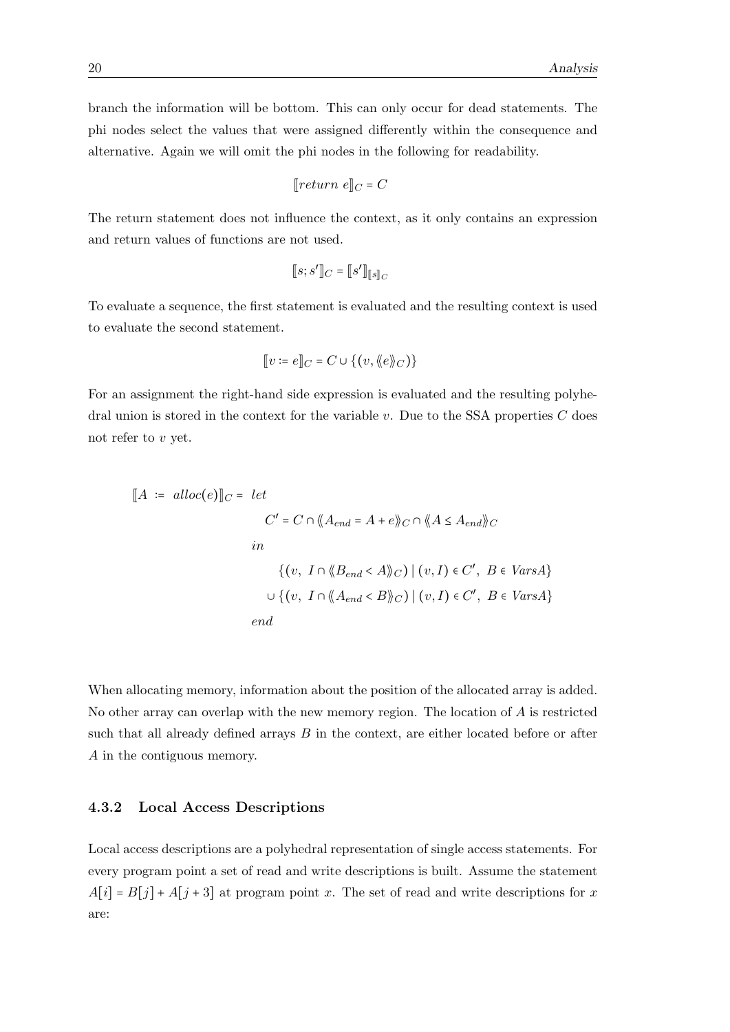branch the information will be bottom. This can only occur for dead statements. The phi nodes select the values that were assigned differently within the consequence and alternative. Again we will omit the phi nodes in the following for readability.

$$[\![return\ e]\!]_C = C$$

The return statement does not influence the context, as it only contains an expression and return values of functions are not used.

$$[\![s; s']\!]_C = [\![s']\!]_{[\![s]\!]_C}$$

To evaluate a sequence, the first statement is evaluated and the resulting context is used to evaluate the second statement.

$$[\![v \coloneqq e]\!]_C = C \cup \{(v, \langle\!\langle e \rangle\!\rangle_C)\}$$

For an assignment the right-hand side expression is evaluated and the resulting polyhedral union is stored in the context for the variable $v$. Due to the SSA properties $C$ does not refer to $v$ yet.

$$
\begin{aligned}
[\![A \ \coloneqq \ alloc(e)]\!]_C = \ & let \\
& \quad C' = C \cap \langle\!\langle A_{end} = A + e \rangle\!\rangle_C \cap \langle\!\langle A \leq A_{end} \rangle\!\rangle_C \\
& in \\
& \quad \quad \{(v,\ I \cap \langle\!\langle B_{end} < A \rangle\!\rangle_C) \mid (v, I) \in C',\ B \in \mathit{VarsA}\} \\
& \quad \cup \{(v,\ I \cap \langle\!\langle A_{end} < B \rangle\!\rangle_C) \mid (v, I) \in C',\ B \in \mathit{VarsA}\} \\
& end
\end{aligned}
$$

When allocating memory, information about the position of the allocated array is added. No other array can overlap with the new memory region. The location of $A$ is restricted such that all already defined arrays $B$ in the context, are either located before or after $A$ in the contiguous memory.

### 4.3.2 Local Access Descriptions

Local access descriptions are a polyhedral representation of single access statements. For every program point a set of read and write descriptions is built. Assume the statement $A[i] = B[j] + A[j + 3]$ at program point $x$. The set of read and write descriptions for $x$ are: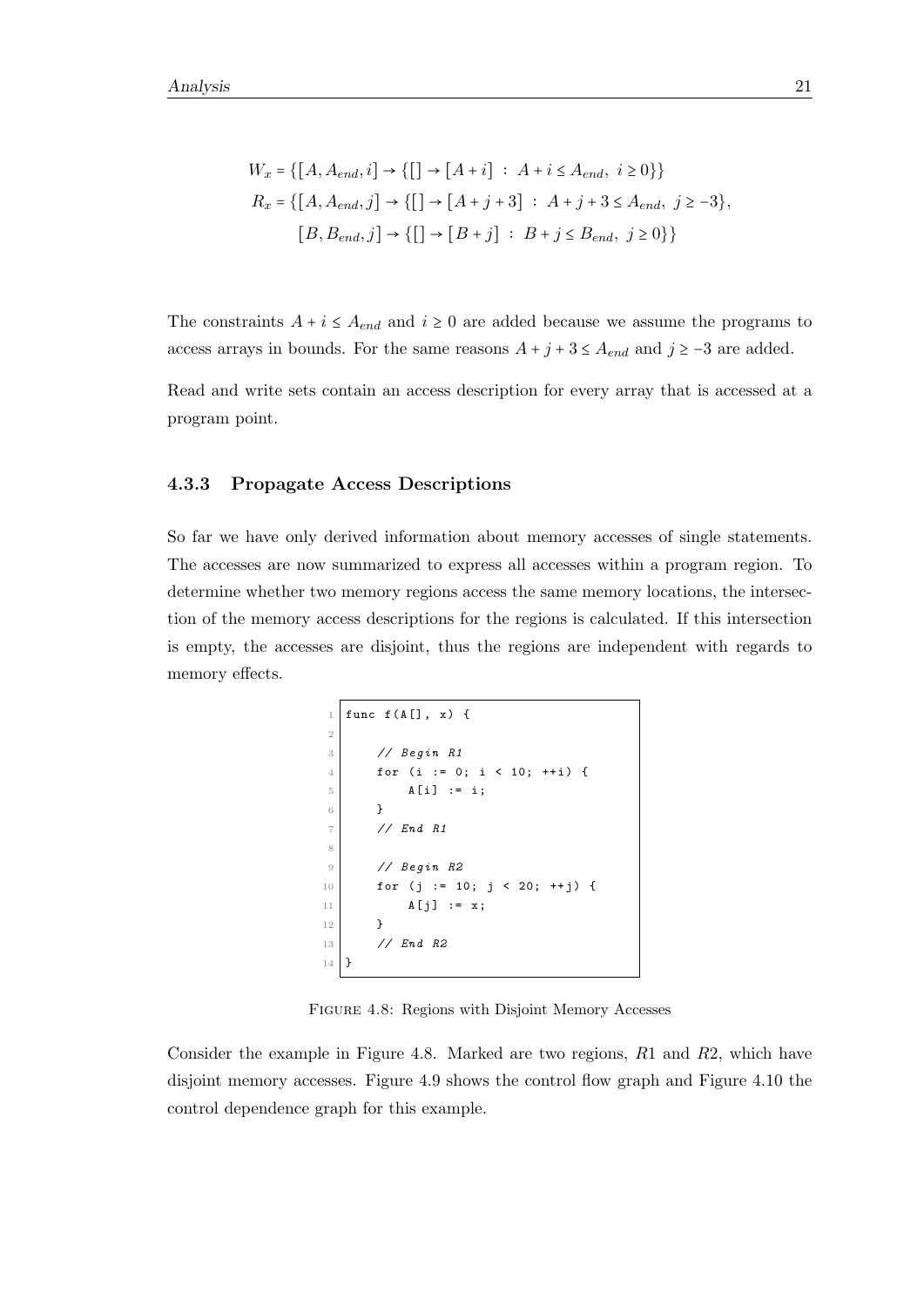$$W_x = \{[A, A_{end}, i] \rightarrow \{[] \rightarrow [A+i] \ : \ A+i \leq A_{end}, \ i \geq 0\}\}$$

$$R_x = \{[A, A_{end}, j] \rightarrow \{[] \rightarrow [A+j+3] \ : \ A+j+3 \leq A_{end}, \ j \geq -3\},$$
$$[B, B_{end}, j] \rightarrow \{[] \rightarrow [B+j] \ : \ B+j \leq B_{end}, \ j \geq 0\}\}$$

The constraints $A + i \leq A_{end}$ and $i \geq 0$ are added because we assume the programs to access arrays in bounds. For the same reasons $A + j + 3 \leq A_{end}$ and $j \geq -3$ are added.

Read and write sets contain an access description for every array that is accessed at a program point.

### 4.3.3 Propagate Access Descriptions

So far we have only derived information about memory accesses of single statements. The accesses are now summarized to express all accesses within a program region. To determine whether two memory regions access the same memory locations, the intersection of the memory access descriptions for the regions is calculated. If this intersection is empty, the accesses are disjoint, thus the regions are independent with regards to memory effects.

```
func f(A[], x) {

    // Begin R1
    for (i := 0; i < 10; ++i) {
        A[i] := i;
    }
    // End R1

    // Begin R2
    for (j := 10; j < 20; ++j) {
        A[j] := x;
    }
    // End R2
}
```

Figure 4.8: Regions with Disjoint Memory Accesses

Consider the example in Figure 4.8. Marked are two regions, $R1$ and $R2$, which have disjoint memory accesses. Figure 4.9 shows the control flow graph and Figure 4.10 the control dependence graph for this example.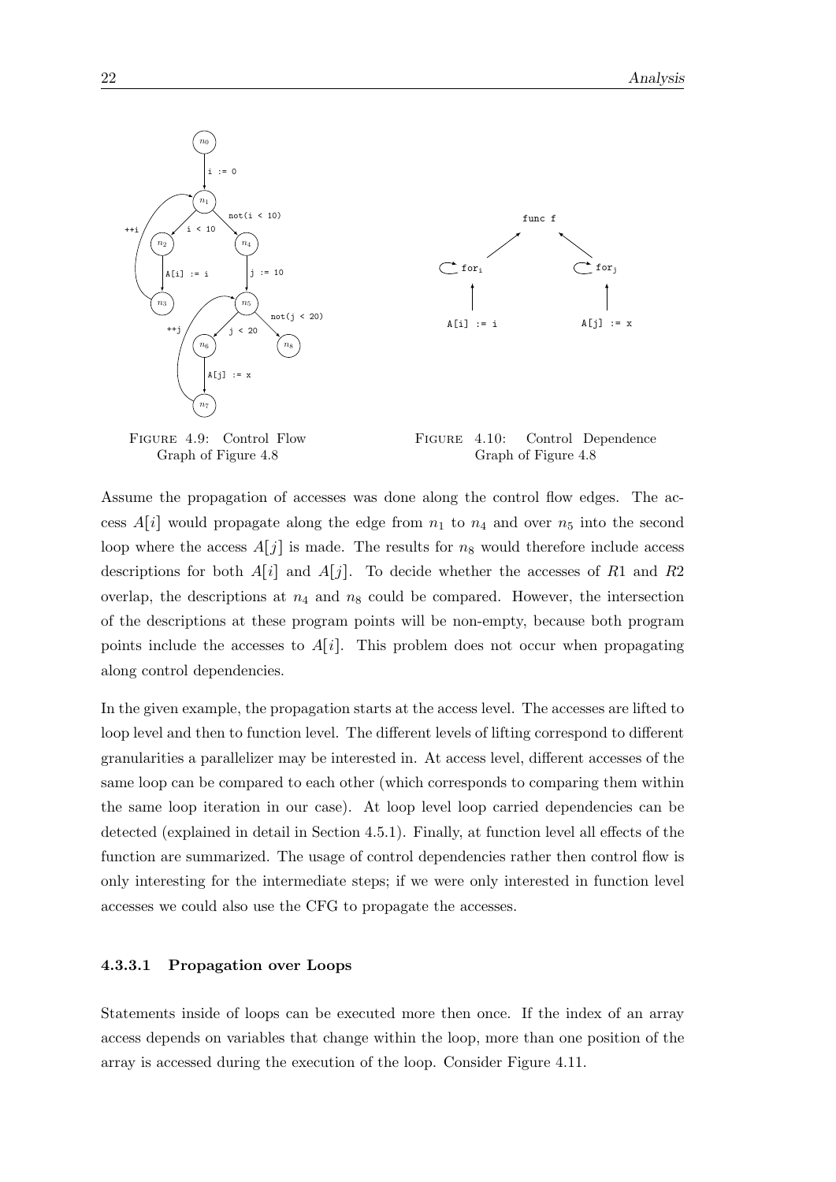FIGURE 4.9: Control Flow Graph of Figure 4.8

FIGURE 4.10: Control Dependence Graph of Figure 4.8

Assume the propagation of accesses was done along the control flow edges. The access $A[i]$ would propagate along the edge from $n_1$ to $n_4$ and over $n_5$ into the second loop where the access $A[j]$ is made. The results for $n_8$ would therefore include access descriptions for both $A[i]$ and $A[j]$. To decide whether the accesses of $R1$ and $R2$ overlap, the descriptions at $n_4$ and $n_8$ could be compared. However, the intersection of the descriptions at these program points will be non-empty, because both program points include the accesses to $A[i]$. This problem does not occur when propagating along control dependencies.

In the given example, the propagation starts at the access level. The accesses are lifted to loop level and then to function level. The different levels of lifting correspond to different granularities a parallelizer may be interested in. At access level, different accesses of the same loop can be compared to each other (which corresponds to comparing them within the same loop iteration in our case). At loop level loop carried dependencies can be detected (explained in detail in Section 4.5.1). Finally, at function level all effects of the function are summarized. The usage of control dependencies rather then control flow is only interesting for the intermediate steps; if we were only interested in function level accesses we could also use the CFG to propagate the accesses.

#### 4.3.3.1 Propagation over Loops

Statements inside of loops can be executed more then once. If the index of an array access depends on variables that change within the loop, more than one position of the array is accessed during the execution of the loop. Consider Figure 4.11.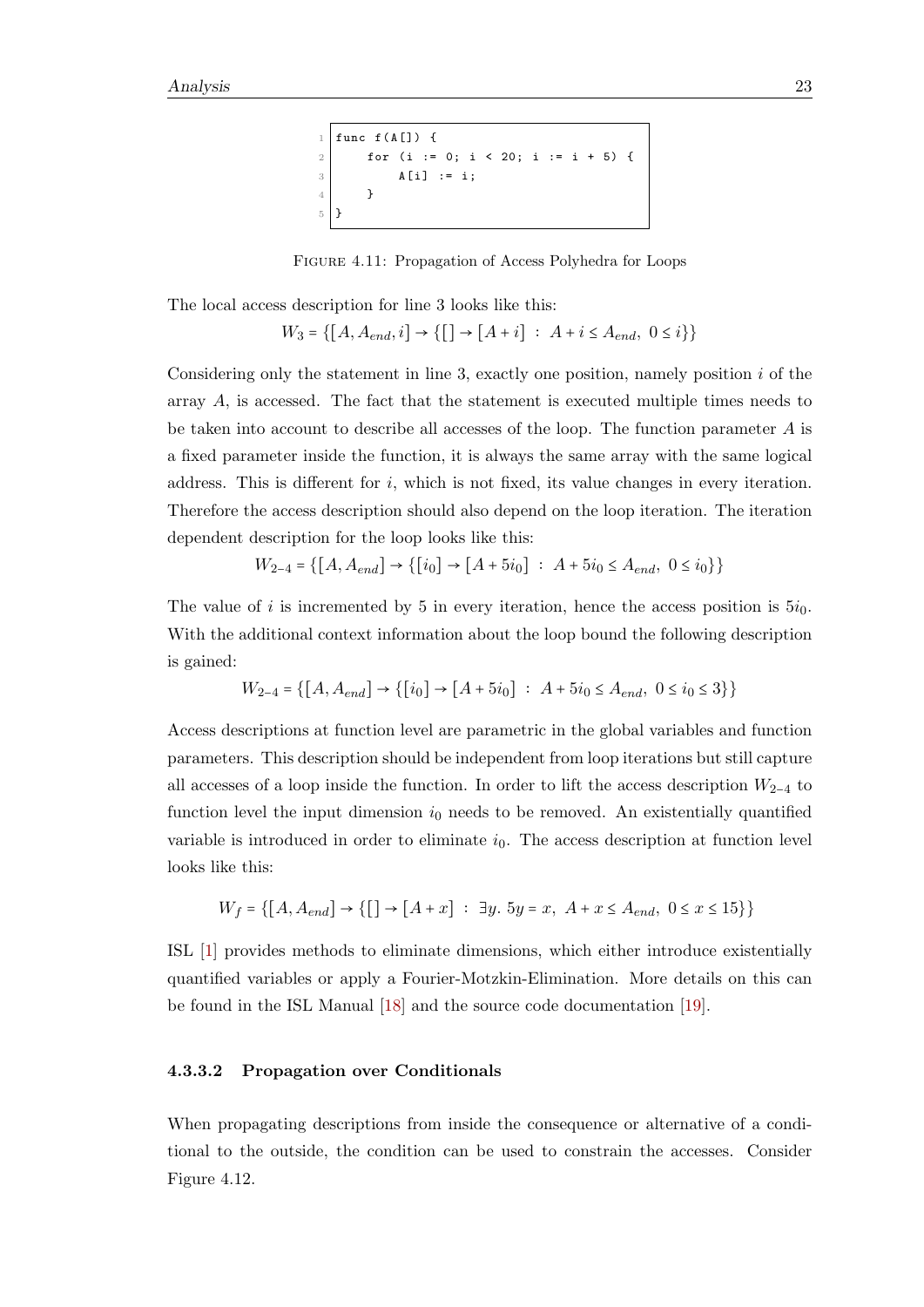```
func f(A[]) {
    for (i := 0; i < 20; i := i + 5) {
        A[i] := i;
    }
}
```

Figure 4.11: Propagation of Access Polyhedra for Loops

The local access description for line 3 looks like this:

$$W_3 = \{[A, A_{end}, i] \to \{[] \to [A + i] \;:\; A + i \leq A_{end},\; 0 \leq i\}\}$$

Considering only the statement in line 3, exactly one position, namely position $i$ of the array $A$, is accessed. The fact that the statement is executed multiple times needs to be taken into account to describe all accesses of the loop. The function parameter $A$ is a fixed parameter inside the function, it is always the same array with the same logical address. This is different for $i$, which is not fixed, its value changes in every iteration. Therefore the access description should also depend on the loop iteration. The iteration dependent description for the loop looks like this:

$$W_{2-4} = \{[A, A_{end}] \to \{[i_0] \to [A + 5i_0] \;:\; A + 5i_0 \leq A_{end},\; 0 \leq i_0\}\}$$

The value of $i$ is incremented by 5 in every iteration, hence the access position is $5i_0$. With the additional context information about the loop bound the following description is gained:

$$W_{2-4} = \{[A, A_{end}] \to \{[i_0] \to [A + 5i_0] \;:\; A + 5i_0 \leq A_{end},\; 0 \leq i_0 \leq 3\}\}$$

Access descriptions at function level are parametric in the global variables and function parameters. This description should be independent from loop iterations but still capture all accesses of a loop inside the function. In order to lift the access description $W_{2-4}$ to function level the input dimension $i_0$ needs to be removed. An existentially quantified variable is introduced in order to eliminate $i_0$. The access description at function level looks like this:

$$W_f = \{[A, A_{end}] \to \{[] \to [A + x] \;:\; \exists y.\; 5y = x,\; A + x \leq A_{end},\; 0 \leq x \leq 15\}\}$$

ISL [1] provides methods to eliminate dimensions, which either introduce existentially quantified variables or apply a Fourier-Motzkin-Elimination. More details on this can be found in the ISL Manual [18] and the source code documentation [19].

#### 4.3.3.2 Propagation over Conditionals

When propagating descriptions from inside the consequence or alternative of a conditional to the outside, the condition can be used to constrain the accesses. Consider Figure 4.12.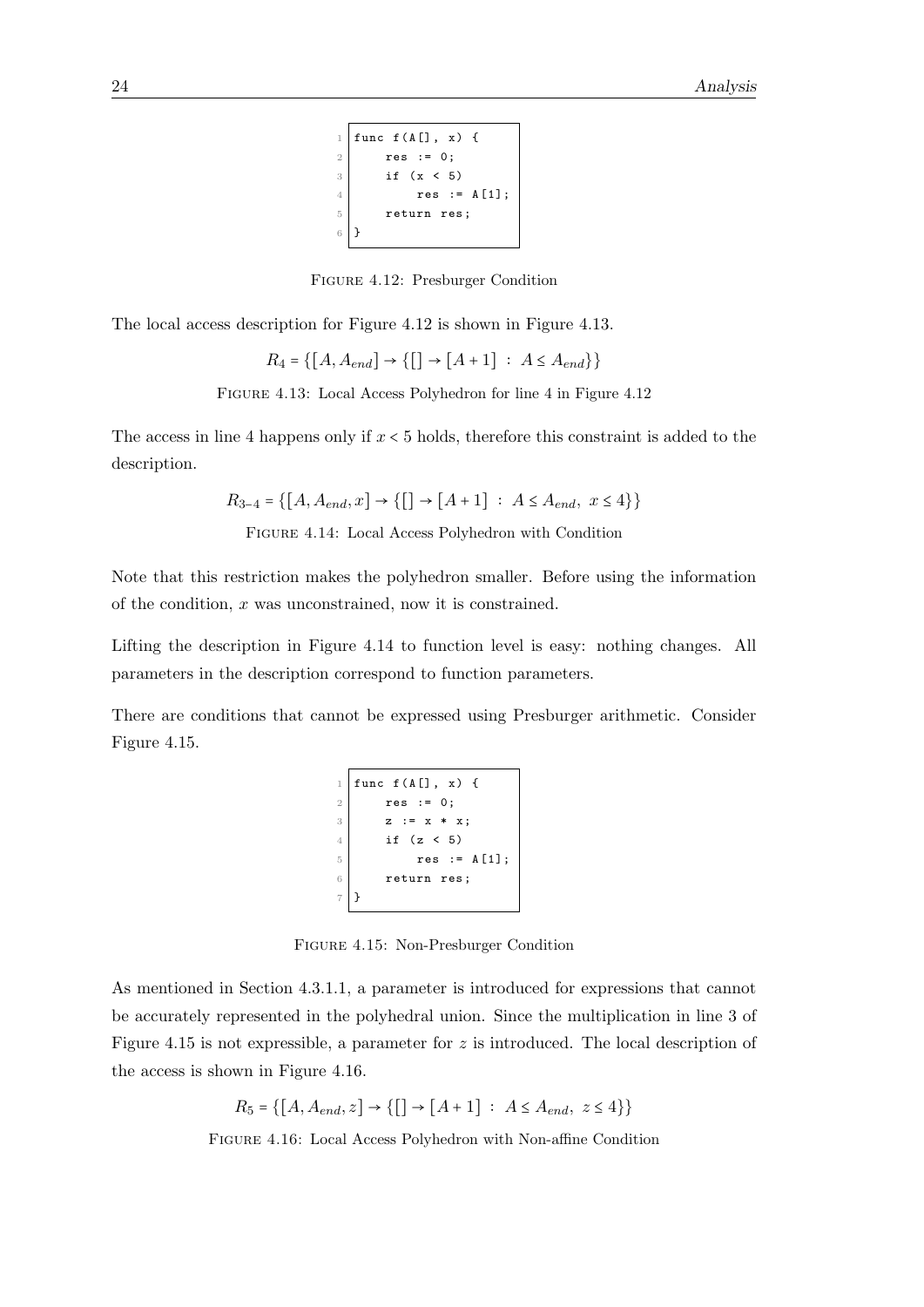```
func f(A[], x) {
    res := 0;
    if (x < 5)
        res := A[1];
    return res;
}
```

Figure 4.12: Presburger Condition

The local access description for Figure 4.12 is shown in Figure 4.13.

$$R_4 = \{[A, A_{end}] \to \{[] \to [A+1] \ : \ A \leq A_{end}\}\}$$

Figure 4.13: Local Access Polyhedron for line 4 in Figure 4.12

The access in line 4 happens only if $x < 5$ holds, therefore this constraint is added to the description.

$$R_{3-4} = \{[A, A_{end}, x] \to \{[] \to [A+1] \ : \ A \leq A_{end}, \ x \leq 4\}\}$$

Figure 4.14: Local Access Polyhedron with Condition

Note that this restriction makes the polyhedron smaller. Before using the information of the condition, $x$ was unconstrained, now it is constrained.

Lifting the description in Figure 4.14 to function level is easy: nothing changes. All parameters in the description correspond to function parameters.

There are conditions that cannot be expressed using Presburger arithmetic. Consider Figure 4.15.

```
func f(A[], x) {
    res := 0;
    z := x * x;
    if (z < 5)
        res := A[1];
    return res;
}
```

Figure 4.15: Non-Presburger Condition

As mentioned in Section 4.3.1.1, a parameter is introduced for expressions that cannot be accurately represented in the polyhedral union. Since the multiplication in line 3 of Figure 4.15 is not expressible, a parameter for $z$ is introduced. The local description of the access is shown in Figure 4.16.

$$R_5 = \{[A, A_{end}, z] \to \{[] \to [A+1] \ : \ A \leq A_{end}, \ z \leq 4\}\}$$

Figure 4.16: Local Access Polyhedron with Non-affine Condition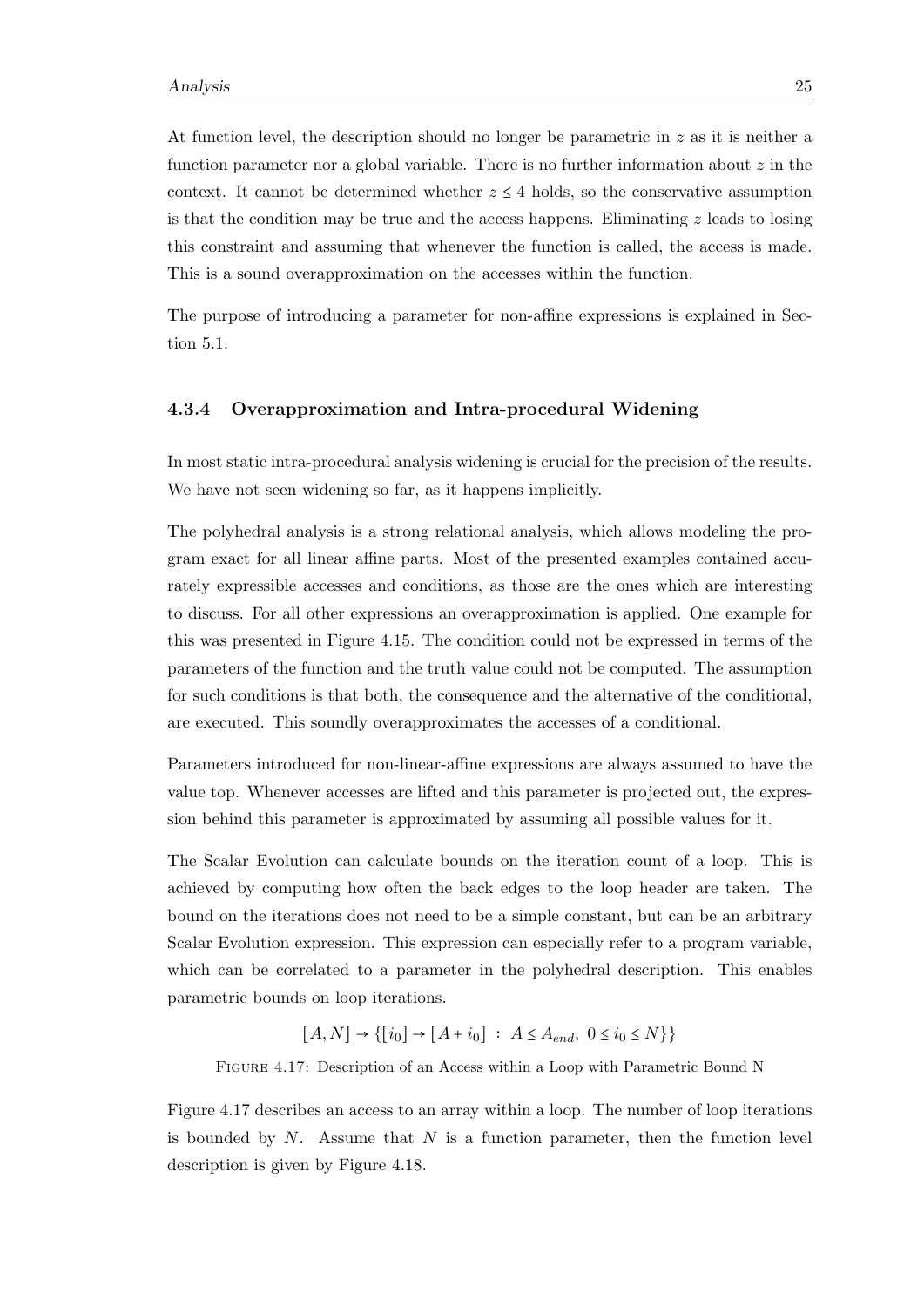At function level, the description should no longer be parametric in $z$ as it is neither a function parameter nor a global variable. There is no further information about $z$ in the context. It cannot be determined whether $z \leq 4$ holds, so the conservative assumption is that the condition may be true and the access happens. Eliminating $z$ leads to losing this constraint and assuming that whenever the function is called, the access is made. This is a sound overapproximation on the accesses within the function.

The purpose of introducing a parameter for non-affine expressions is explained in Section 5.1.

### 4.3.4 Overapproximation and Intra-procedural Widening

In most static intra-procedural analysis widening is crucial for the precision of the results. We have not seen widening so far, as it happens implicitly.

The polyhedral analysis is a strong relational analysis, which allows modeling the program exact for all linear affine parts. Most of the presented examples contained accurately expressible accesses and conditions, as those are the ones which are interesting to discuss. For all other expressions an overapproximation is applied. One example for this was presented in Figure 4.15. The condition could not be expressed in terms of the parameters of the function and the truth value could not be computed. The assumption for such conditions is that both, the consequence and the alternative of the conditional, are executed. This soundly overapproximates the accesses of a conditional.

Parameters introduced for non-linear-affine expressions are always assumed to have the value top. Whenever accesses are lifted and this parameter is projected out, the expression behind this parameter is approximated by assuming all possible values for it.

The Scalar Evolution can calculate bounds on the iteration count of a loop. This is achieved by computing how often the back edges to the loop header are taken. The bound on the iterations does not need to be a simple constant, but can be an arbitrary Scalar Evolution expression. This expression can especially refer to a program variable, which can be correlated to a parameter in the polyhedral description. This enables parametric bounds on loop iterations.

$$[A, N] \rightarrow \{[i_0] \rightarrow [A + i_0] \; : \; A \leq A_{end}, \; 0 \leq i_0 \leq N\}\}$$

Figure 4.17: Description of an Access within a Loop with Parametric Bound N

Figure 4.17 describes an access to an array within a loop. The number of loop iterations is bounded by $N$. Assume that $N$ is a function parameter, then the function level description is given by Figure 4.18.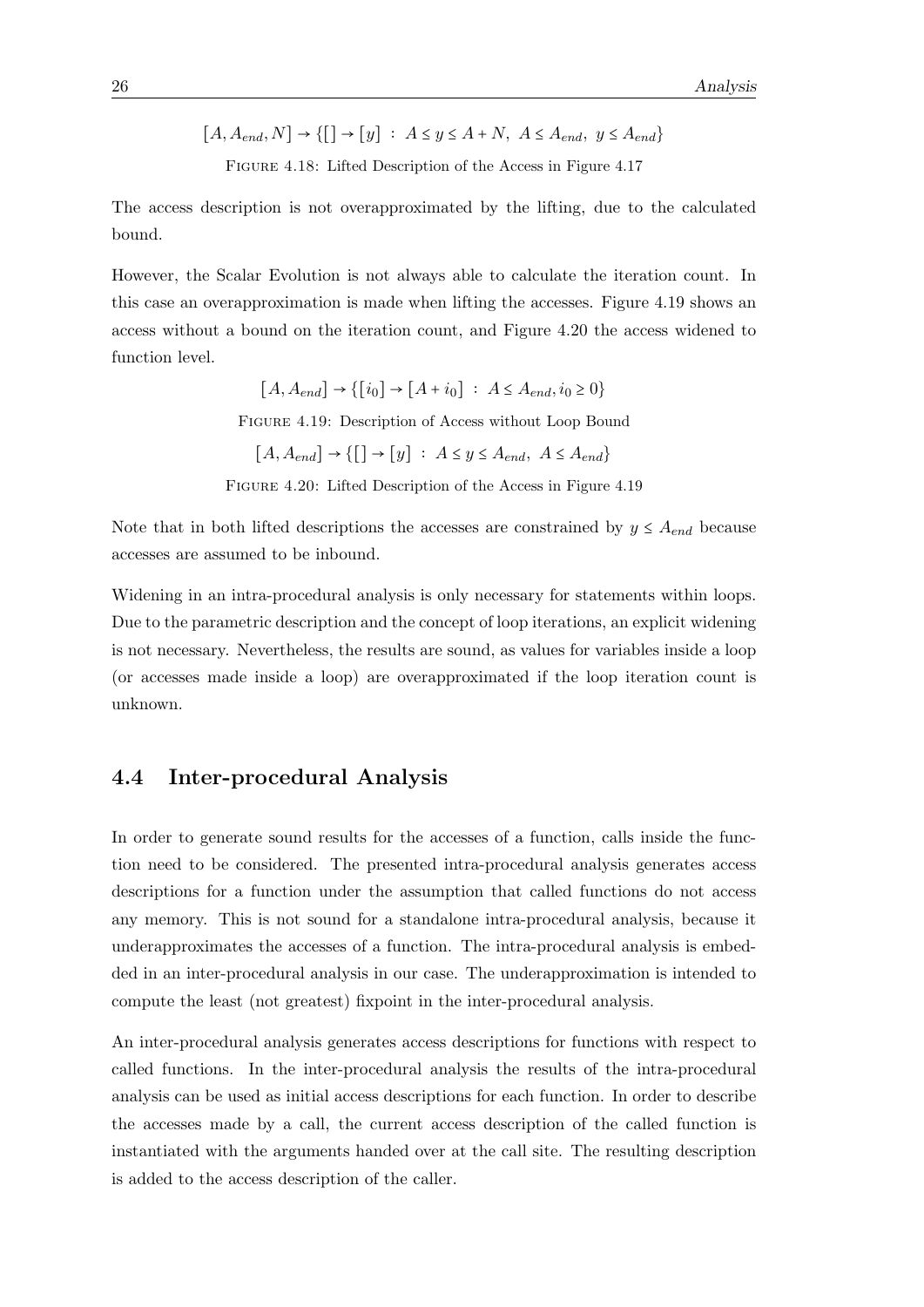$$[A, A_{end}, N] \rightarrow \{[] \rightarrow [y] \;:\; A \leq y \leq A + N,\; A \leq A_{end},\; y \leq A_{end}\}$$

Figure 4.18: Lifted Description of the Access in Figure 4.17

The access description is not overapproximated by the lifting, due to the calculated bound.

However, the Scalar Evolution is not always able to calculate the iteration count. In this case an overapproximation is made when lifting the accesses. Figure 4.19 shows an access without a bound on the iteration count, and Figure 4.20 the access widened to function level.

$$[A, A_{end}] \rightarrow \{[i_0] \rightarrow [A + i_0] \;:\; A \leq A_{end}, i_0 \geq 0\}$$

Figure 4.19: Description of Access without Loop Bound

$$[A, A_{end}] \rightarrow \{[] \rightarrow [y] \;:\; A \leq y \leq A_{end},\; A \leq A_{end}\}$$

Figure 4.20: Lifted Description of the Access in Figure 4.19

Note that in both lifted descriptions the accesses are constrained by $y \leq A_{end}$ because accesses are assumed to be inbound.

Widening in an intra-procedural analysis is only necessary for statements within loops. Due to the parametric description and the concept of loop iterations, an explicit widening is not necessary. Nevertheless, the results are sound, as values for variables inside a loop (or accesses made inside a loop) are overapproximated if the loop iteration count is unknown.

## 4.4 Inter-procedural Analysis

In order to generate sound results for the accesses of a function, calls inside the function need to be considered. The presented intra-procedural analysis generates access descriptions for a function under the assumption that called functions do not access any memory. This is not sound for a standalone intra-procedural analysis, because it underapproximates the accesses of a function. The intra-procedural analysis is embedded in an inter-procedural analysis in our case. The underapproximation is intended to compute the least (not greatest) fixpoint in the inter-procedural analysis.

An inter-procedural analysis generates access descriptions for functions with respect to called functions. In the inter-procedural analysis the results of the intra-procedural analysis can be used as initial access descriptions for each function. In order to describe the accesses made by a call, the current access description of the called function is instantiated with the arguments handed over at the call site. The resulting description is added to the access description of the caller.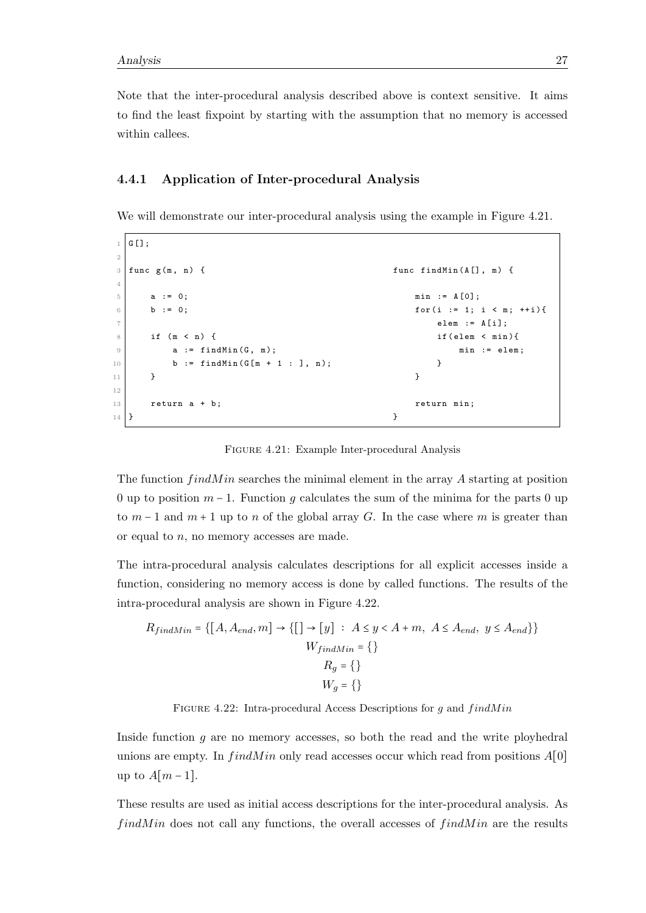Note that the inter-procedural analysis described above is context sensitive. It aims to find the least fixpoint by starting with the assumption that no memory is accessed within callees.

### 4.4.1 Application of Inter-procedural Analysis

We will demonstrate our inter-procedural analysis using the example in Figure 4.21.

```
G[];

func g(m, n) {

    a := 0;
    b := 0;

    if (m < n) {
        a := findMin(G, m);
        b := findMin(G[m + 1 : ], n);
    }

    return a + b;
}
```

```
func findMin(A[], m) {

    min := A[0];
    for(i := 1; i < m; ++i){
        elem := A[i];
        if(elem < min){
            min := elem;
        }
    }

    return min;
}
```

Figure 4.21: Example Inter-procedural Analysis

The function $findMin$ searches the minimal element in the array $A$ starting at position 0 up to position $m - 1$. Function $g$ calculates the sum of the minima for the parts 0 up to $m - 1$ and $m + 1$ up to $n$ of the global array $G$. In the case where $m$ is greater than or equal to $n$, no memory accesses are made.

The intra-procedural analysis calculates descriptions for all explicit accesses inside a function, considering no memory access is done by called functions. The results of the intra-procedural analysis are shown in Figure 4.22.

$$R_{findMin} = \{[A, A_{end}, m] \rightarrow \{[] \rightarrow [y] \ : \ A \leq y < A + m, \ A \leq A_{end}, \ y \leq A_{end}\}\}$$
$$W_{findMin} = \{\}$$
$$R_g = \{\}$$
$$W_g = \{\}$$

Figure 4.22: Intra-procedural Access Descriptions for $g$ and $findMin$

Inside function $g$ are no memory accesses, so both the read and the write ployhedral unions are empty. In $findMin$ only read accesses occur which read from positions $A[0]$ up to $A[m - 1]$.

These results are used as initial access descriptions for the inter-procedural analysis. As $findMin$ does not call any functions, the overall accesses of $findMin$ are the results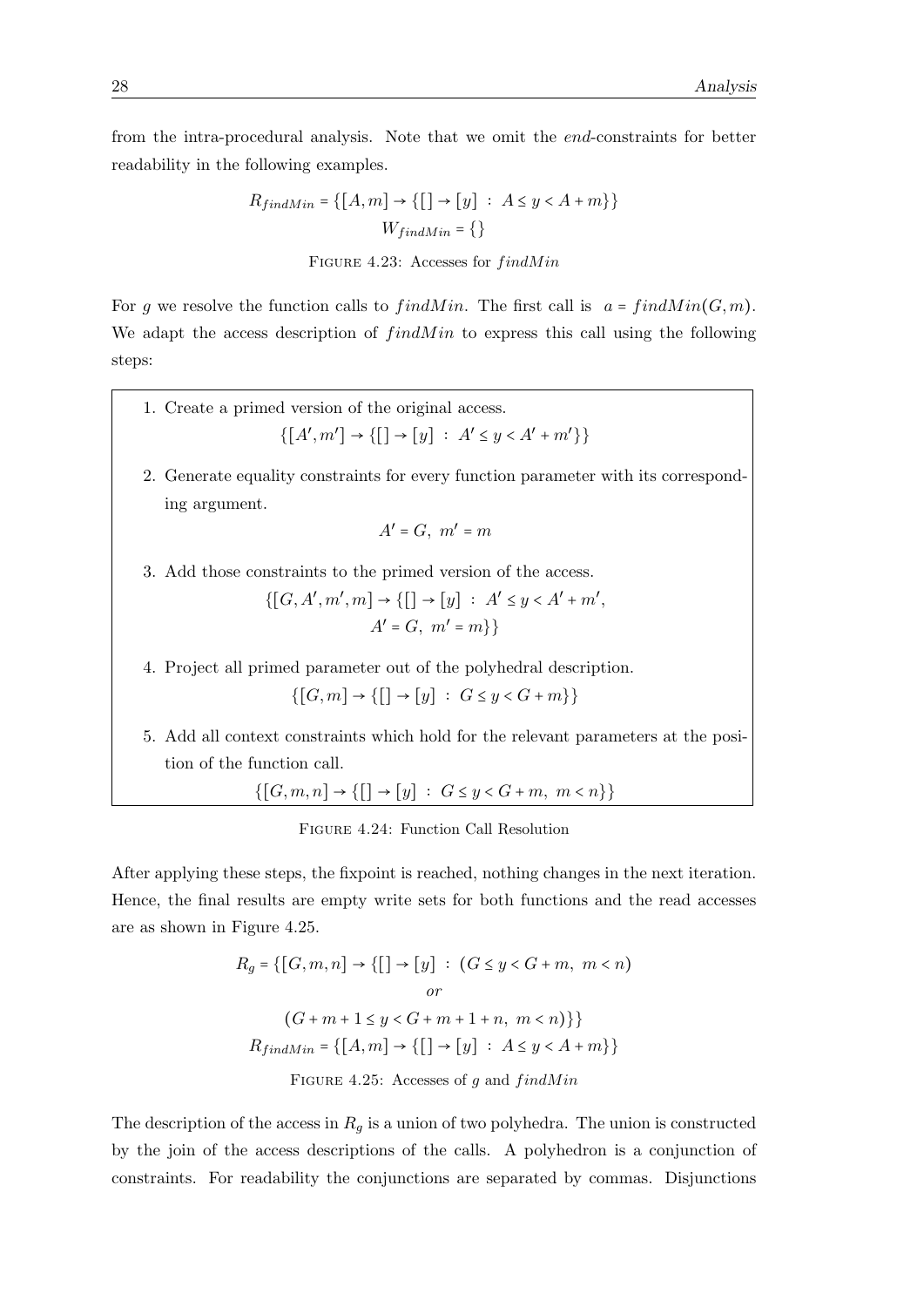from the intra-procedural analysis. Note that we omit the *end*-constraints for better readability in the following examples.

$$R_{findMin} = \{[A, m] \rightarrow \{[] \rightarrow [y] \ : \ A \leq y < A + m\}\}$$
$$W_{findMin} = \{\}$$

FIGURE 4.23: Accesses for $findMin$

For $g$ we resolve the function calls to $findMin$. The first call is $a = findMin(G, m)$. We adapt the access description of $findMin$ to express this call using the following steps:

1. Create a primed version of the original access.
$$\{[A', m'] \rightarrow \{[] \rightarrow [y] \ : \ A' \leq y < A' + m'\}\}$$
2. Generate equality constraints for every function parameter with its corresponding argument.
$$A' = G, \ m' = m$$
3. Add those constraints to the primed version of the access.
$$\{[G, A', m', m] \rightarrow \{[] \rightarrow [y] \ : \ A' \leq y < A' + m', \ A' = G, \ m' = m\}\}$$
4. Project all primed parameter out of the polyhedral description.
$$\{[G, m] \rightarrow \{[] \rightarrow [y] \ : \ G \leq y < G + m\}\}$$
5. Add all context constraints which hold for the relevant parameters at the position of the function call.
$$\{[G, m, n] \rightarrow \{[] \rightarrow [y] \ : \ G \leq y < G + m, \ m < n\}\}$$

FIGURE 4.24: Function Call Resolution

After applying these steps, the fixpoint is reached, nothing changes in the next iteration. Hence, the final results are empty write sets for both functions and the read accesses are as shown in Figure 4.25.

$$R_g = \{[G, m, n] \rightarrow \{[] \rightarrow [y] \ : \ (G \leq y < G + m, \ m < n) \ or \ (G + m + 1 \leq y < G + m + 1 + n, \ m < n)\}\}$$
$$R_{findMin} = \{[A, m] \rightarrow \{[] \rightarrow [y] \ : \ A \leq y < A + m\}\}$$

FIGURE 4.25: Accesses of $g$ and $findMin$

The description of the access in $R_g$ is a union of two polyhedra. The union is constructed by the join of the access descriptions of the calls. A polyhedron is a conjunction of constraints. For readability the conjunctions are separated by commas. Disjunctions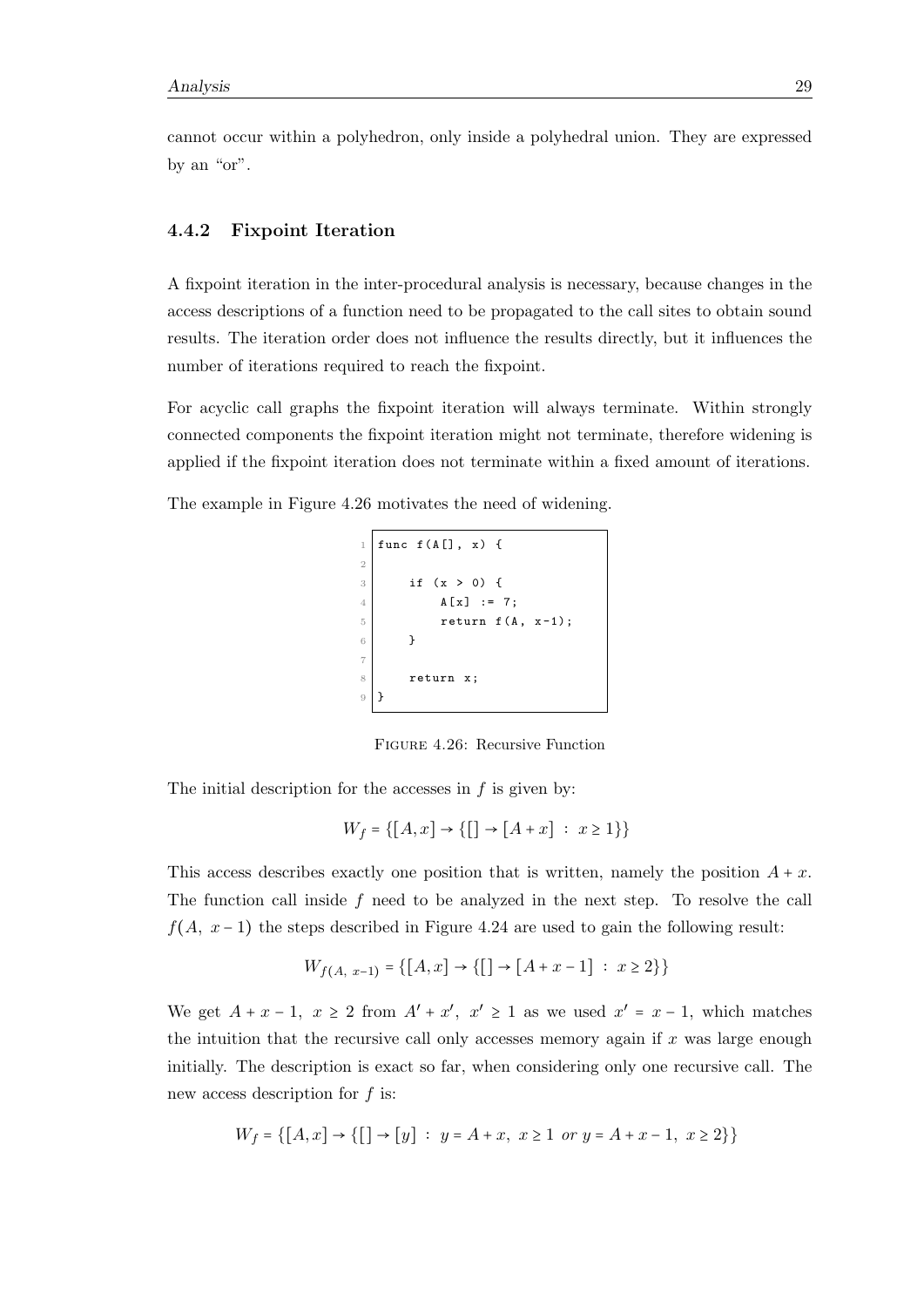cannot occur within a polyhedron, only inside a polyhedral union. They are expressed by an "or".

### 4.4.2 Fixpoint Iteration

A fixpoint iteration in the inter-procedural analysis is necessary, because changes in the access descriptions of a function need to be propagated to the call sites to obtain sound results. The iteration order does not influence the results directly, but it influences the number of iterations required to reach the fixpoint.

For acyclic call graphs the fixpoint iteration will always terminate. Within strongly connected components the fixpoint iteration might not terminate, therefore widening is applied if the fixpoint iteration does not terminate within a fixed amount of iterations.

The example in Figure 4.26 motivates the need of widening.

```
func f(A[], x) {

    if (x > 0) {
        A[x] := 7;
        return f(A, x-1);
    }

    return x;
}
```

FIGURE 4.26: Recursive Function

The initial description for the accesses in $f$ is given by:

$$W_f = \{[A, x] \to \{[] \to [A + x] \ : \ x \geq 1\}\}$$

This access describes exactly one position that is written, namely the position $A + x$. The function call inside $f$ need to be analyzed in the next step. To resolve the call $f(A,\ x - 1)$ the steps described in Figure 4.24 are used to gain the following result:

$$W_{f(A,\ x-1)} = \{[A, x] \to \{[] \to [A + x - 1] \ : \ x \geq 2\}\}$$

We get $A + x - 1,\ x \geq 2$ from $A' + x',\ x' \geq 1$ as we used $x' = x - 1$, which matches the intuition that the recursive call only accesses memory again if $x$ was large enough initially. The description is exact so far, when considering only one recursive call. The new access description for $f$ is:

$$W_f = \{[A, x] \to \{[] \to [y] \ : \ y = A + x,\ x \geq 1 \ or \ y = A + x - 1,\ x \geq 2\}\}$$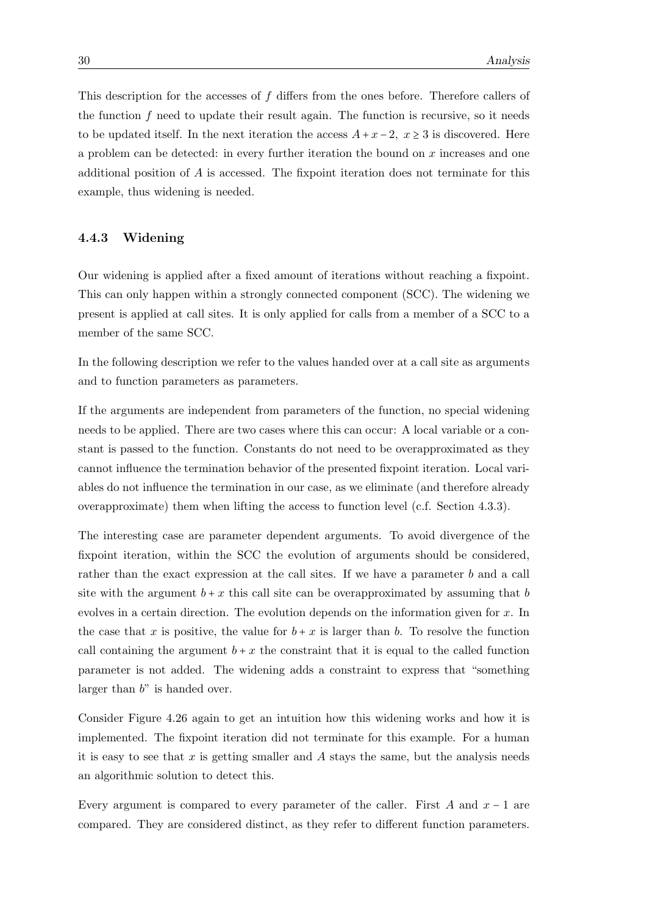This description for the accesses of $f$ differs from the ones before. Therefore callers of the function $f$ need to update their result again. The function is recursive, so it needs to be updated itself. In the next iteration the access $A + x - 2,\ x \geq 3$ is discovered. Here a problem can be detected: in every further iteration the bound on $x$ increases and one additional position of $A$ is accessed. The fixpoint iteration does not terminate for this example, thus widening is needed.

### 4.4.3 Widening

Our widening is applied after a fixed amount of iterations without reaching a fixpoint. This can only happen within a strongly connected component (SCC). The widening we present is applied at call sites. It is only applied for calls from a member of a SCC to a member of the same SCC.

In the following description we refer to the values handed over at a call site as arguments and to function parameters as parameters.

If the arguments are independent from parameters of the function, no special widening needs to be applied. There are two cases where this can occur: A local variable or a constant is passed to the function. Constants do not need to be overapproximated as they cannot influence the termination behavior of the presented fixpoint iteration. Local variables do not influence the termination in our case, as we eliminate (and therefore already overapproximate) them when lifting the access to function level (c.f. Section 4.3.3).

The interesting case are parameter dependent arguments. To avoid divergence of the fixpoint iteration, within the SCC the evolution of arguments should be considered, rather than the exact expression at the call sites. If we have a parameter $b$ and a call site with the argument $b + x$ this call site can be overapproximated by assuming that $b$ evolves in a certain direction. The evolution depends on the information given for $x$. In the case that $x$ is positive, the value for $b + x$ is larger than $b$. To resolve the function call containing the argument $b + x$ the constraint that it is equal to the called function parameter is not added. The widening adds a constraint to express that "something larger than $b$" is handed over.

Consider Figure 4.26 again to get an intuition how this widening works and how it is implemented. The fixpoint iteration did not terminate for this example. For a human it is easy to see that $x$ is getting smaller and $A$ stays the same, but the analysis needs an algorithmic solution to detect this.

Every argument is compared to every parameter of the caller. First $A$ and $x - 1$ are compared. They are considered distinct, as they refer to different function parameters.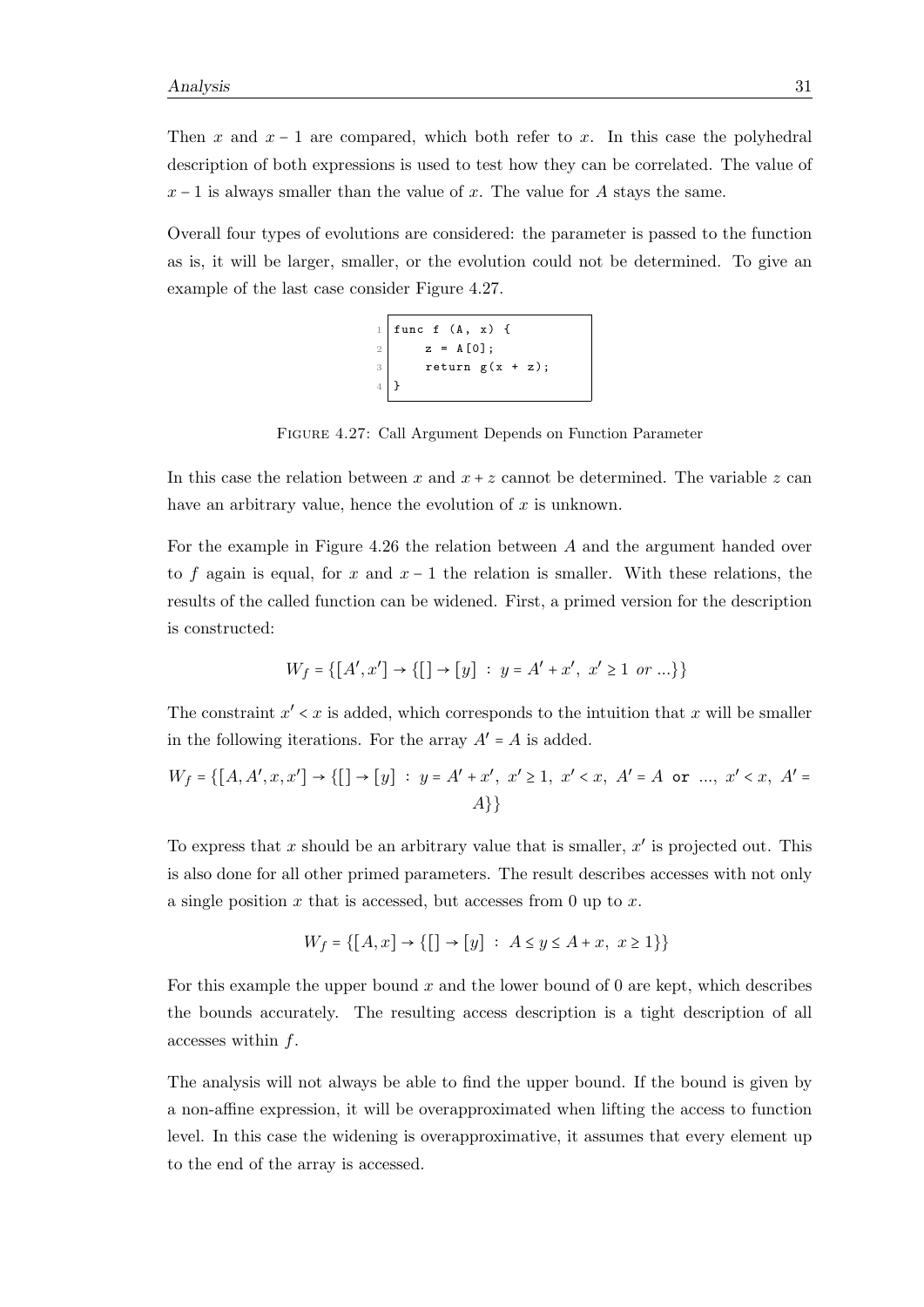Then $x$ and $x - 1$ are compared, which both refer to $x$. In this case the polyhedral description of both expressions is used to test how they can be correlated. The value of $x - 1$ is always smaller than the value of $x$. The value for $A$ stays the same.

Overall four types of evolutions are considered: the parameter is passed to the function as is, it will be larger, smaller, or the evolution could not be determined. To give an example of the last case consider Figure 4.27.

```
func f (A, x) {
    z = A[0];
    return g(x + z);
}
```

FIGURE 4.27: Call Argument Depends on Function Parameter

In this case the relation between $x$ and $x + z$ cannot be determined. The variable $z$ can have an arbitrary value, hence the evolution of $x$ is unknown.

For the example in Figure 4.26 the relation between $A$ and the argument handed over to $f$ again is equal, for $x$ and $x - 1$ the relation is smaller. With these relations, the results of the called function can be widened. First, a primed version for the description is constructed:

$$W_f = \{[A', x'] \to \{[] \to [y] \ : \ y = A' + x', \ x' \geq 1 \ or \ ...\}\}$$

The constraint $x' < x$ is added, which corresponds to the intuition that $x$ will be smaller in the following iterations. For the array $A' = A$ is added.

$$W_f = \{[A, A', x, x'] \to \{[] \to [y] \ : \ y = A' + x', \ x' \geq 1, \ x' < x, \ A' = A \ \texttt{or} \ ..., \ x' < x, \ A' = A\}\}$$

To express that $x$ should be an arbitrary value that is smaller, $x'$ is projected out. This is also done for all other primed parameters. The result describes accesses with not only a single position $x$ that is accessed, but accesses from 0 up to $x$.

$$W_f = \{[A, x] \to \{[] \to [y] \ : \ A \leq y \leq A + x, \ x \geq 1\}\}$$

For this example the upper bound $x$ and the lower bound of 0 are kept, which describes the bounds accurately. The resulting access description is a tight description of all accesses within $f$.

The analysis will not always be able to find the upper bound. If the bound is given by a non-affine expression, it will be overapproximated when lifting the access to function level. In this case the widening is overapproximative, it assumes that every element up to the end of the array is accessed.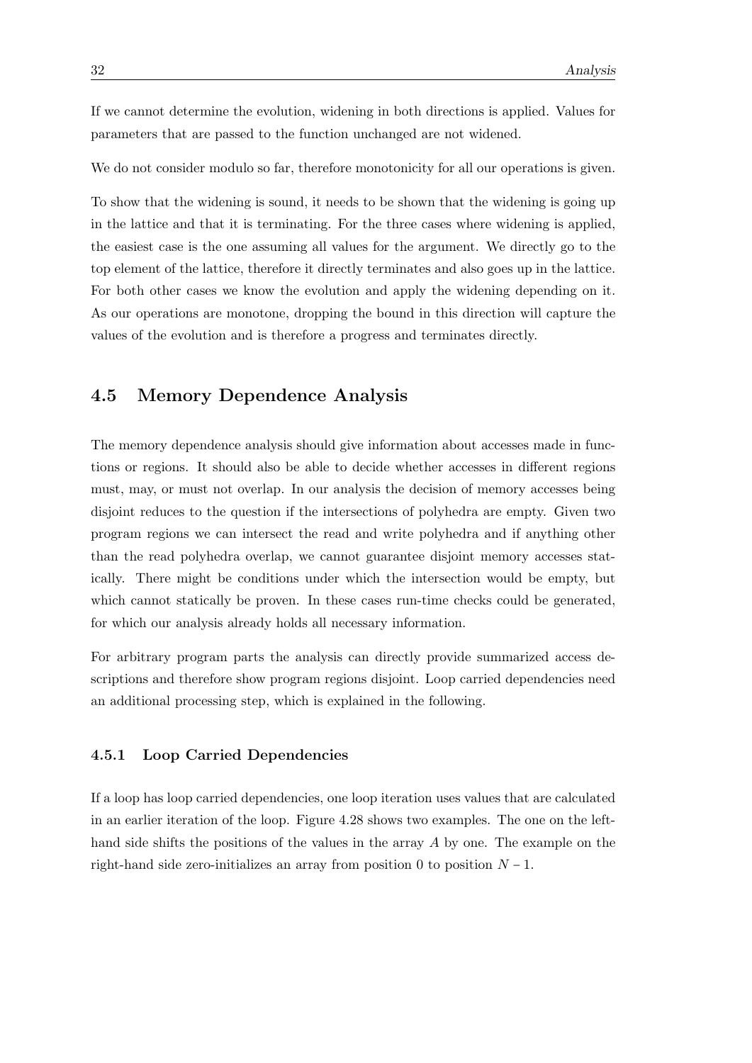If we cannot determine the evolution, widening in both directions is applied. Values for parameters that are passed to the function unchanged are not widened.

We do not consider modulo so far, therefore monotonicity for all our operations is given.

To show that the widening is sound, it needs to be shown that the widening is going up in the lattice and that it is terminating. For the three cases where widening is applied, the easiest case is the one assuming all values for the argument. We directly go to the top element of the lattice, therefore it directly terminates and also goes up in the lattice. For both other cases we know the evolution and apply the widening depending on it. As our operations are monotone, dropping the bound in this direction will capture the values of the evolution and is therefore a progress and terminates directly.

## 4.5 Memory Dependence Analysis

The memory dependence analysis should give information about accesses made in functions or regions. It should also be able to decide whether accesses in different regions must, may, or must not overlap. In our analysis the decision of memory accesses being disjoint reduces to the question if the intersections of polyhedra are empty. Given two program regions we can intersect the read and write polyhedra and if anything other than the read polyhedra overlap, we cannot guarantee disjoint memory accesses statically. There might be conditions under which the intersection would be empty, but which cannot statically be proven. In these cases run-time checks could be generated, for which our analysis already holds all necessary information.

For arbitrary program parts the analysis can directly provide summarized access descriptions and therefore show program regions disjoint. Loop carried dependencies need an additional processing step, which is explained in the following.

### 4.5.1 Loop Carried Dependencies

If a loop has loop carried dependencies, one loop iteration uses values that are calculated in an earlier iteration of the loop. Figure 4.28 shows two examples. The one on the left-hand side shifts the positions of the values in the array $A$ by one. The example on the right-hand side zero-initializes an array from position 0 to position $N - 1$.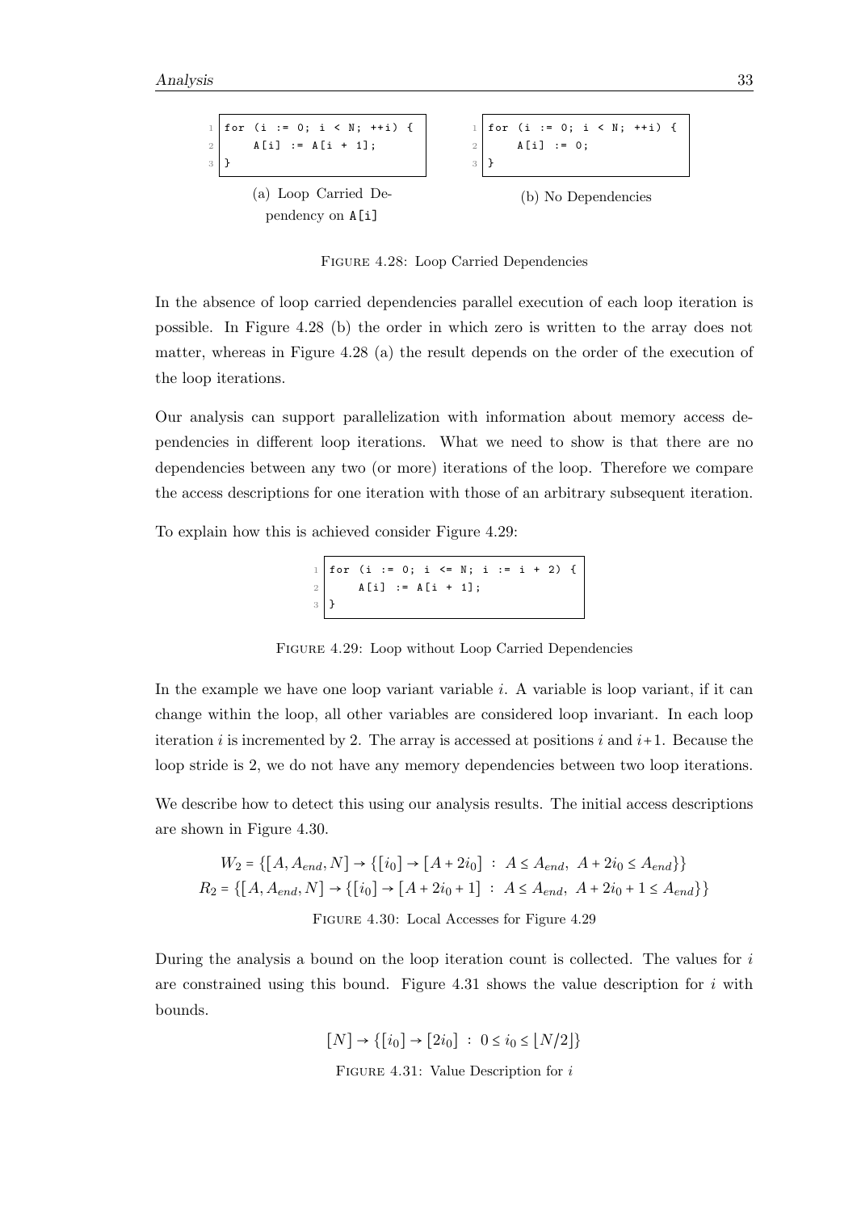```
for (i := 0; i < N; ++i) {
    A[i] := A[i + 1];
}
```

(a) Loop Carried Dependency on A[i]

```
for (i := 0; i < N; ++i) {
    A[i] := 0;
}
```

(b) No Dependencies

Figure 4.28: Loop Carried Dependencies

In the absence of loop carried dependencies parallel execution of each loop iteration is possible. In Figure 4.28 (b) the order in which zero is written to the array does not matter, whereas in Figure 4.28 (a) the result depends on the order of the execution of the loop iterations.

Our analysis can support parallelization with information about memory access dependencies in different loop iterations. What we need to show is that there are no dependencies between any two (or more) iterations of the loop. Therefore we compare the access descriptions for one iteration with those of an arbitrary subsequent iteration.

To explain how this is achieved consider Figure 4.29:

```
for (i := 0; i <= N; i := i + 2) {
    A[i] := A[i + 1];
}
```

Figure 4.29: Loop without Loop Carried Dependencies

In the example we have one loop variant variable $i$. A variable is loop variant, if it can change within the loop, all other variables are considered loop invariant. In each loop iteration $i$ is incremented by 2. The array is accessed at positions $i$ and $i+1$. Because the loop stride is 2, we do not have any memory dependencies between two loop iterations.

We describe how to detect this using our analysis results. The initial access descriptions are shown in Figure 4.30.

$$W_2 = \{[A, A_{end}, N] \rightarrow \{[i_0] \rightarrow [A + 2i_0] \ : \ A \leq A_{end}, \ A + 2i_0 \leq A_{end}\}\}$$
$$R_2 = \{[A, A_{end}, N] \rightarrow \{[i_0] \rightarrow [A + 2i_0 + 1] \ : \ A \leq A_{end}, \ A + 2i_0 + 1 \leq A_{end}\}\}$$

Figure 4.30: Local Accesses for Figure 4.29

During the analysis a bound on the loop iteration count is collected. The values for $i$ are constrained using this bound. Figure 4.31 shows the value description for $i$ with bounds.

$$[N] \rightarrow \{[i_0] \rightarrow [2i_0] \ : \ 0 \leq i_0 \leq \lfloor N/2 \rfloor\}$$

Figure 4.31: Value Description for $i$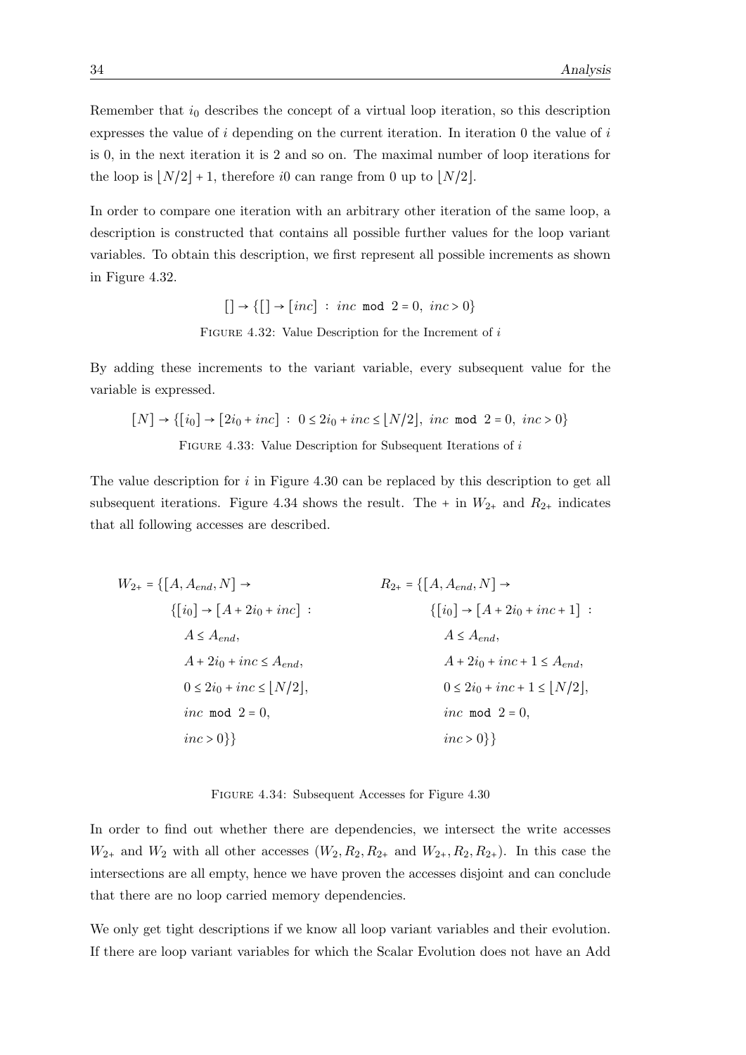Remember that $i_0$ describes the concept of a virtual loop iteration, so this description expresses the value of $i$ depending on the current iteration. In iteration 0 the value of $i$ is 0, in the next iteration it is 2 and so on. The maximal number of loop iterations for the loop is $\lfloor N/2 \rfloor + 1$, therefore $i0$ can range from 0 up to $\lfloor N/2 \rfloor$.

In order to compare one iteration with an arbitrary other iteration of the same loop, a description is constructed that contains all possible further values for the loop variant variables. To obtain this description, we first represent all possible increments as shown in Figure 4.32.

$$[] \to \{[] \to [inc] \; : \; inc \; \texttt{mod} \; 2 = 0, \; inc > 0\}$$

Figure 4.32: Value Description for the Increment of $i$

By adding these increments to the variant variable, every subsequent value for the variable is expressed.

$$[N] \to \{[i_0] \to [2i_0 + inc] \; : \; 0 \le 2i_0 + inc \le \lfloor N/2 \rfloor, \; inc \; \texttt{mod} \; 2 = 0, \; inc > 0\}$$

Figure 4.33: Value Description for Subsequent Iterations of $i$

The value description for $i$ in Figure 4.30 can be replaced by this description to get all subsequent iterations. Figure 4.34 shows the result. The + in $W_{2+}$ and $R_{2+}$ indicates that all following accesses are described.

$$
\begin{aligned}
W_{2+} = \{[A, A_{end}, N] \to \\
&\{[i_0] \to [A + 2i_0 + inc] \; : \\
&\quad A \le A_{end}, \\
&\quad A + 2i_0 + inc \le A_{end}, \\
&\quad 0 \le 2i_0 + inc \le \lfloor N/2 \rfloor, \\
&\quad inc \; \texttt{mod} \; 2 = 0, \\
&\quad inc > 0\}\}
\end{aligned}
$$

$$
\begin{aligned}
R_{2+} = \{[A, A_{end}, N] \to \\
&\{[i_0] \to [A + 2i_0 + inc + 1] \; : \\
&\quad A \le A_{end}, \\
&\quad A + 2i_0 + inc + 1 \le A_{end}, \\
&\quad 0 \le 2i_0 + inc + 1 \le \lfloor N/2 \rfloor, \\
&\quad inc \; \texttt{mod} \; 2 = 0, \\
&\quad inc > 0\}\}
\end{aligned}
$$

Figure 4.34: Subsequent Accesses for Figure 4.30

In order to find out whether there are dependencies, we intersect the write accesses $W_{2+}$ and $W_2$ with all other accesses ($W_2, R_2, R_{2+}$ and $W_{2+}, R_2, R_{2+}$). In this case the intersections are all empty, hence we have proven the accesses disjoint and can conclude that there are no loop carried memory dependencies.

We only get tight descriptions if we know all loop variant variables and their evolution. If there are loop variant variables for which the Scalar Evolution does not have an Add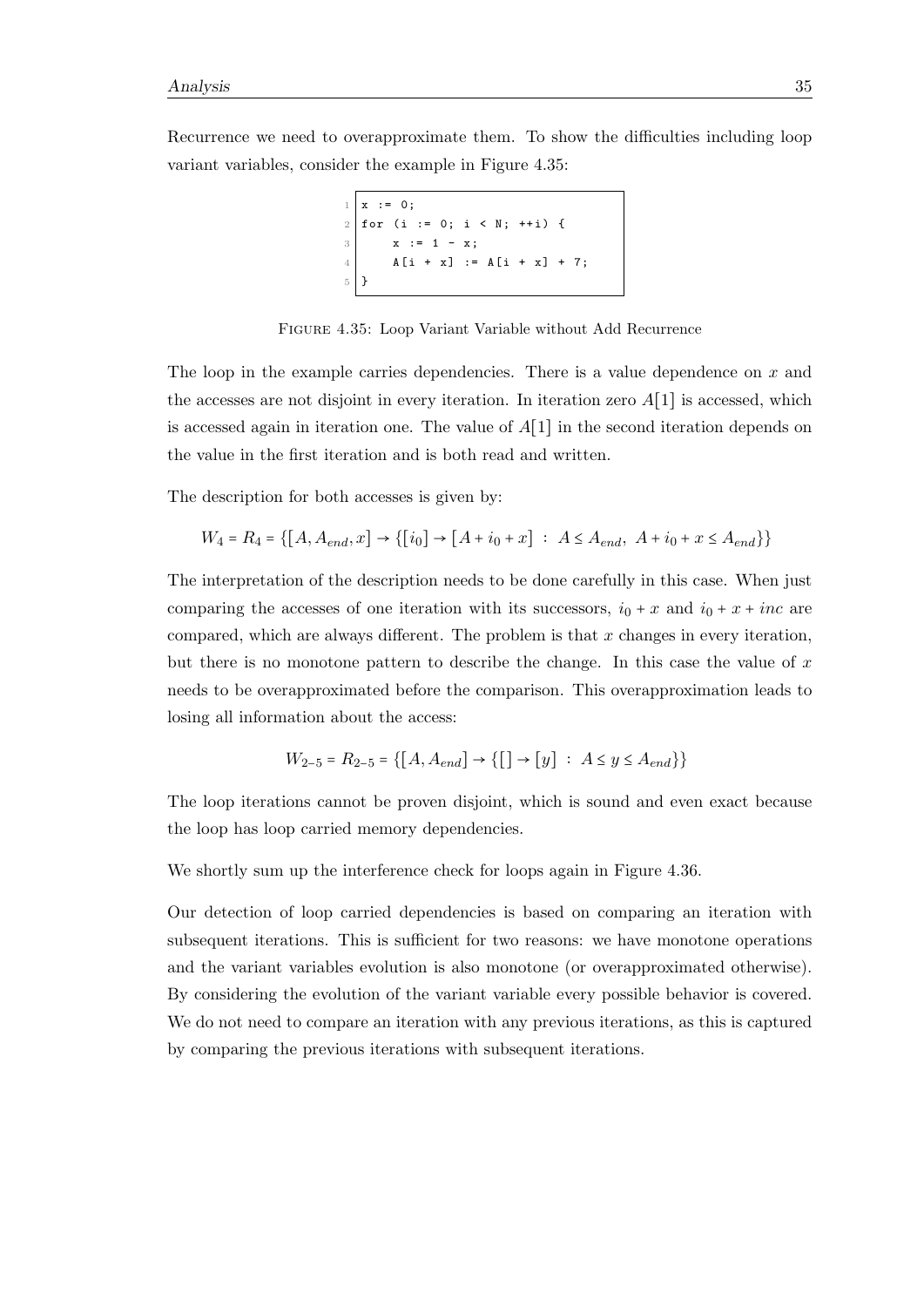Recurrence we need to overapproximate them. To show the difficulties including loop variant variables, consider the example in Figure 4.35:

```
x := 0;
for (i := 0; i < N; ++i) {
    x := 1 - x;
    A[i + x] := A[i + x] + 7;
}
```

FIGURE 4.35: Loop Variant Variable without Add Recurrence

The loop in the example carries dependencies. There is a value dependence on $x$ and the accesses are not disjoint in every iteration. In iteration zero $A[1]$ is accessed, which is accessed again in iteration one. The value of $A[1]$ in the second iteration depends on the value in the first iteration and is both read and written.

The description for both accesses is given by:

$$W_4 = R_4 = \{[A, A_{end}, x] \rightarrow \{[i_0] \rightarrow [A + i_0 + x] \;:\; A \leq A_{end},\; A + i_0 + x \leq A_{end}\}\}$$

The interpretation of the description needs to be done carefully in this case. When just comparing the accesses of one iteration with its successors, $i_0 + x$ and $i_0 + x + inc$ are compared, which are always different. The problem is that $x$ changes in every iteration, but there is no monotone pattern to describe the change. In this case the value of $x$ needs to be overapproximated before the comparison. This overapproximation leads to losing all information about the access:

$$W_{2-5} = R_{2-5} = \{[A, A_{end}] \rightarrow \{[] \rightarrow [y] \;:\; A \leq y \leq A_{end}\}\}$$

The loop iterations cannot be proven disjoint, which is sound and even exact because the loop has loop carried memory dependencies.

We shortly sum up the interference check for loops again in Figure 4.36.

Our detection of loop carried dependencies is based on comparing an iteration with subsequent iterations. This is sufficient for two reasons: we have monotone operations and the variant variables evolution is also monotone (or overapproximated otherwise). By considering the evolution of the variant variable every possible behavior is covered. We do not need to compare an iteration with any previous iterations, as this is captured by comparing the previous iterations with subsequent iterations.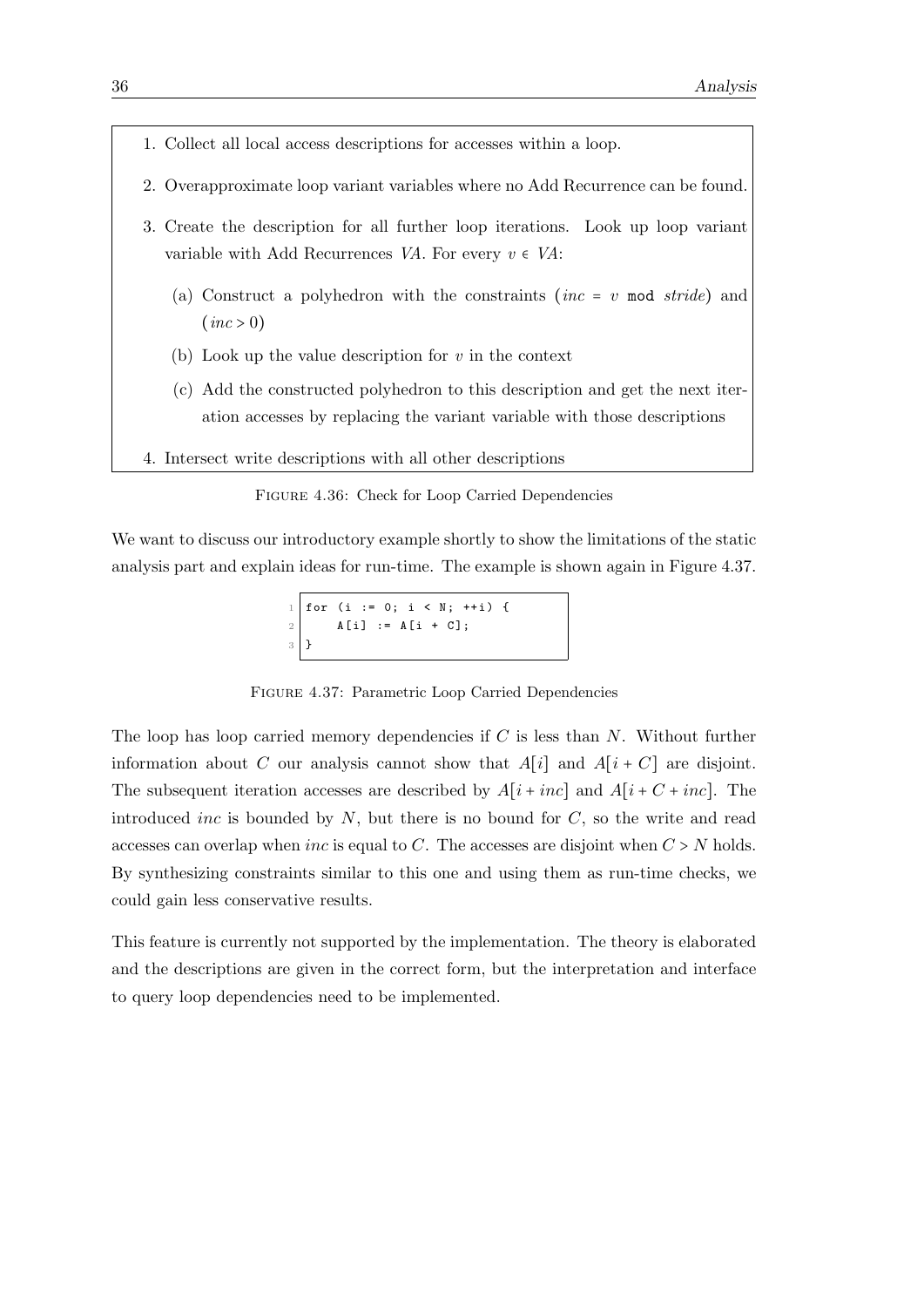1. Collect all local access descriptions for accesses within a loop.
2. Overapproximate loop variant variables where no Add Recurrence can be found.
3. Create the description for all further loop iterations. Look up loop variant variable with Add Recurrences *VA*. For every $v \in VA$:
   (a) Construct a polyhedron with the constraints ($inc = v \texttt{ mod } stride$) and ($inc > 0$)
   (b) Look up the value description for $v$ in the context
   (c) Add the constructed polyhedron to this description and get the next iteration accesses by replacing the variant variable with those descriptions
4. Intersect write descriptions with all other descriptions

Figure 4.36: Check for Loop Carried Dependencies

We want to discuss our introductory example shortly to show the limitations of the static analysis part and explain ideas for run-time. The example is shown again in Figure 4.37.

```
for (i := 0; i < N; ++i) {
    A[i] := A[i + C];
}
```

Figure 4.37: Parametric Loop Carried Dependencies

The loop has loop carried memory dependencies if $C$ is less than $N$. Without further information about $C$ our analysis cannot show that $A[i]$ and $A[i + C]$ are disjoint. The subsequent iteration accesses are described by $A[i + inc]$ and $A[i + C + inc]$. The introduced $inc$ is bounded by $N$, but there is no bound for $C$, so the write and read accesses can overlap when $inc$ is equal to $C$. The accesses are disjoint when $C > N$ holds. By synthesizing constraints similar to this one and using them as run-time checks, we could gain less conservative results.

This feature is currently not supported by the implementation. The theory is elaborated and the descriptions are given in the correct form, but the interpretation and interface to query loop dependencies need to be implemented.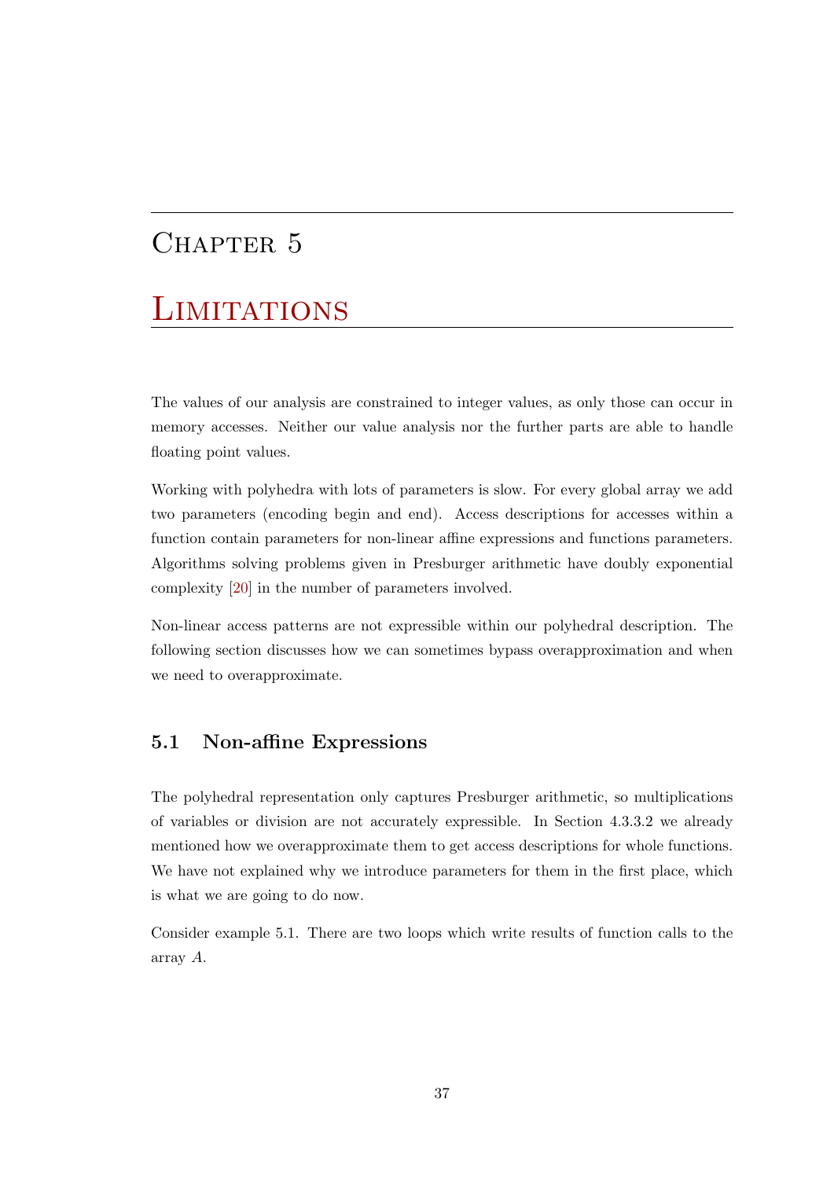# Chapter 5

# Limitations

The values of our analysis are constrained to integer values, as only those can occur in memory accesses. Neither our value analysis nor the further parts are able to handle floating point values.

Working with polyhedra with lots of parameters is slow. For every global array we add two parameters (encoding begin and end). Access descriptions for accesses within a function contain parameters for non-linear affine expressions and functions parameters. Algorithms solving problems given in Presburger arithmetic have doubly exponential complexity [20] in the number of parameters involved.

Non-linear access patterns are not expressible within our polyhedral description. The following section discusses how we can sometimes bypass overapproximation and when we need to overapproximate.

## 5.1 Non-affine Expressions

The polyhedral representation only captures Presburger arithmetic, so multiplications of variables or division are not accurately expressible. In Section 4.3.3.2 we already mentioned how we overapproximate them to get access descriptions for whole functions. We have not explained why we introduce parameters for them in the first place, which is what we are going to do now.

Consider example 5.1. There are two loops which write results of function calls to the array $A$.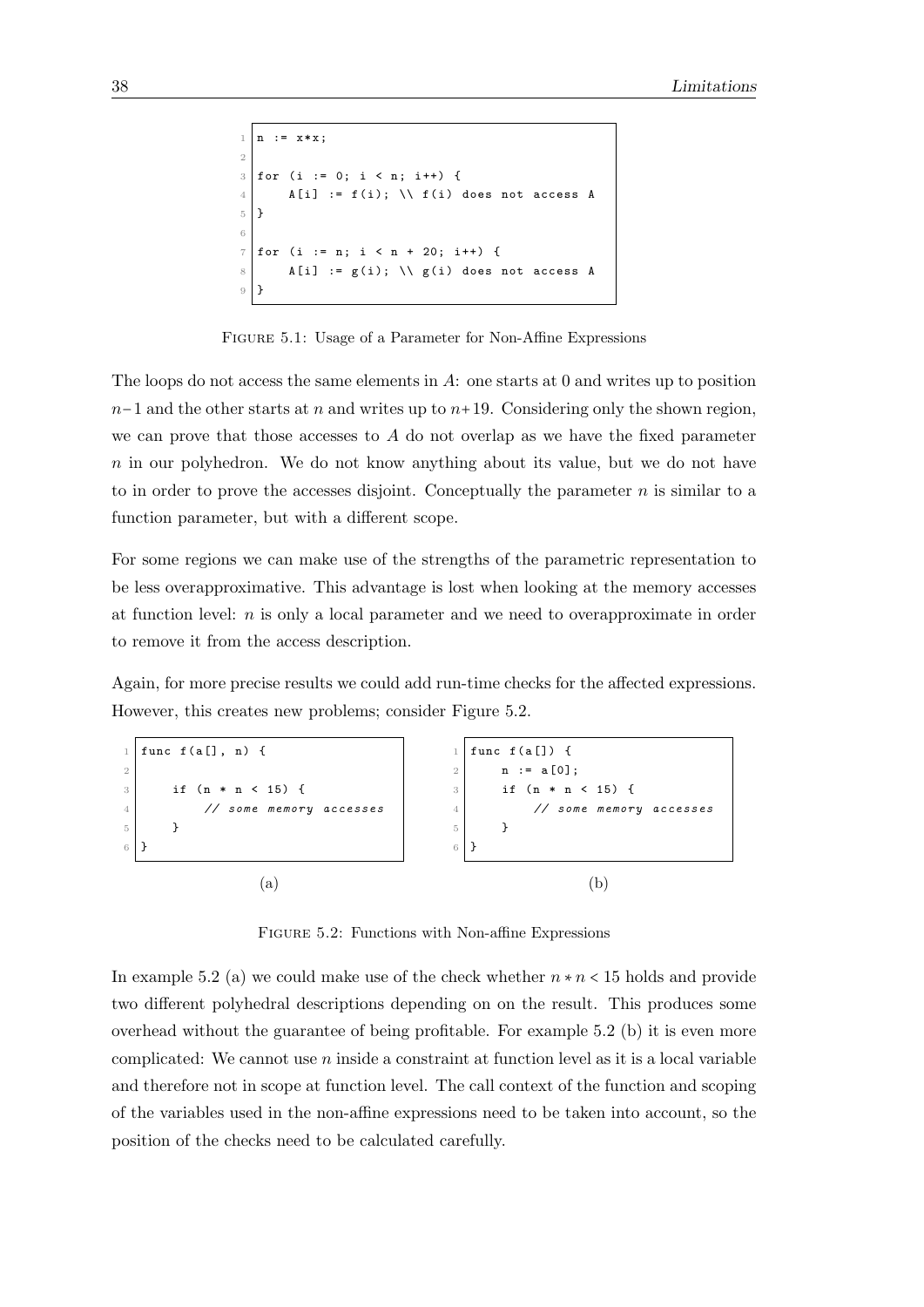```
n := x*x;

for (i := 0; i < n; i++) {
    A[i] := f(i); \\ f(i) does not access A
}

for (i := n; i < n + 20; i++) {
    A[i] := g(i); \\ g(i) does not access A
}
```

Figure 5.1: Usage of a Parameter for Non-Affine Expressions

The loops do not access the same elements in $A$: one starts at 0 and writes up to position $n-1$ and the other starts at $n$ and writes up to $n+19$. Considering only the shown region, we can prove that those accesses to $A$ do not overlap as we have the fixed parameter $n$ in our polyhedron. We do not know anything about its value, but we do not have to in order to prove the accesses disjoint. Conceptually the parameter $n$ is similar to a function parameter, but with a different scope.

For some regions we can make use of the strengths of the parametric representation to be less overapproximative. This advantage is lost when looking at the memory accesses at function level: $n$ is only a local parameter and we need to overapproximate in order to remove it from the access description.

Again, for more precise results we could add run-time checks for the affected expressions. However, this creates new problems; consider Figure 5.2.

```
func f(a[], n) {

    if (n * n < 15) {
        // some memory accesses
    }
}
```

(a)

```
func f(a[]) {
    n := a[0];
    if (n * n < 15) {
        // some memory accesses
    }
}
```

(b)

Figure 5.2: Functions with Non-affine Expressions

In example 5.2 (a) we could make use of the check whether $n * n < 15$ holds and provide two different polyhedral descriptions depending on on the result. This produces some overhead without the guarantee of being profitable. For example 5.2 (b) it is even more complicated: We cannot use $n$ inside a constraint at function level as it is a local variable and therefore not in scope at function level. The call context of the function and scoping of the variables used in the non-affine expressions need to be taken into account, so the position of the checks need to be calculated carefully.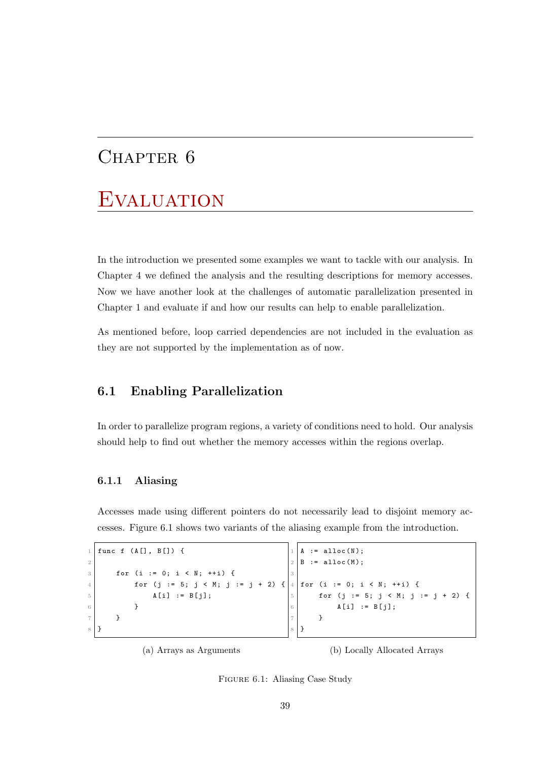# Chapter 6

# Evaluation

In the introduction we presented some examples we want to tackle with our analysis. In Chapter 4 we defined the analysis and the resulting descriptions for memory accesses. Now we have another look at the challenges of automatic parallelization presented in Chapter 1 and evaluate if and how our results can help to enable parallelization.

As mentioned before, loop carried dependencies are not included in the evaluation as they are not supported by the implementation as of now.

## 6.1 Enabling Parallelization

In order to parallelize program regions, a variety of conditions need to hold. Our analysis should help to find out whether the memory accesses within the regions overlap.

### 6.1.1 Aliasing

Accesses made using different pointers do not necessarily lead to disjoint memory accesses. Figure 6.1 shows two variants of the aliasing example from the introduction.

```
func f (A[], B[]) {

    for (i := 0; i < N; ++i) {
        for (j := 5; j < M; j := j + 2) {
            A[i] := B[j];
        }
    }
}
```

(a) Arrays as Arguments

```
A := alloc(N);
B := alloc(M);

for (i := 0; i < N; ++i) {
    for (j := 5; j < M; j := j + 2) {
        A[i] := B[j];
    }
}
```

(b) Locally Allocated Arrays

Figure 6.1: Aliasing Case Study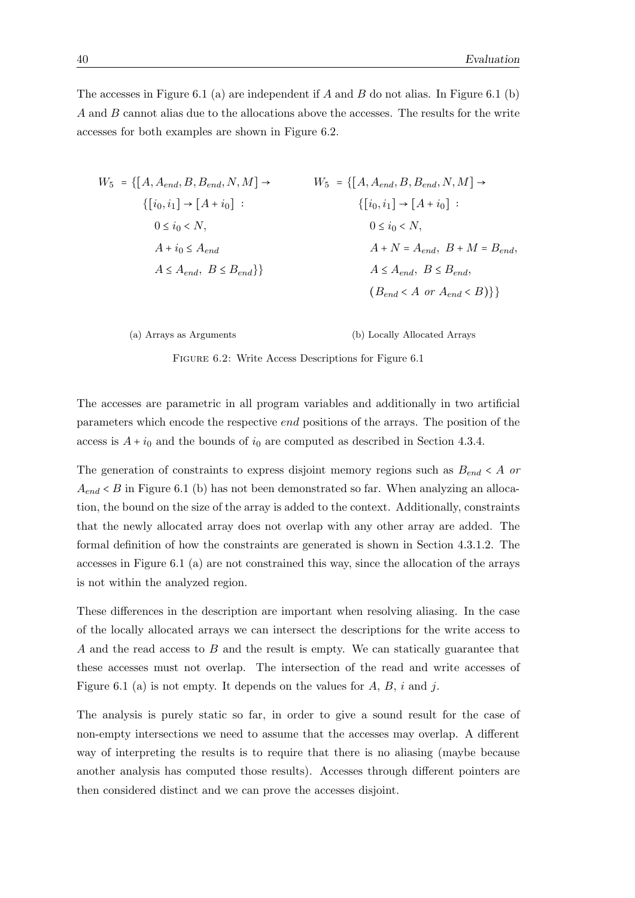The accesses in Figure 6.1 (a) are independent if $A$ and $B$ do not alias. In Figure 6.1 (b) $A$ and $B$ cannot alias due to the allocations above the accesses. The results for the write accesses for both examples are shown in Figure 6.2.

$$
\begin{aligned}
W_5 = \{[A, A_{end}, B, B_{end}, N, M] \rightarrow \\
\{[i_0, i_1] \rightarrow [A + i_0] \; : \\
0 \leq i_0 < N, \\
A + i_0 \leq A_{end} \\
A \leq A_{end},\; B \leq B_{end}\}\}
\end{aligned}
$$

(a) Arrays as Arguments

$$
\begin{aligned}
W_5 = \{[A, A_{end}, B, B_{end}, N, M] \rightarrow \\
\{[i_0, i_1] \rightarrow [A + i_0] \; : \\
0 \leq i_0 < N, \\
A + N = A_{end},\; B + M = B_{end}, \\
A \leq A_{end},\; B \leq B_{end}, \\
(B_{end} < A \;\; or \;\; A_{end} < B)\}\}
\end{aligned}
$$

(b) Locally Allocated Arrays

Figure 6.2: Write Access Descriptions for Figure 6.1

The accesses are parametric in all program variables and additionally in two artificial parameters which encode the respective *end* positions of the arrays. The position of the access is $A + i_0$ and the bounds of $i_0$ are computed as described in Section 4.3.4.

The generation of constraints to express disjoint memory regions such as $B_{end} < A$ *or* $A_{end} < B$ in Figure 6.1 (b) has not been demonstrated so far. When analyzing an allocation, the bound on the size of the array is added to the context. Additionally, constraints that the newly allocated array does not overlap with any other array are added. The formal definition of how the constraints are generated is shown in Section 4.3.1.2. The accesses in Figure 6.1 (a) are not constrained this way, since the allocation of the arrays is not within the analyzed region.

These differences in the description are important when resolving aliasing. In the case of the locally allocated arrays we can intersect the descriptions for the write access to $A$ and the read access to $B$ and the result is empty. We can statically guarantee that these accesses must not overlap. The intersection of the read and write accesses of Figure 6.1 (a) is not empty. It depends on the values for $A$, $B$, $i$ and $j$.

The analysis is purely static so far, in order to give a sound result for the case of non-empty intersections we need to assume that the accesses may overlap. A different way of interpreting the results is to require that there is no aliasing (maybe because another analysis has computed those results). Accesses through different pointers are then considered distinct and we can prove the accesses disjoint.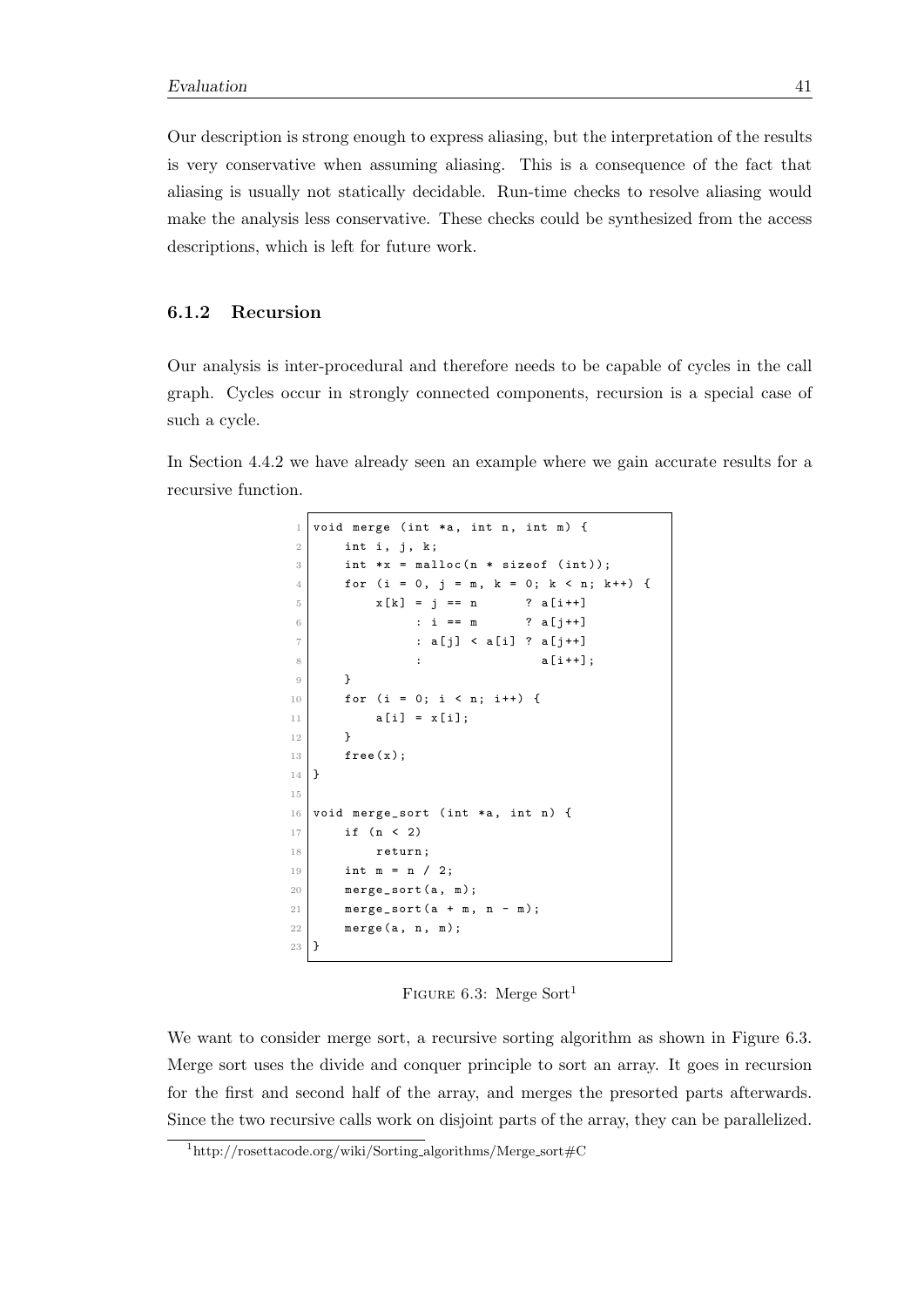Our description is strong enough to express aliasing, but the interpretation of the results is very conservative when assuming aliasing. This is a consequence of the fact that aliasing is usually not statically decidable. Run-time checks to resolve aliasing would make the analysis less conservative. These checks could be synthesized from the access descriptions, which is left for future work.

### 6.1.2 Recursion

Our analysis is inter-procedural and therefore needs to be capable of cycles in the call graph. Cycles occur in strongly connected components, recursion is a special case of such a cycle.

In Section 4.4.2 we have already seen an example where we gain accurate results for a recursive function.

```
void merge (int *a, int n, int m) {
    int i, j, k;
    int *x = malloc(n * sizeof (int));
    for (i = 0, j = m, k = 0; k < n; k++) {
        x[k] = j == n       ? a[i++]
             : i == m       ? a[j++]
             : a[j] < a[i] ? a[j++]
             :               a[i++];
    }
    for (i = 0; i < n; i++) {
        a[i] = x[i];
    }
    free(x);
}

void merge_sort (int *a, int n) {
    if (n < 2)
        return;
    int m = n / 2;
    merge_sort(a, m);
    merge_sort(a + m, n - m);
    merge(a, n, m);
}
```

FIGURE 6.3: Merge Sort[1]

We want to consider merge sort, a recursive sorting algorithm as shown in Figure 6.3. Merge sort uses the divide and conquer principle to sort an array. It goes in recursion for the first and second half of the array, and merges the presorted parts afterwards. Since the two recursive calls work on disjoint parts of the array, they can be parallelized.

[1]http://rosettacode.org/wiki/Sorting_algorithms/Merge_sort#C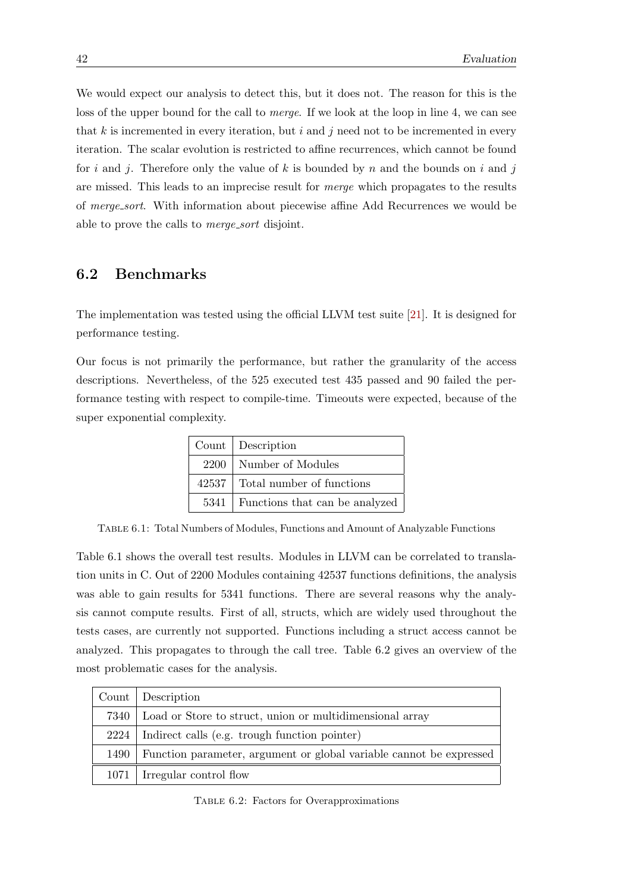We would expect our analysis to detect this, but it does not. The reason for this is the loss of the upper bound for the call to *merge*. If we look at the loop in line 4, we can see that $k$ is incremented in every iteration, but $i$ and $j$ need not to be incremented in every iteration. The scalar evolution is restricted to affine recurrences, which cannot be found for $i$ and $j$. Therefore only the value of $k$ is bounded by $n$ and the bounds on $i$ and $j$ are missed. This leads to an imprecise result for *merge* which propagates to the results of *merge_sort*. With information about piecewise affine Add Recurrences we would be able to prove the calls to *merge_sort* disjoint.

## 6.2 Benchmarks

The implementation was tested using the official LLVM test suite [21]. It is designed for performance testing.

Our focus is not primarily the performance, but rather the granularity of the access descriptions. Nevertheless, of the 525 executed test 435 passed and 90 failed the performance testing with respect to compile-time. Timeouts were expected, because of the super exponential complexity.

| Count | Description |
|---|---|
| 2200 | Number of Modules |
| 42537 | Total number of functions |
| 5341 | Functions that can be analyzed |

Table 6.1: Total Numbers of Modules, Functions and Amount of Analyzable Functions

Table 6.1 shows the overall test results. Modules in LLVM can be correlated to translation units in C. Out of 2200 Modules containing 42537 functions definitions, the analysis was able to gain results for 5341 functions. There are several reasons why the analysis cannot compute results. First of all, structs, which are widely used throughout the tests cases, are currently not supported. Functions including a struct access cannot be analyzed. This propagates to through the call tree. Table 6.2 gives an overview of the most problematic cases for the analysis.

| Count | Description |
|---|---|
| 7340 | Load or Store to struct, union or multidimensional array |
| 2224 | Indirect calls (e.g. trough function pointer) |
| 1490 | Function parameter, argument or global variable cannot be expressed |
| 1071 | Irregular control flow |

Table 6.2: Factors for Overapproximations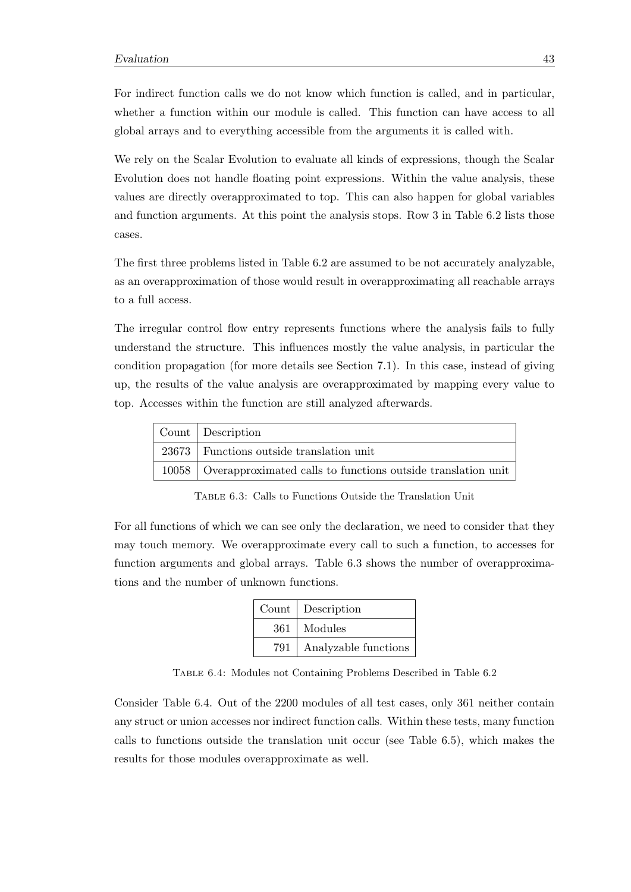For indirect function calls we do not know which function is called, and in particular, whether a function within our module is called. This function can have access to all global arrays and to everything accessible from the arguments it is called with.

We rely on the Scalar Evolution to evaluate all kinds of expressions, though the Scalar Evolution does not handle floating point expressions. Within the value analysis, these values are directly overapproximated to top. This can also happen for global variables and function arguments. At this point the analysis stops. Row 3 in Table 6.2 lists those cases.

The first three problems listed in Table 6.2 are assumed to be not accurately analyzable, as an overapproximation of those would result in overapproximating all reachable arrays to a full access.

The irregular control flow entry represents functions where the analysis fails to fully understand the structure. This influences mostly the value analysis, in particular the condition propagation (for more details see Section 7.1). In this case, instead of giving up, the results of the value analysis are overapproximated by mapping every value to top. Accesses within the function are still analyzed afterwards.

| Count | Description |
|---|---|
| 23673 | Functions outside translation unit |
| 10058 | Overapproximated calls to functions outside translation unit |

Table 6.3: Calls to Functions Outside the Translation Unit

For all functions of which we can see only the declaration, we need to consider that they may touch memory. We overapproximate every call to such a function, to accesses for function arguments and global arrays. Table 6.3 shows the number of overapproximations and the number of unknown functions.

| Count | Description |
|---|---|
| 361 | Modules |
| 791 | Analyzable functions |

Table 6.4: Modules not Containing Problems Described in Table 6.2

Consider Table 6.4. Out of the 2200 modules of all test cases, only 361 neither contain any struct or union accesses nor indirect function calls. Within these tests, many function calls to functions outside the translation unit occur (see Table 6.5), which makes the results for those modules overapproximate as well.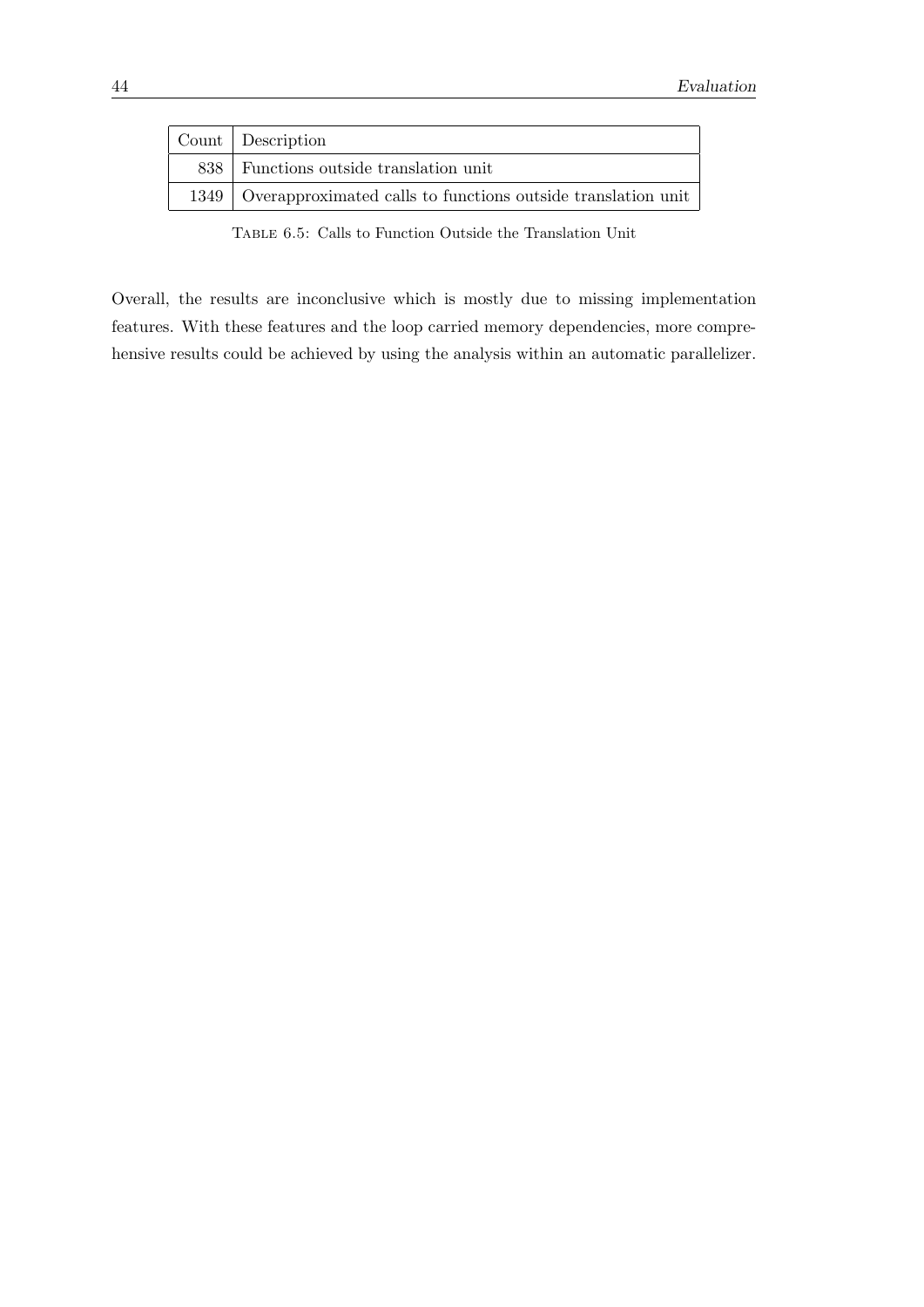| Count | Description |
|---|---|
| 838 | Functions outside translation unit |
| 1349 | Overapproximated calls to functions outside translation unit |

Table 6.5: Calls to Function Outside the Translation Unit

Overall, the results are inconclusive which is mostly due to missing implementation features. With these features and the loop carried memory dependencies, more comprehensive results could be achieved by using the analysis within an automatic parallelizer.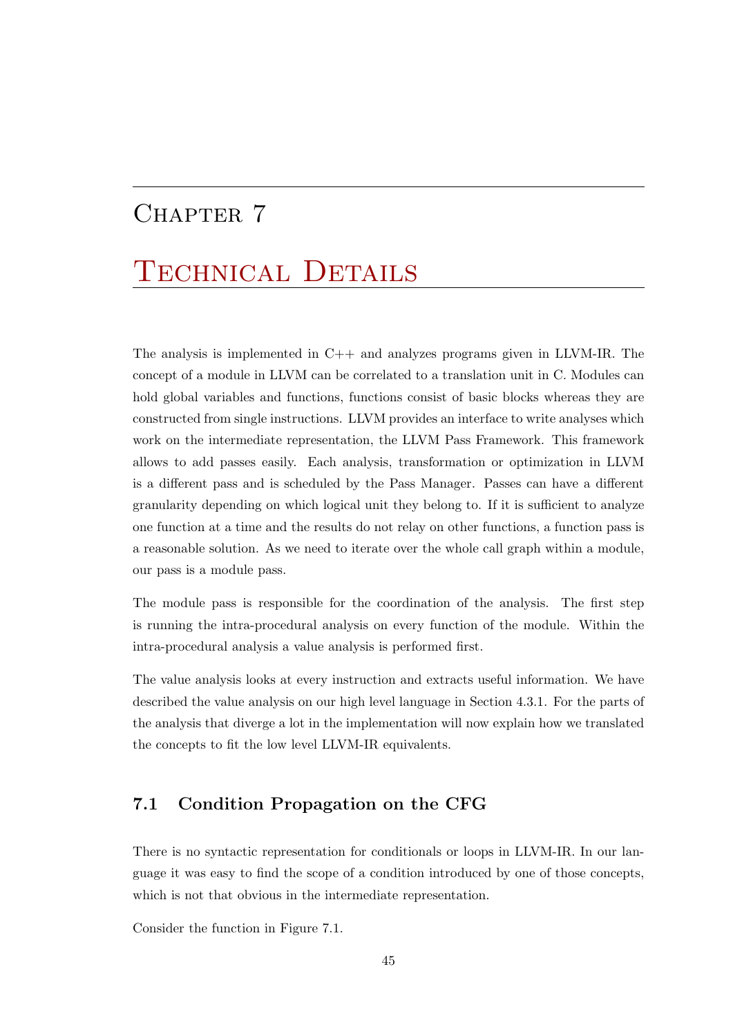# Chapter 7

# Technical Details

The analysis is implemented in C++ and analyzes programs given in LLVM-IR. The concept of a module in LLVM can be correlated to a translation unit in C. Modules can hold global variables and functions, functions consist of basic blocks whereas they are constructed from single instructions. LLVM provides an interface to write analyses which work on the intermediate representation, the LLVM Pass Framework. This framework allows to add passes easily. Each analysis, transformation or optimization in LLVM is a different pass and is scheduled by the Pass Manager. Passes can have a different granularity depending on which logical unit they belong to. If it is sufficient to analyze one function at a time and the results do not relay on other functions, a function pass is a reasonable solution. As we need to iterate over the whole call graph within a module, our pass is a module pass.

The module pass is responsible for the coordination of the analysis. The first step is running the intra-procedural analysis on every function of the module. Within the intra-procedural analysis a value analysis is performed first.

The value analysis looks at every instruction and extracts useful information. We have described the value analysis on our high level language in Section 4.3.1. For the parts of the analysis that diverge a lot in the implementation will now explain how we translated the concepts to fit the low level LLVM-IR equivalents.

## 7.1 Condition Propagation on the CFG

There is no syntactic representation for conditionals or loops in LLVM-IR. In our language it was easy to find the scope of a condition introduced by one of those concepts, which is not that obvious in the intermediate representation.

Consider the function in Figure 7.1.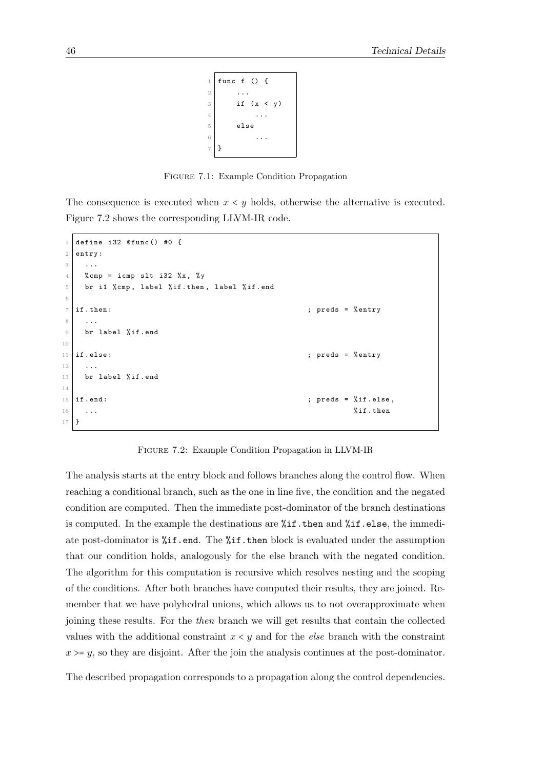```
func f () {
    ...
    if (x < y)
        ...
    else
        ...
}
```

Figure 7.1: Example Condition Propagation

The consequence is executed when $x < y$ holds, otherwise the alternative is executed. Figure 7.2 shows the corresponding LLVM-IR code.

```
define i32 @func() #0 {
entry:
  ...
  %cmp = icmp slt i32 %x, %y
  br i1 %cmp, label %if.then, label %if.end

if.then:                                          ; preds = %entry
  ...
  br label %if.end

if.else:                                          ; preds = %entry
  ...
  br label %if.end

if.end:                                           ; preds = %if.else,
  ...                                                     %if.then
}
```

Figure 7.2: Example Condition Propagation in LLVM-IR

The analysis starts at the entry block and follows branches along the control flow. When reaching a conditional branch, such as the one in line five, the condition and the negated condition are computed. Then the immediate post-dominator of the branch destinations is computed. In the example the destinations are `%if.then` and `%if.else`, the immediate post-dominator is `%if.end`. The `%if.then` block is evaluated under the assumption that our condition holds, analogously for the else branch with the negated condition. The algorithm for this computation is recursive which resolves nesting and the scoping of the conditions. After both branches have computed their results, they are joined. Remember that we have polyhedral unions, which allows us to not overapproximate when joining these results. For the *then* branch we will get results that contain the collected values with the additional constraint $x < y$ and for the *else* branch with the constraint $x >= y$, so they are disjoint. After the join the analysis continues at the post-dominator.

The described propagation corresponds to a propagation along the control dependencies.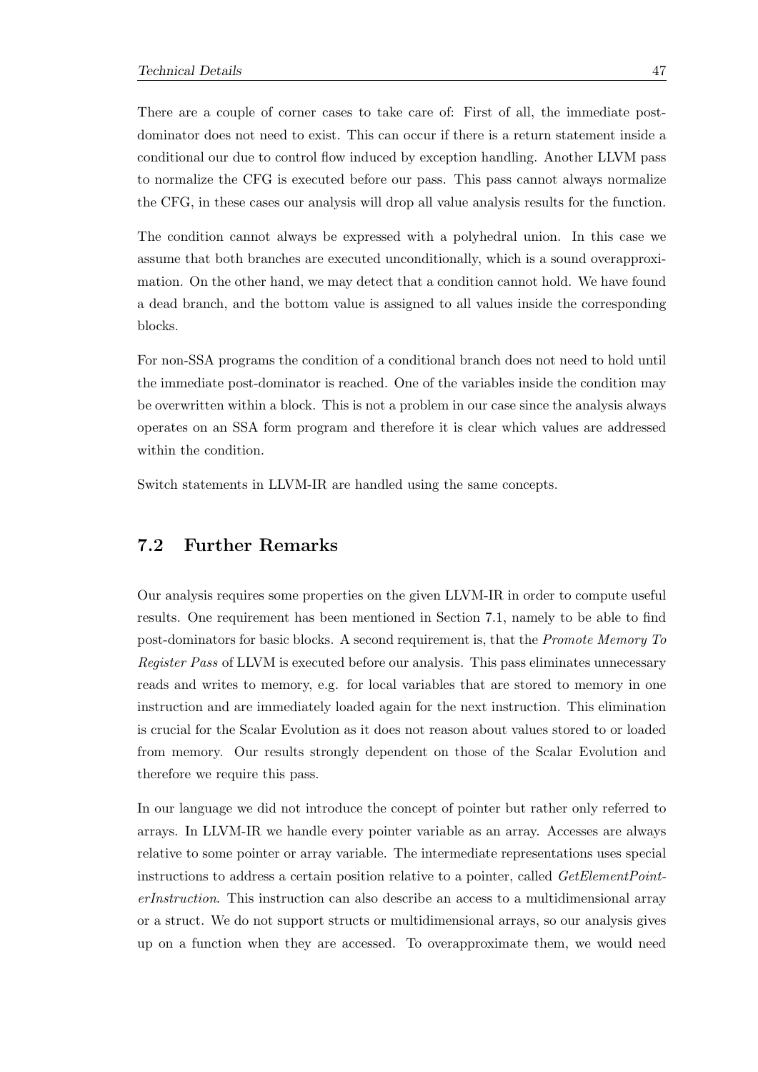There are a couple of corner cases to take care of: First of all, the immediate post-dominator does not need to exist. This can occur if there is a return statement inside a conditional our due to control flow induced by exception handling. Another LLVM pass to normalize the CFG is executed before our pass. This pass cannot always normalize the CFG, in these cases our analysis will drop all value analysis results for the function.

The condition cannot always be expressed with a polyhedral union. In this case we assume that both branches are executed unconditionally, which is a sound overapproximation. On the other hand, we may detect that a condition cannot hold. We have found a dead branch, and the bottom value is assigned to all values inside the corresponding blocks.

For non-SSA programs the condition of a conditional branch does not need to hold until the immediate post-dominator is reached. One of the variables inside the condition may be overwritten within a block. This is not a problem in our case since the analysis always operates on an SSA form program and therefore it is clear which values are addressed within the condition.

Switch statements in LLVM-IR are handled using the same concepts.

## 7.2 Further Remarks

Our analysis requires some properties on the given LLVM-IR in order to compute useful results. One requirement has been mentioned in Section 7.1, namely to be able to find post-dominators for basic blocks. A second requirement is, that the *Promote Memory To Register Pass* of LLVM is executed before our analysis. This pass eliminates unnecessary reads and writes to memory, e.g. for local variables that are stored to memory in one instruction and are immediately loaded again for the next instruction. This elimination is crucial for the Scalar Evolution as it does not reason about values stored to or loaded from memory. Our results strongly dependent on those of the Scalar Evolution and therefore we require this pass.

In our language we did not introduce the concept of pointer but rather only referred to arrays. In LLVM-IR we handle every pointer variable as an array. Accesses are always relative to some pointer or array variable. The intermediate representations uses special instructions to address a certain position relative to a pointer, called *GetElementPointerInstruction*. This instruction can also describe an access to a multidimensional array or a struct. We do not support structs or multidimensional arrays, so our analysis gives up on a function when they are accessed. To overapproximate them, we would need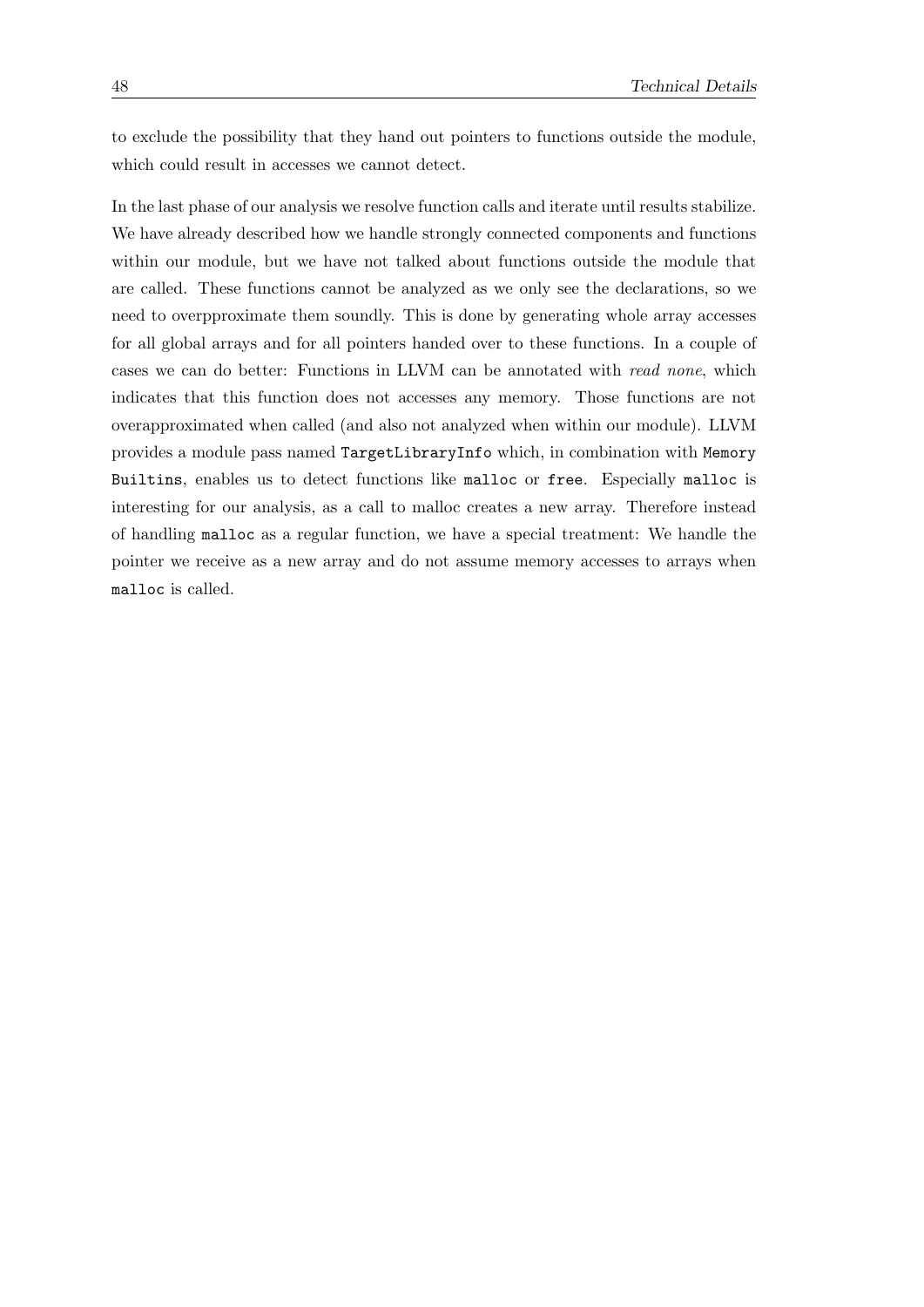to exclude the possibility that they hand out pointers to functions outside the module, which could result in accesses we cannot detect.

In the last phase of our analysis we resolve function calls and iterate until results stabilize. We have already described how we handle strongly connected components and functions within our module, but we have not talked about functions outside the module that are called. These functions cannot be analyzed as we only see the declarations, so we need to overpproximate them soundly. This is done by generating whole array accesses for all global arrays and for all pointers handed over to these functions. In a couple of cases we can do better: Functions in LLVM can be annotated with *read none*, which indicates that this function does not accesses any memory. Those functions are not overapproximated when called (and also not analyzed when within our module). LLVM provides a module pass named `TargetLibraryInfo` which, in combination with `Memory Builtins`, enables us to detect functions like `malloc` or `free`. Especially `malloc` is interesting for our analysis, as a call to malloc creates a new array. Therefore instead of handling `malloc` as a regular function, we have a special treatment: We handle the pointer we receive as a new array and do not assume memory accesses to arrays when `malloc` is called.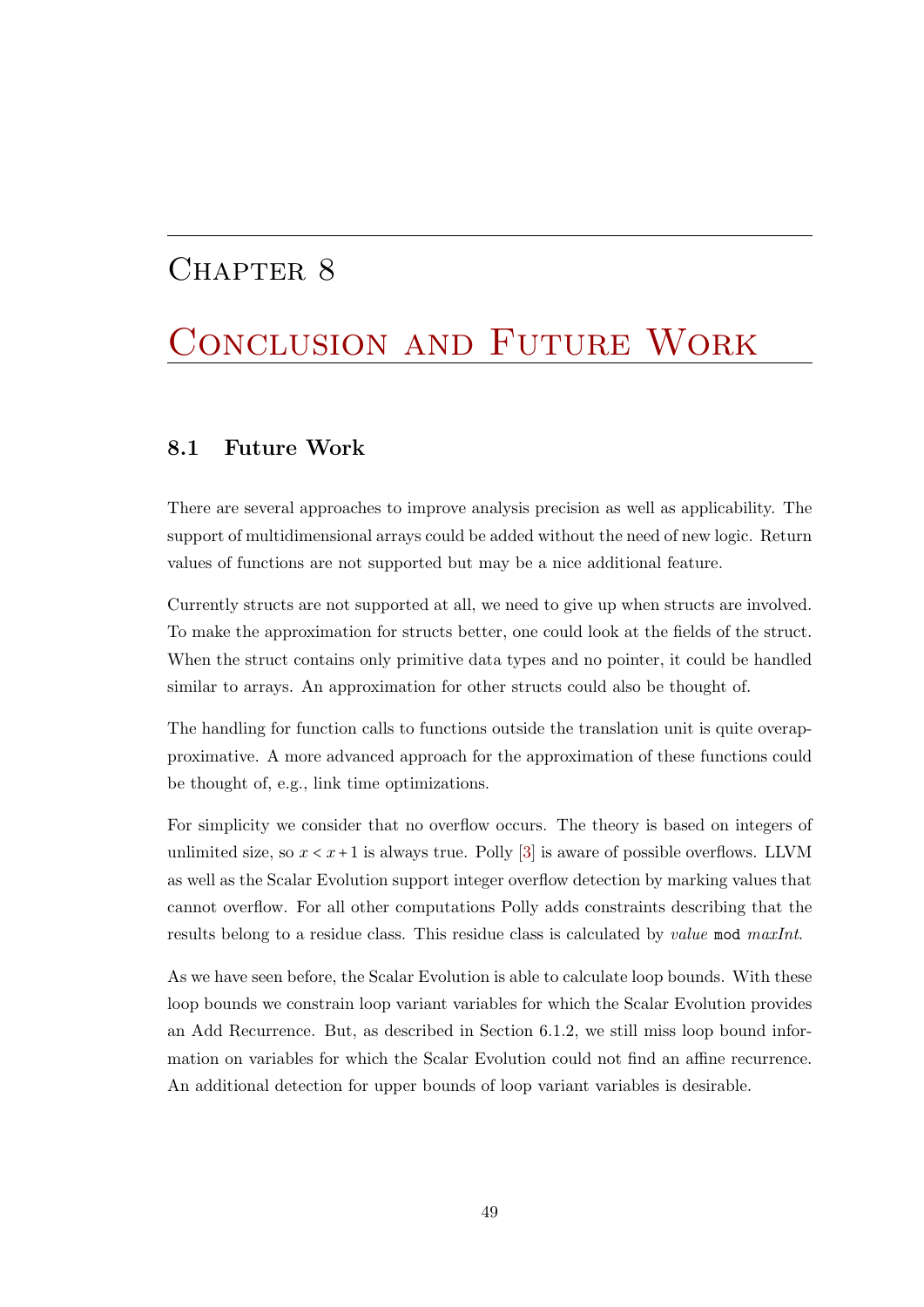# Chapter 8

# Conclusion and Future Work

## 8.1 Future Work

There are several approaches to improve analysis precision as well as applicability. The support of multidimensional arrays could be added without the need of new logic. Return values of functions are not supported but may be a nice additional feature.

Currently structs are not supported at all, we need to give up when structs are involved. To make the approximation for structs better, one could look at the fields of the struct. When the struct contains only primitive data types and no pointer, it could be handled similar to arrays. An approximation for other structs could also be thought of.

The handling for function calls to functions outside the translation unit is quite overapproximative. A more advanced approach for the approximation of these functions could be thought of, e.g., link time optimizations.

For simplicity we consider that no overflow occurs. The theory is based on integers of unlimited size, so $x < x + 1$ is always true. Polly [3] is aware of possible overflows. LLVM as well as the Scalar Evolution support integer overflow detection by marking values that cannot overflow. For all other computations Polly adds constraints describing that the results belong to a residue class. This residue class is calculated by *value* `mod` *maxInt*.

As we have seen before, the Scalar Evolution is able to calculate loop bounds. With these loop bounds we constrain loop variant variables for which the Scalar Evolution provides an Add Recurrence. But, as described in Section 6.1.2, we still miss loop bound information on variables for which the Scalar Evolution could not find an affine recurrence. An additional detection for upper bounds of loop variant variables is desirable.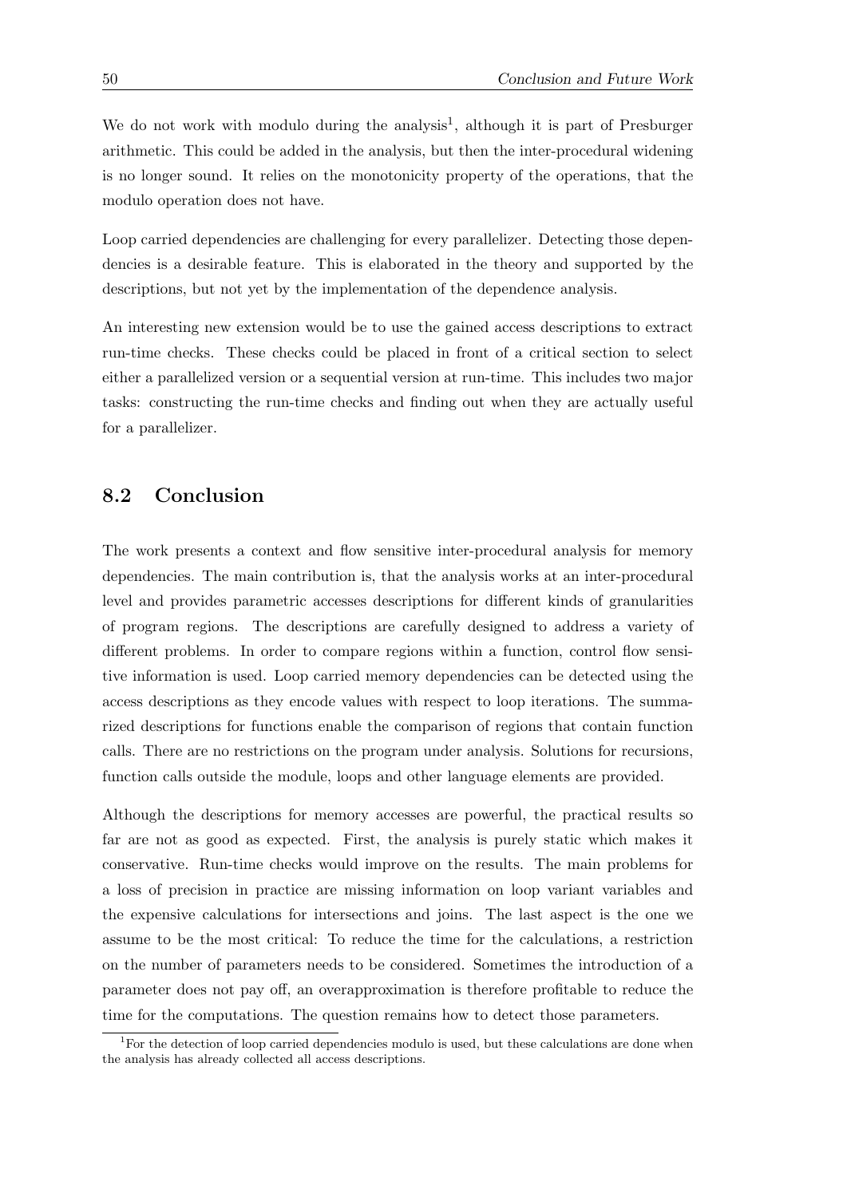We do not work with modulo during the analysis[1], although it is part of Presburger arithmetic. This could be added in the analysis, but then the inter-procedural widening is no longer sound. It relies on the monotonicity property of the operations, that the modulo operation does not have.

Loop carried dependencies are challenging for every parallelizer. Detecting those dependencies is a desirable feature. This is elaborated in the theory and supported by the descriptions, but not yet by the implementation of the dependence analysis.

An interesting new extension would be to use the gained access descriptions to extract run-time checks. These checks could be placed in front of a critical section to select either a parallelized version or a sequential version at run-time. This includes two major tasks: constructing the run-time checks and finding out when they are actually useful for a parallelizer.

## 8.2 Conclusion

The work presents a context and flow sensitive inter-procedural analysis for memory dependencies. The main contribution is, that the analysis works at an inter-procedural level and provides parametric accesses descriptions for different kinds of granularities of program regions. The descriptions are carefully designed to address a variety of different problems. In order to compare regions within a function, control flow sensitive information is used. Loop carried memory dependencies can be detected using the access descriptions as they encode values with respect to loop iterations. The summarized descriptions for functions enable the comparison of regions that contain function calls. There are no restrictions on the program under analysis. Solutions for recursions, function calls outside the module, loops and other language elements are provided.

Although the descriptions for memory accesses are powerful, the practical results so far are not as good as expected. First, the analysis is purely static which makes it conservative. Run-time checks would improve on the results. The main problems for a loss of precision in practice are missing information on loop variant variables and the expensive calculations for intersections and joins. The last aspect is the one we assume to be the most critical: To reduce the time for the calculations, a restriction on the number of parameters needs to be considered. Sometimes the introduction of a parameter does not pay off, an overapproximation is therefore profitable to reduce the time for the computations. The question remains how to detect those parameters.

[1] For the detection of loop carried dependencies modulo is used, but these calculations are done when the analysis has already collected all access descriptions.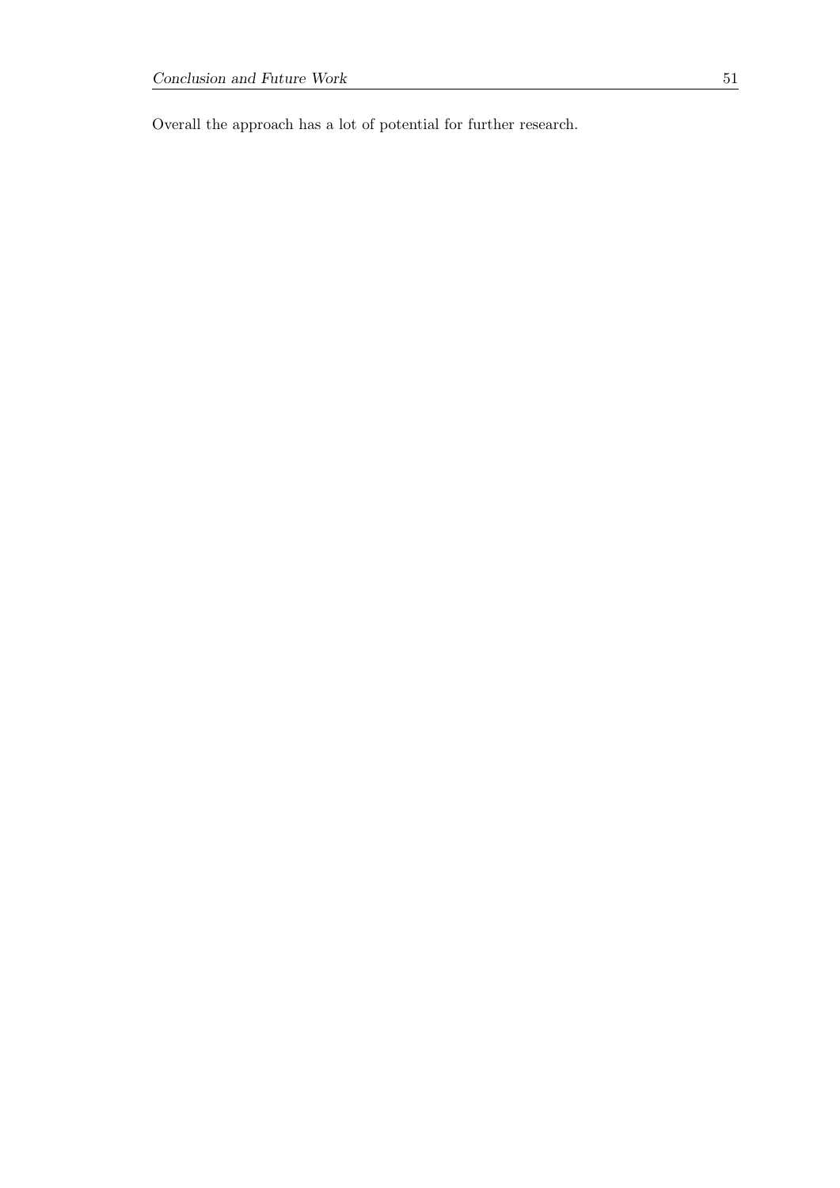Overall the approach has a lot of potential for further research.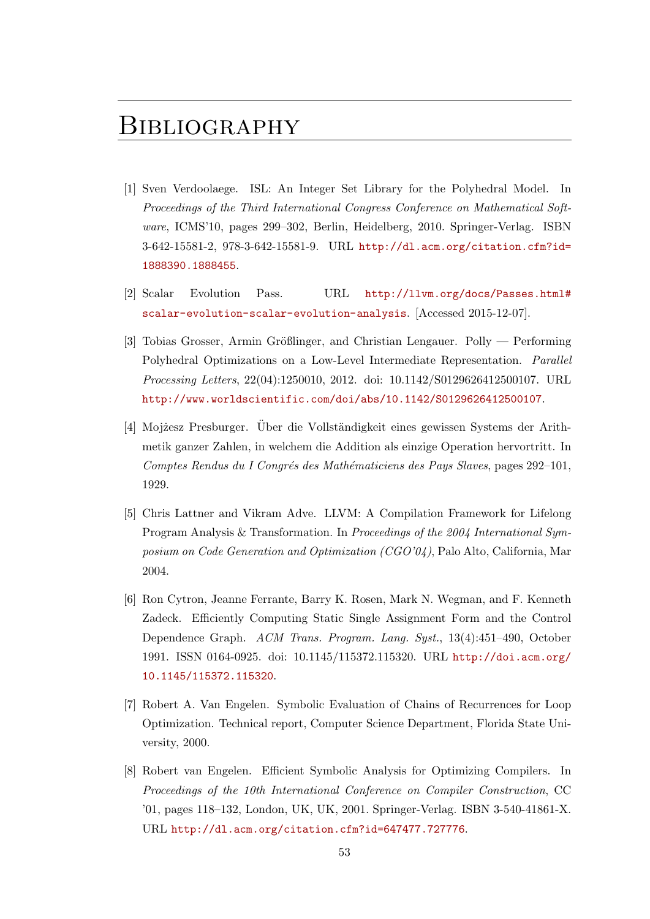# Bibliography

[1] Sven Verdoolaege. ISL: An Integer Set Library for the Polyhedral Model. In *Proceedings of the Third International Congress Conference on Mathematical Software*, ICMS'10, pages 299–302, Berlin, Heidelberg, 2010. Springer-Verlag. ISBN 3-642-15581-2, 978-3-642-15581-9. URL http://dl.acm.org/citation.cfm?id=1888390.1888455.

[2] Scalar Evolution Pass. URL http://llvm.org/docs/Passes.html#scalar-evolution-scalar-evolution-analysis. [Accessed 2015-12-07].

[3] Tobias Grosser, Armin Größlinger, and Christian Lengauer. Polly — Performing Polyhedral Optimizations on a Low-Level Intermediate Representation. *Parallel Processing Letters*, 22(04):1250010, 2012. doi: 10.1142/S0129626412500107. URL http://www.worldscientific.com/doi/abs/10.1142/S0129626412500107.

[4] Mojżesz Presburger. Über die Vollständigkeit eines gewissen Systems der Arithmetik ganzer Zahlen, in welchem die Addition als einzige Operation hervortritt. In *Comptes Rendus du I Congrés des Mathématiciens des Pays Slaves*, pages 292–101, 1929.

[5] Chris Lattner and Vikram Adve. LLVM: A Compilation Framework for Lifelong Program Analysis & Transformation. In *Proceedings of the 2004 International Symposium on Code Generation and Optimization (CGO'04)*, Palo Alto, California, Mar 2004.

[6] Ron Cytron, Jeanne Ferrante, Barry K. Rosen, Mark N. Wegman, and F. Kenneth Zadeck. Efficiently Computing Static Single Assignment Form and the Control Dependence Graph. *ACM Trans. Program. Lang. Syst.*, 13(4):451–490, October 1991. ISSN 0164-0925. doi: 10.1145/115372.115320. URL http://doi.acm.org/10.1145/115372.115320.

[7] Robert A. Van Engelen. Symbolic Evaluation of Chains of Recurrences for Loop Optimization. Technical report, Computer Science Department, Florida State University, 2000.

[8] Robert van Engelen. Efficient Symbolic Analysis for Optimizing Compilers. In *Proceedings of the 10th International Conference on Compiler Construction*, CC '01, pages 118–132, London, UK, UK, 2001. Springer-Verlag. ISBN 3-540-41861-X. URL http://dl.acm.org/citation.cfm?id=647477.727776.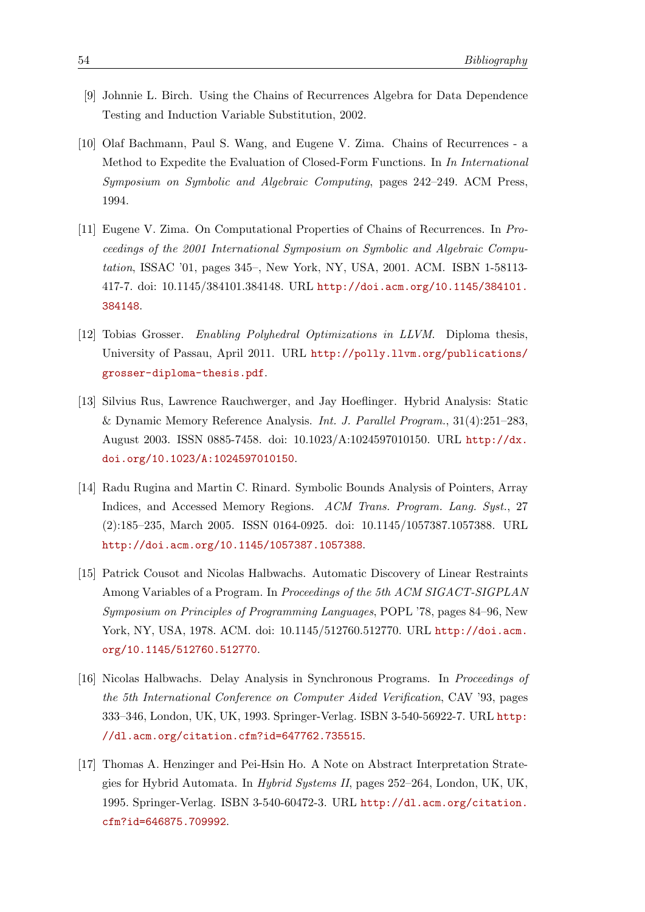[9] Johnnie L. Birch. Using the Chains of Recurrences Algebra for Data Dependence Testing and Induction Variable Substitution, 2002.

[10] Olaf Bachmann, Paul S. Wang, and Eugene V. Zima. Chains of Recurrences - a Method to Expedite the Evaluation of Closed-Form Functions. In *In International Symposium on Symbolic and Algebraic Computing*, pages 242–249. ACM Press, 1994.

[11] Eugene V. Zima. On Computational Properties of Chains of Recurrences. In *Proceedings of the 2001 International Symposium on Symbolic and Algebraic Computation*, ISSAC '01, pages 345–, New York, NY, USA, 2001. ACM. ISBN 1-58113-417-7. doi: 10.1145/384101.384148. URL http://doi.acm.org/10.1145/384101.384148.

[12] Tobias Grosser. *Enabling Polyhedral Optimizations in LLVM.* Diploma thesis, University of Passau, April 2011. URL http://polly.llvm.org/publications/grosser-diploma-thesis.pdf.

[13] Silvius Rus, Lawrence Rauchwerger, and Jay Hoeflinger. Hybrid Analysis: Static & Dynamic Memory Reference Analysis. *Int. J. Parallel Program.*, 31(4):251–283, August 2003. ISSN 0885-7458. doi: 10.1023/A:1024597010150. URL http://dx.doi.org/10.1023/A:1024597010150.

[14] Radu Rugina and Martin C. Rinard. Symbolic Bounds Analysis of Pointers, Array Indices, and Accessed Memory Regions. *ACM Trans. Program. Lang. Syst.*, 27 (2):185–235, March 2005. ISSN 0164-0925. doi: 10.1145/1057387.1057388. URL http://doi.acm.org/10.1145/1057387.1057388.

[15] Patrick Cousot and Nicolas Halbwachs. Automatic Discovery of Linear Restraints Among Variables of a Program. In *Proceedings of the 5th ACM SIGACT-SIGPLAN Symposium on Principles of Programming Languages*, POPL '78, pages 84–96, New York, NY, USA, 1978. ACM. doi: 10.1145/512760.512770. URL http://doi.acm.org/10.1145/512760.512770.

[16] Nicolas Halbwachs. Delay Analysis in Synchronous Programs. In *Proceedings of the 5th International Conference on Computer Aided Verification*, CAV '93, pages 333–346, London, UK, UK, 1993. Springer-Verlag. ISBN 3-540-56922-7. URL http://dl.acm.org/citation.cfm?id=647762.735515.

[17] Thomas A. Henzinger and Pei-Hsin Ho. A Note on Abstract Interpretation Strategies for Hybrid Automata. In *Hybrid Systems II*, pages 252–264, London, UK, UK, 1995. Springer-Verlag. ISBN 3-540-60472-3. URL http://dl.acm.org/citation.cfm?id=646875.709992.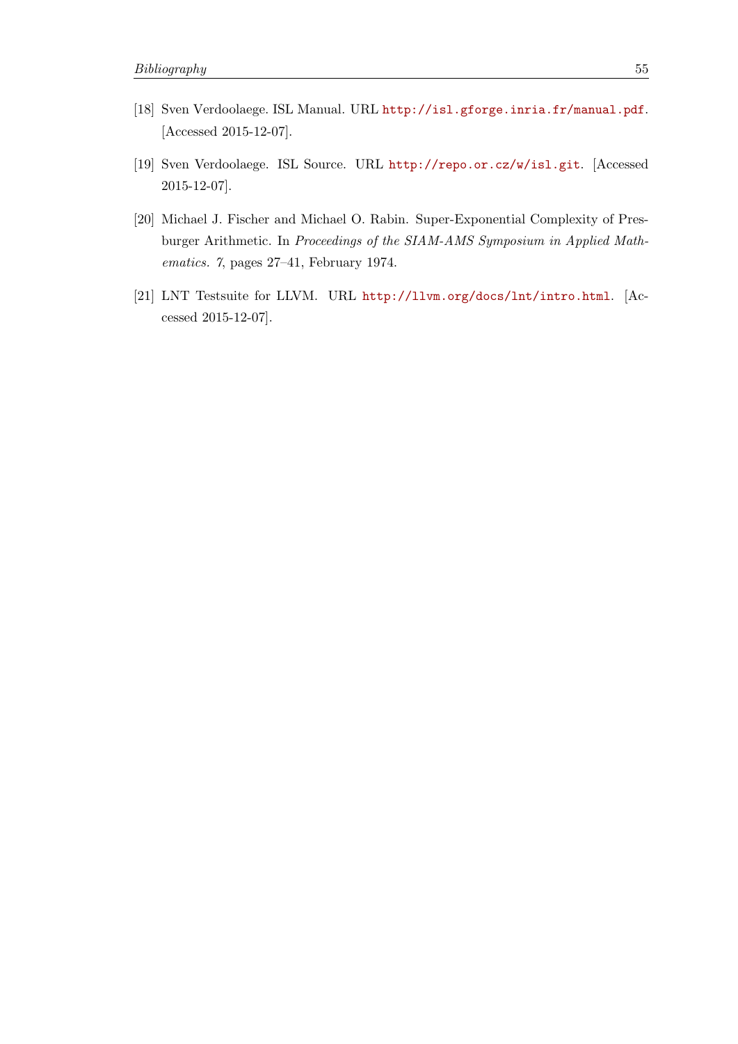[18] Sven Verdoolaege. ISL Manual. URL http://isl.gforge.inria.fr/manual.pdf. [Accessed 2015-12-07].

[19] Sven Verdoolaege. ISL Source. URL http://repo.or.cz/w/isl.git. [Accessed 2015-12-07].

[20] Michael J. Fischer and Michael O. Rabin. Super-Exponential Complexity of Presburger Arithmetic. In *Proceedings of the SIAM-AMS Symposium in Applied Mathematics. 7*, pages 27–41, February 1974.

[21] LNT Testsuite for LLVM. URL http://llvm.org/docs/lnt/intro.html. [Accessed 2015-12-07].